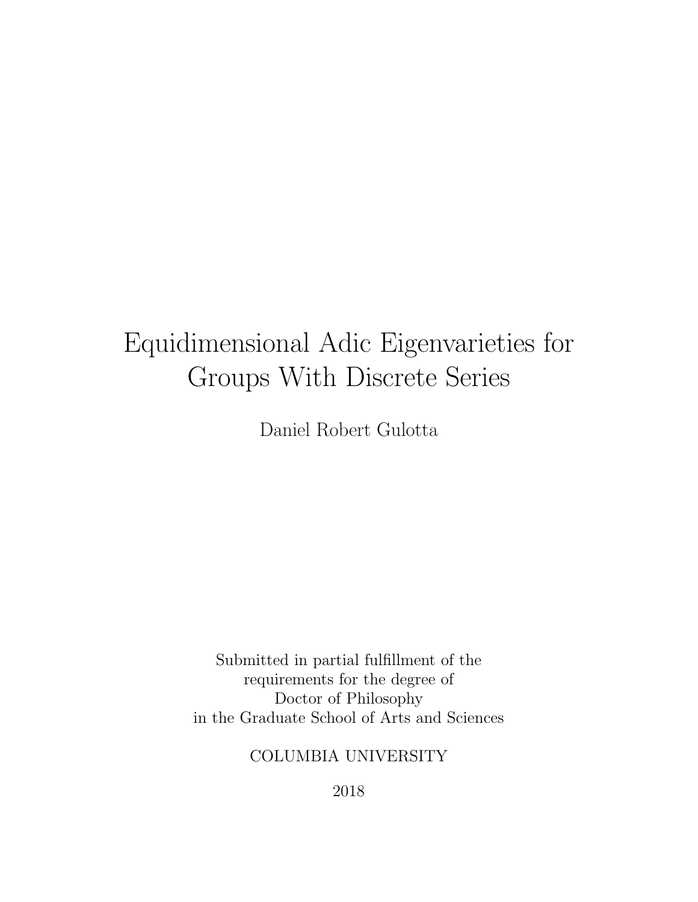# Equidimensional Adic Eigenvarieties for Groups With Discrete Series

Daniel Robert Gulotta

Submitted in partial fulfillment of the
requirements for the degree of
Doctor of Philosophy
in the Graduate School of Arts and Sciences

COLUMBIA UNIVERSITY

2018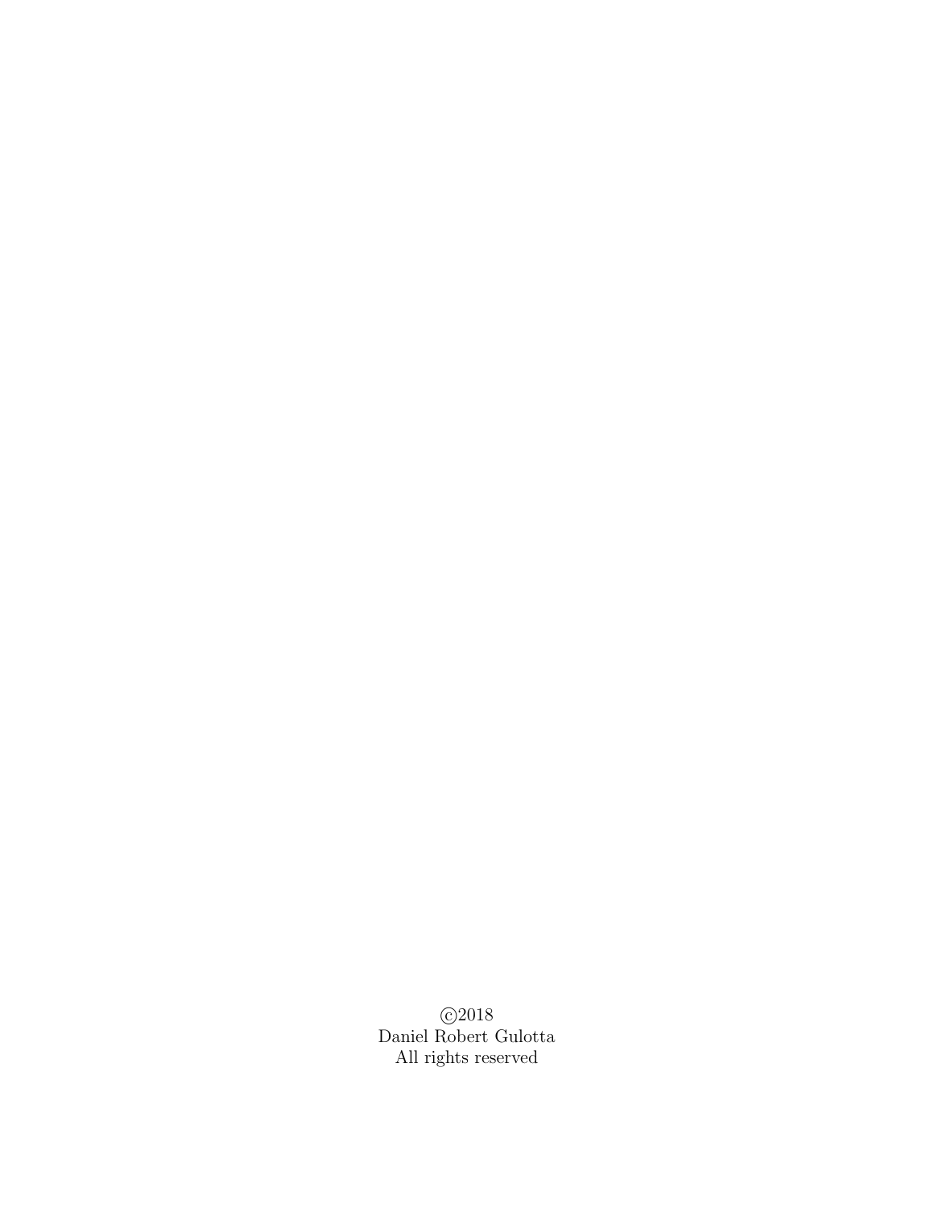©2018
Daniel Robert Gulotta
All rights reserved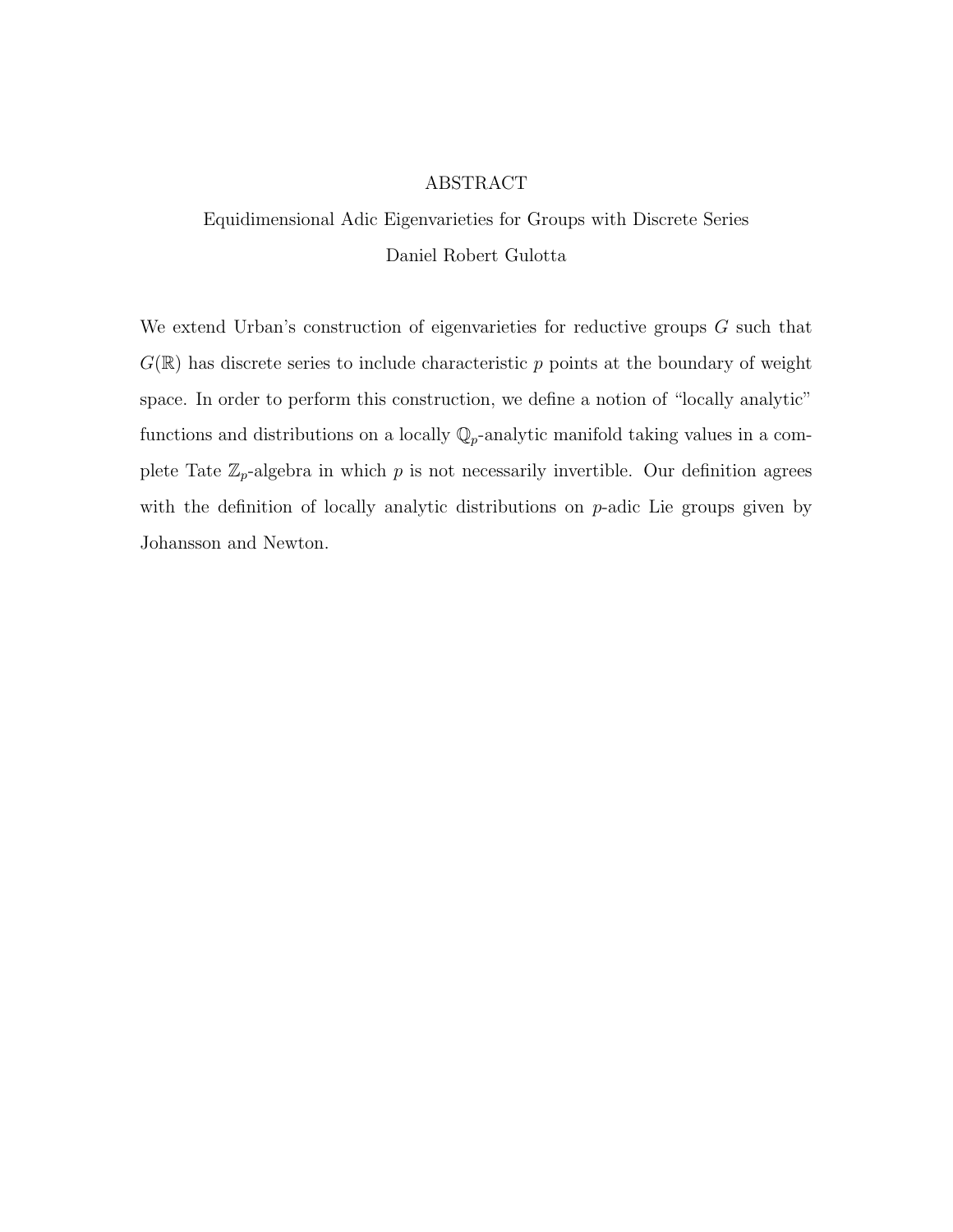# ABSTRACT

Equidimensional Adic Eigenvarieties for Groups with Discrete Series

Daniel Robert Gulotta

We extend Urban's construction of eigenvarieties for reductive groups $G$ such that $G(\mathbb{R})$ has discrete series to include characteristic $p$ points at the boundary of weight space. In order to perform this construction, we define a notion of "locally analytic" functions and distributions on a locally $\mathbb{Q}_p$-analytic manifold taking values in a complete Tate $\mathbb{Z}_p$-algebra in which $p$ is not necessarily invertible. Our definition agrees with the definition of locally analytic distributions on $p$-adic Lie groups given by Johansson and Newton.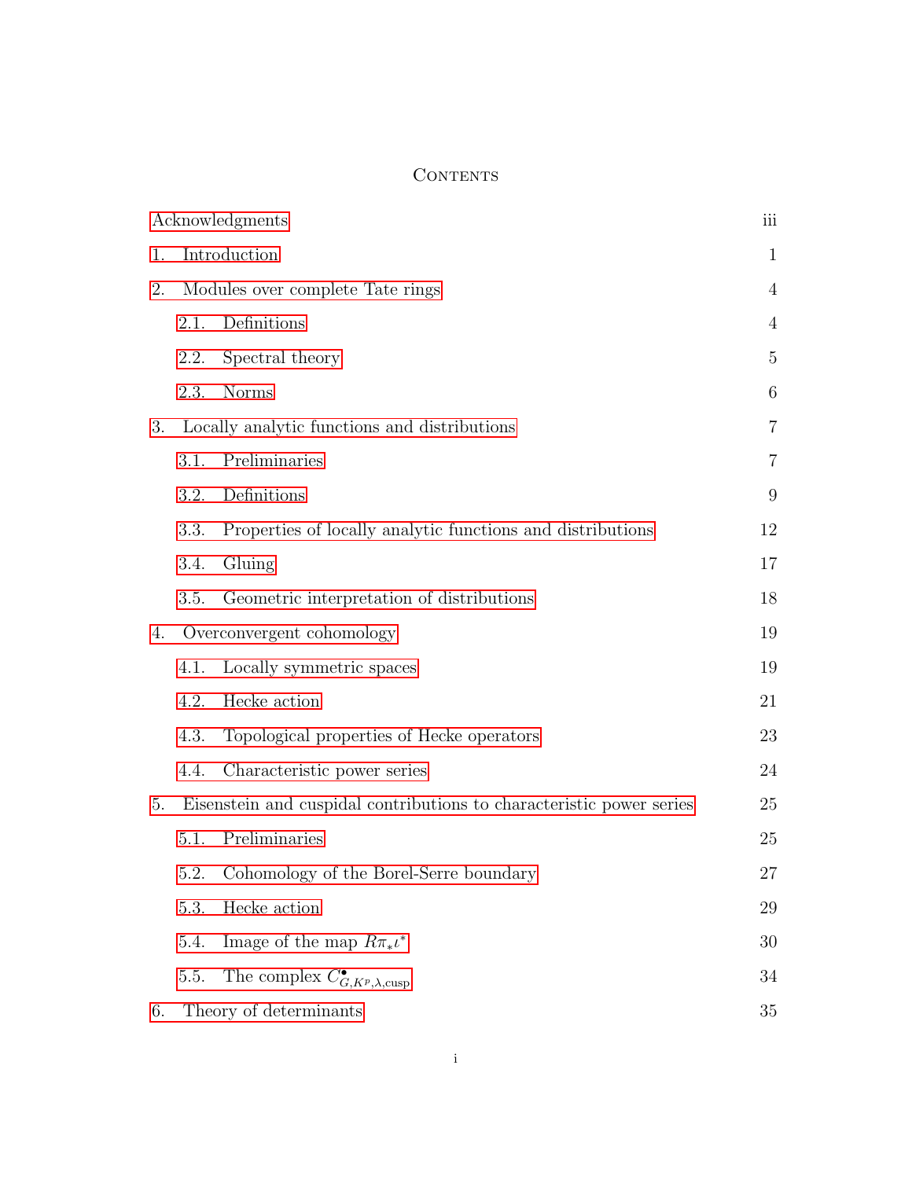# Contents

| | |
|---|---|
| Acknowledgments | iii |
| 1. Introduction | 1 |
| 2. Modules over complete Tate rings | 4 |
| 2.1. Definitions | 4 |
| 2.2. Spectral theory | 5 |
| 2.3. Norms | 6 |
| 3. Locally analytic functions and distributions | 7 |
| 3.1. Preliminaries | 7 |
| 3.2. Definitions | 9 |
| 3.3. Properties of locally analytic functions and distributions | 12 |
| 3.4. Gluing | 17 |
| 3.5. Geometric interpretation of distributions | 18 |
| 4. Overconvergent cohomology | 19 |
| 4.1. Locally symmetric spaces | 19 |
| 4.2. Hecke action | 21 |
| 4.3. Topological properties of Hecke operators | 23 |
| 4.4. Characteristic power series | 24 |
| 5. Eisenstein and cuspidal contributions to characteristic power series | 25 |
| 5.1. Preliminaries | 25 |
| 5.2. Cohomology of the Borel-Serre boundary | 27 |
| 5.3. Hecke action | 29 |
| 5.4. Image of the map $R\pi_*\iota^*$ | 30 |
| 5.5. The complex $C^\bullet_{G,K^p,\lambda,\mathrm{cusp}}$ | 34 |
| 6. Theory of determinants | 35 |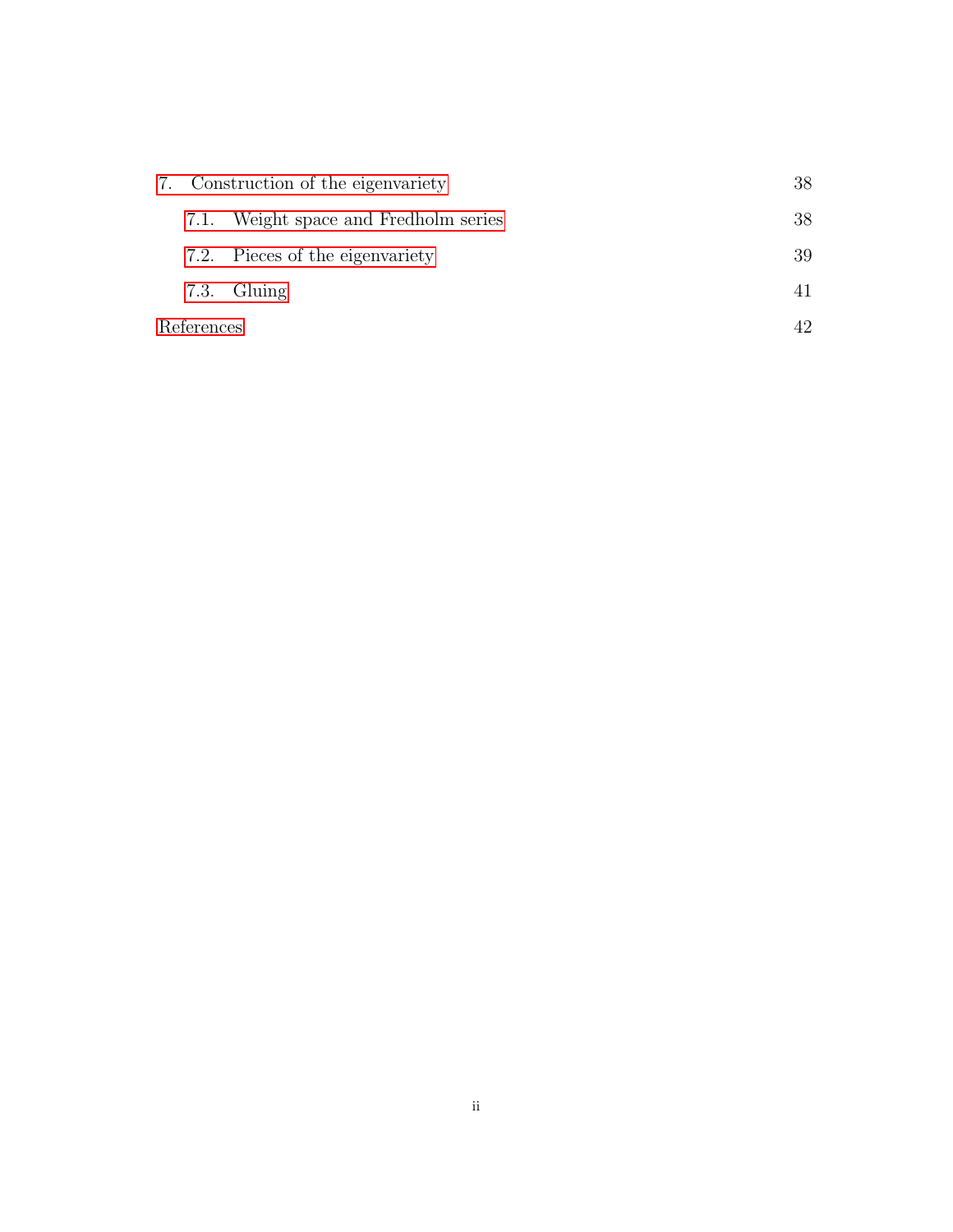7. Construction of the eigenvariety 38

   7.1. Weight space and Fredholm series 38

   7.2. Pieces of the eigenvariety 39

   7.3. Gluing 41

References 42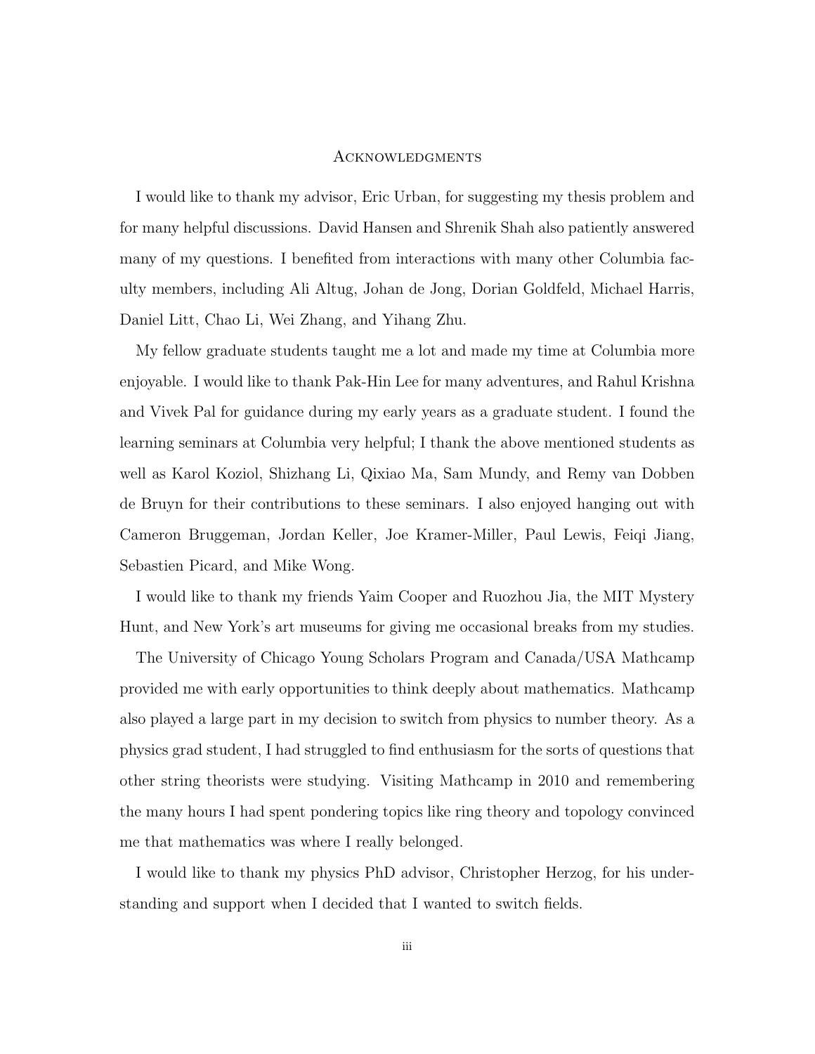# Acknowledgments

I would like to thank my advisor, Eric Urban, for suggesting my thesis problem and for many helpful discussions. David Hansen and Shrenik Shah also patiently answered many of my questions. I benefited from interactions with many other Columbia faculty members, including Ali Altug, Johan de Jong, Dorian Goldfeld, Michael Harris, Daniel Litt, Chao Li, Wei Zhang, and Yihang Zhu.

My fellow graduate students taught me a lot and made my time at Columbia more enjoyable. I would like to thank Pak-Hin Lee for many adventures, and Rahul Krishna and Vivek Pal for guidance during my early years as a graduate student. I found the learning seminars at Columbia very helpful; I thank the above mentioned students as well as Karol Koziol, Shizhang Li, Qixiao Ma, Sam Mundy, and Remy van Dobben de Bruyn for their contributions to these seminars. I also enjoyed hanging out with Cameron Bruggeman, Jordan Keller, Joe Kramer-Miller, Paul Lewis, Feiqi Jiang, Sebastien Picard, and Mike Wong.

I would like to thank my friends Yaim Cooper and Ruozhou Jia, the MIT Mystery Hunt, and New York's art museums for giving me occasional breaks from my studies.

The University of Chicago Young Scholars Program and Canada/USA Mathcamp provided me with early opportunities to think deeply about mathematics. Mathcamp also played a large part in my decision to switch from physics to number theory. As a physics grad student, I had struggled to find enthusiasm for the sorts of questions that other string theorists were studying. Visiting Mathcamp in 2010 and remembering the many hours I had spent pondering topics like ring theory and topology convinced me that mathematics was where I really belonged.

I would like to thank my physics PhD advisor, Christopher Herzog, for his understanding and support when I decided that I wanted to switch fields.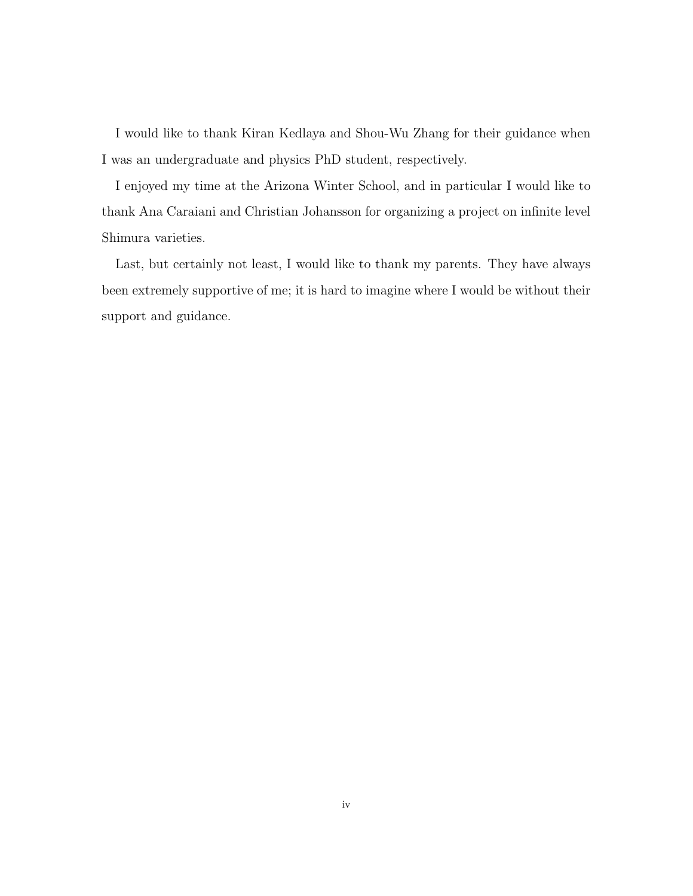I would like to thank Kiran Kedlaya and Shou-Wu Zhang for their guidance when I was an undergraduate and physics PhD student, respectively.

I enjoyed my time at the Arizona Winter School, and in particular I would like to thank Ana Caraiani and Christian Johansson for organizing a project on infinite level Shimura varieties.

Last, but certainly not least, I would like to thank my parents. They have always been extremely supportive of me; it is hard to imagine where I would be without their support and guidance.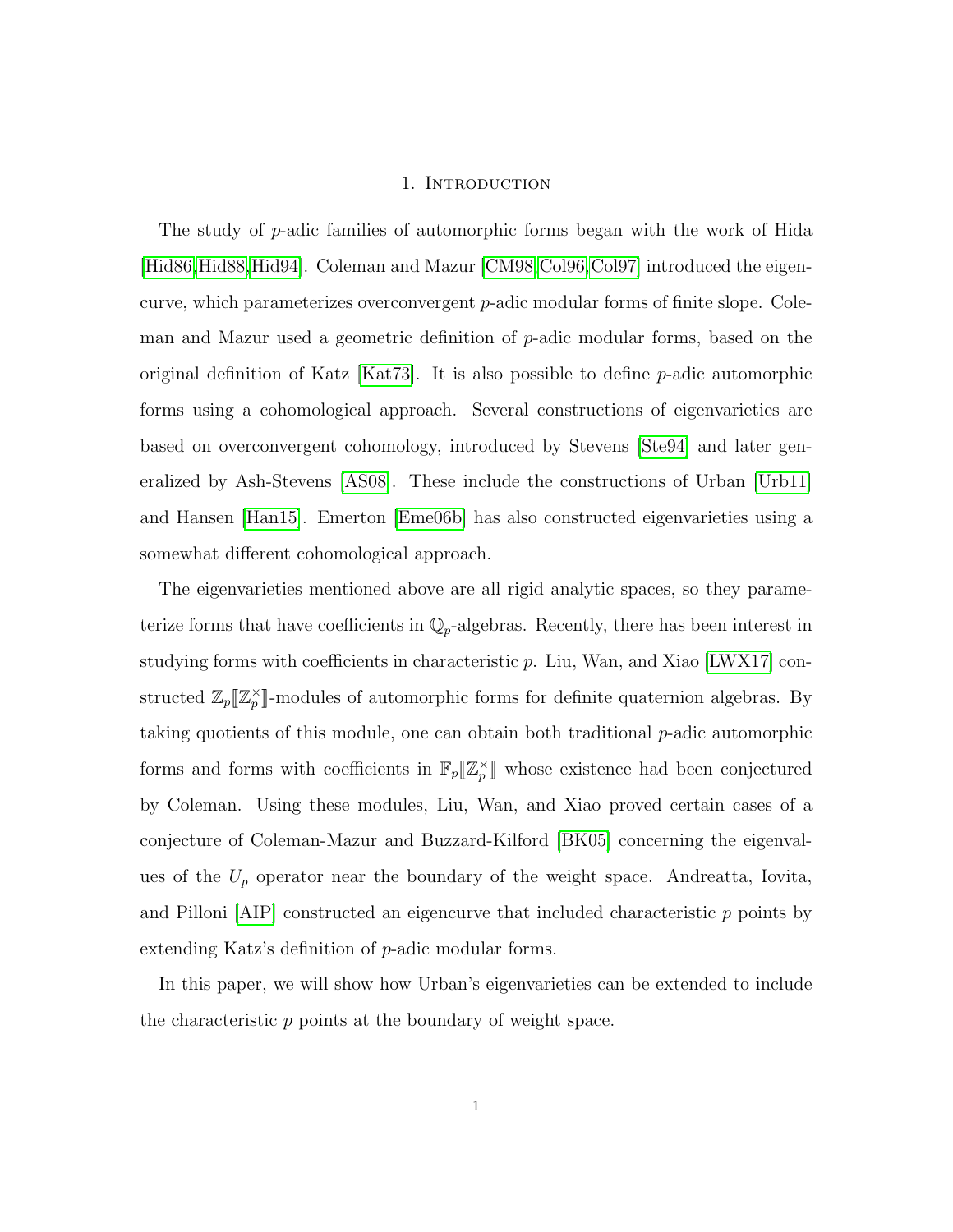# 1. Introduction

The study of $p$-adic families of automorphic forms began with the work of Hida [Hid86, Hid88, Hid94]. Coleman and Mazur [CM98, Col96, Col97] introduced the eigencurve, which parameterizes overconvergent $p$-adic modular forms of finite slope. Coleman and Mazur used a geometric definition of $p$-adic modular forms, based on the original definition of Katz [Kat73]. It is also possible to define $p$-adic automorphic forms using a cohomological approach. Several constructions of eigenvarieties are based on overconvergent cohomology, introduced by Stevens [Ste94] and later generalized by Ash-Stevens [AS08]. These include the constructions of Urban [Urb11] and Hansen [Han15]. Emerton [Eme06b] has also constructed eigenvarieties using a somewhat different cohomological approach.

The eigenvarieties mentioned above are all rigid analytic spaces, so they parameterize forms that have coefficients in $\mathbb{Q}_p$-algebras. Recently, there has been interest in studying forms with coefficients in characteristic $p$. Liu, Wan, and Xiao [LWX17] constructed $\mathbb{Z}_p[\![\mathbb{Z}_p^\times]\!]$-modules of automorphic forms for definite quaternion algebras. By taking quotients of this module, one can obtain both traditional $p$-adic automorphic forms and forms with coefficients in $\mathbb{F}_p[\![\mathbb{Z}_p^\times]\!]$ whose existence had been conjectured by Coleman. Using these modules, Liu, Wan, and Xiao proved certain cases of a conjecture of Coleman-Mazur and Buzzard-Kilford [BK05] concerning the eigenvalues of the $U_p$ operator near the boundary of the weight space. Andreatta, Iovita, and Pilloni [AIP] constructed an eigencurve that included characteristic $p$ points by extending Katz's definition of $p$-adic modular forms.

In this paper, we will show how Urban's eigenvarieties can be extended to include the characteristic $p$ points at the boundary of weight space.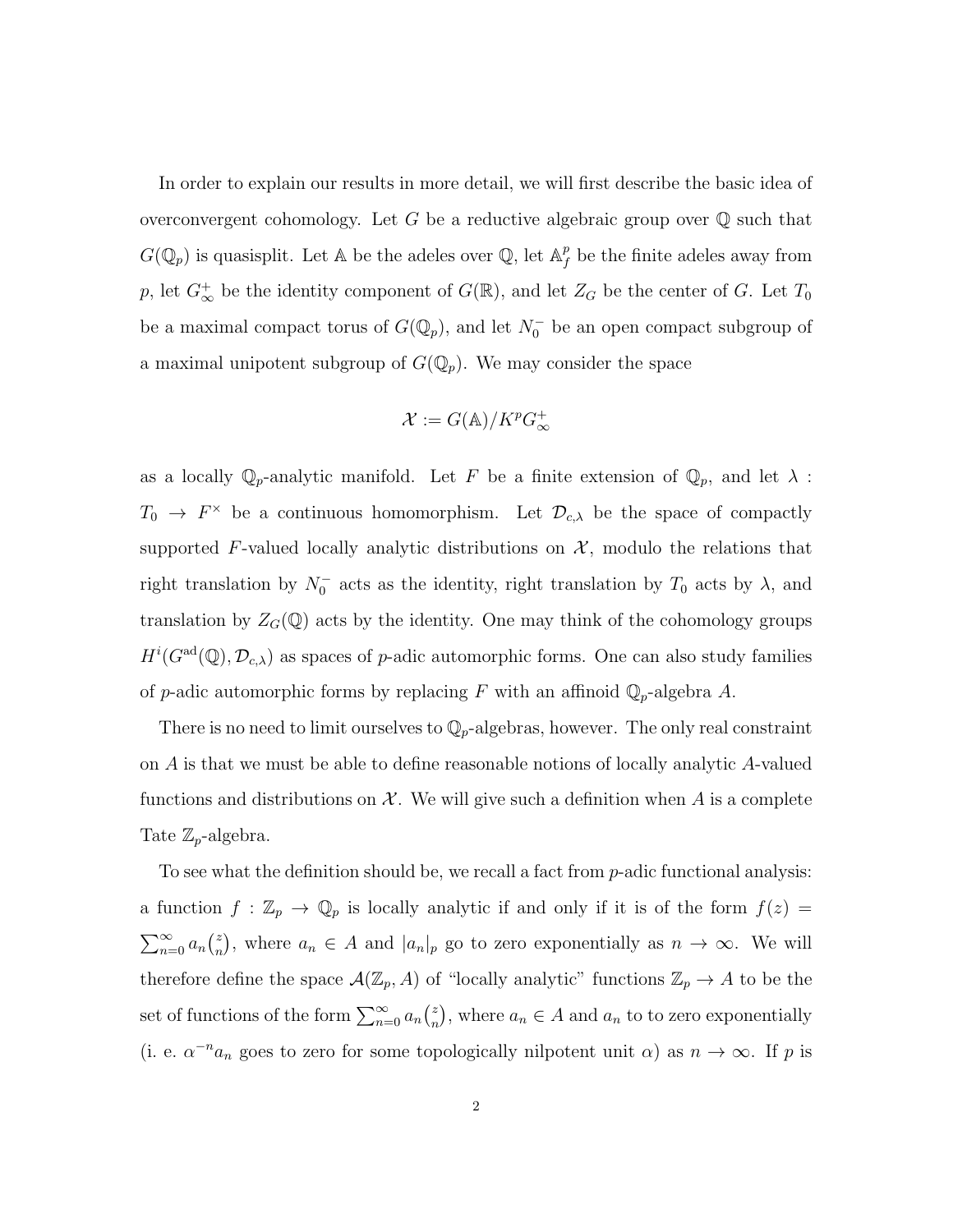In order to explain our results in more detail, we will first describe the basic idea of overconvergent cohomology. Let $G$ be a reductive algebraic group over $\mathbb{Q}$ such that $G(\mathbb{Q}_p)$ is quasisplit. Let $\mathbb{A}$ be the adeles over $\mathbb{Q}$, let $\mathbb{A}_f^p$ be the finite adeles away from $p$, let $G_\infty^+$ be the identity component of $G(\mathbb{R})$, and let $Z_G$ be the center of $G$. Let $T_0$ be a maximal compact torus of $G(\mathbb{Q}_p)$, and let $N_0^-$ be an open compact subgroup of a maximal unipotent subgroup of $G(\mathbb{Q}_p)$. We may consider the space

$$\mathcal{X} := G(\mathbb{A})/K^p G_\infty^+$$

as a locally $\mathbb{Q}_p$-analytic manifold. Let $F$ be a finite extension of $\mathbb{Q}_p$, and let $\lambda : T_0 \to F^\times$ be a continuous homomorphism. Let $\mathcal{D}_{c,\lambda}$ be the space of compactly supported $F$-valued locally analytic distributions on $\mathcal{X}$, modulo the relations that right translation by $N_0^-$ acts as the identity, right translation by $T_0$ acts by $\lambda$, and translation by $Z_G(\mathbb{Q})$ acts by the identity. One may think of the cohomology groups $H^i(G^{\mathrm{ad}}(\mathbb{Q}), \mathcal{D}_{c,\lambda})$ as spaces of $p$-adic automorphic forms. One can also study families of $p$-adic automorphic forms by replacing $F$ with an affinoid $\mathbb{Q}_p$-algebra $A$.

There is no need to limit ourselves to $\mathbb{Q}_p$-algebras, however. The only real constraint on $A$ is that we must be able to define reasonable notions of locally analytic $A$-valued functions and distributions on $\mathcal{X}$. We will give such a definition when $A$ is a complete Tate $\mathbb{Z}_p$-algebra.

To see what the definition should be, we recall a fact from $p$-adic functional analysis: a function $f : \mathbb{Z}_p \to \mathbb{Q}_p$ is locally analytic if and only if it is of the form $f(z) = \sum_{n=0}^\infty a_n \binom{z}{n}$, where $a_n \in A$ and $|a_n|_p$ go to zero exponentially as $n \to \infty$. We will therefore define the space $\mathcal{A}(\mathbb{Z}_p, A)$ of "locally analytic" functions $\mathbb{Z}_p \to A$ to be the set of functions of the form $\sum_{n=0}^\infty a_n \binom{z}{n}$, where $a_n \in A$ and $a_n$ to to zero exponentially (i. e. $\alpha^{-n} a_n$ goes to zero for some topologically nilpotent unit $\alpha$) as $n \to \infty$. If $p$ is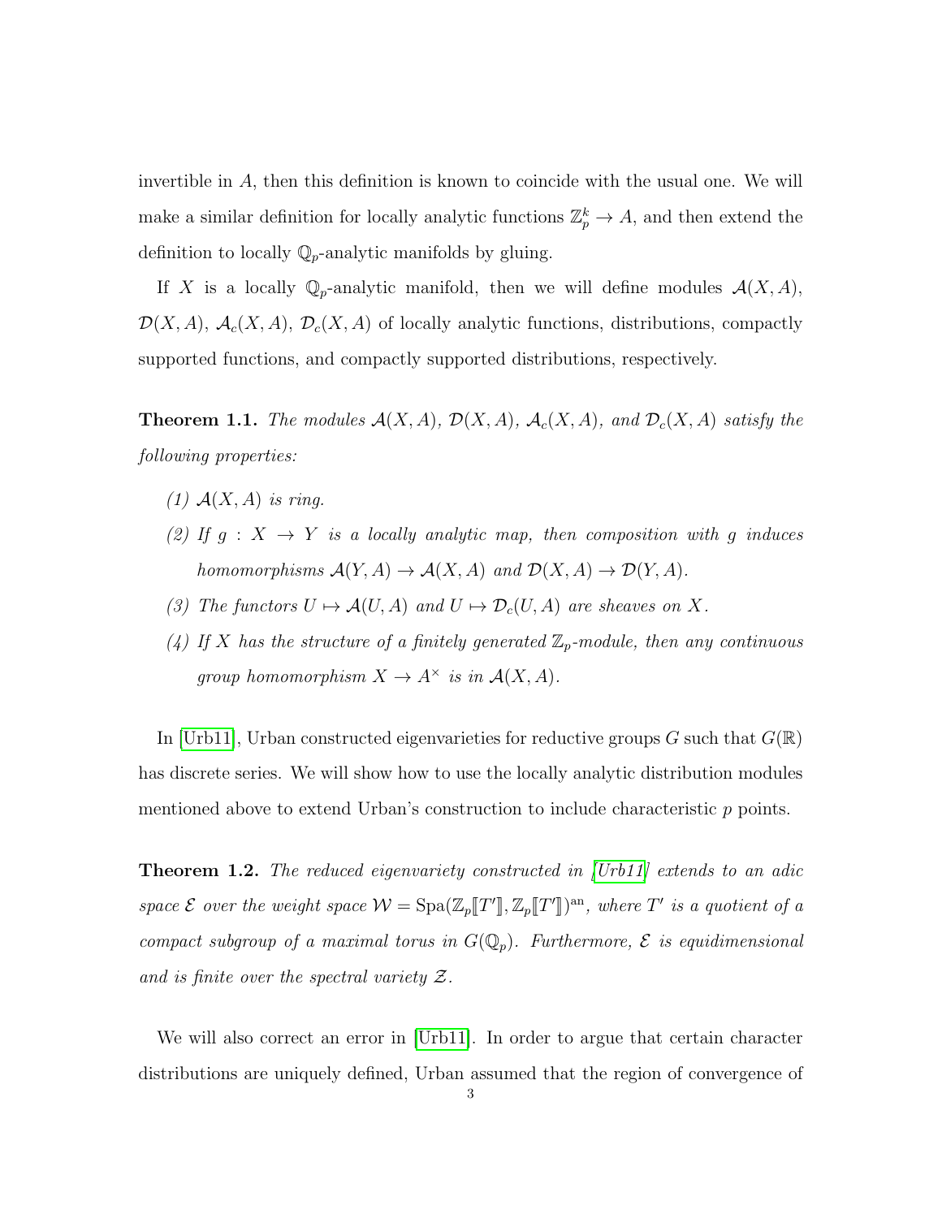invertible in $A$, then this definition is known to coincide with the usual one. We will make a similar definition for locally analytic functions $\mathbb{Z}_p^k \to A$, and then extend the definition to locally $\mathbb{Q}_p$-analytic manifolds by gluing.

If $X$ is a locally $\mathbb{Q}_p$-analytic manifold, then we will define modules $\mathcal{A}(X, A)$, $\mathcal{D}(X, A)$, $\mathcal{A}_c(X, A)$, $\mathcal{D}_c(X, A)$ of locally analytic functions, distributions, compactly supported functions, and compactly supported distributions, respectively.

**Theorem 1.1.** *The modules $\mathcal{A}(X, A)$, $\mathcal{D}(X, A)$, $\mathcal{A}_c(X, A)$, and $\mathcal{D}_c(X, A)$ satisfy the following properties:*

*(1) $\mathcal{A}(X, A)$ is ring.*

*(2) If $g : X \to Y$ is a locally analytic map, then composition with $g$ induces homomorphisms $\mathcal{A}(Y, A) \to \mathcal{A}(X, A)$ and $\mathcal{D}(X, A) \to \mathcal{D}(Y, A)$.*

*(3) The functors $U \mapsto \mathcal{A}(U, A)$ and $U \mapsto \mathcal{D}_c(U, A)$ are sheaves on $X$.*

*(4) If $X$ has the structure of a finitely generated $\mathbb{Z}_p$-module, then any continuous group homomorphism $X \to A^\times$ is in $\mathcal{A}(X, A)$.*

In [Urb11], Urban constructed eigenvarieties for reductive groups $G$ such that $G(\mathbb{R})$ has discrete series. We will show how to use the locally analytic distribution modules mentioned above to extend Urban's construction to include characteristic $p$ points.

**Theorem 1.2.** *The reduced eigenvariety constructed in [Urb11] extends to an adic space $\mathcal{E}$ over the weight space $\mathcal{W} = \mathrm{Spa}(\mathbb{Z}_p[\![T']\!], \mathbb{Z}_p[\![T']\!])^{\mathrm{an}}$, where $T'$ is a quotient of a compact subgroup of a maximal torus in $G(\mathbb{Q}_p)$. Furthermore, $\mathcal{E}$ is equidimensional and is finite over the spectral variety $\mathcal{Z}$.*

We will also correct an error in [Urb11]. In order to argue that certain character distributions are uniquely defined, Urban assumed that the region of convergence of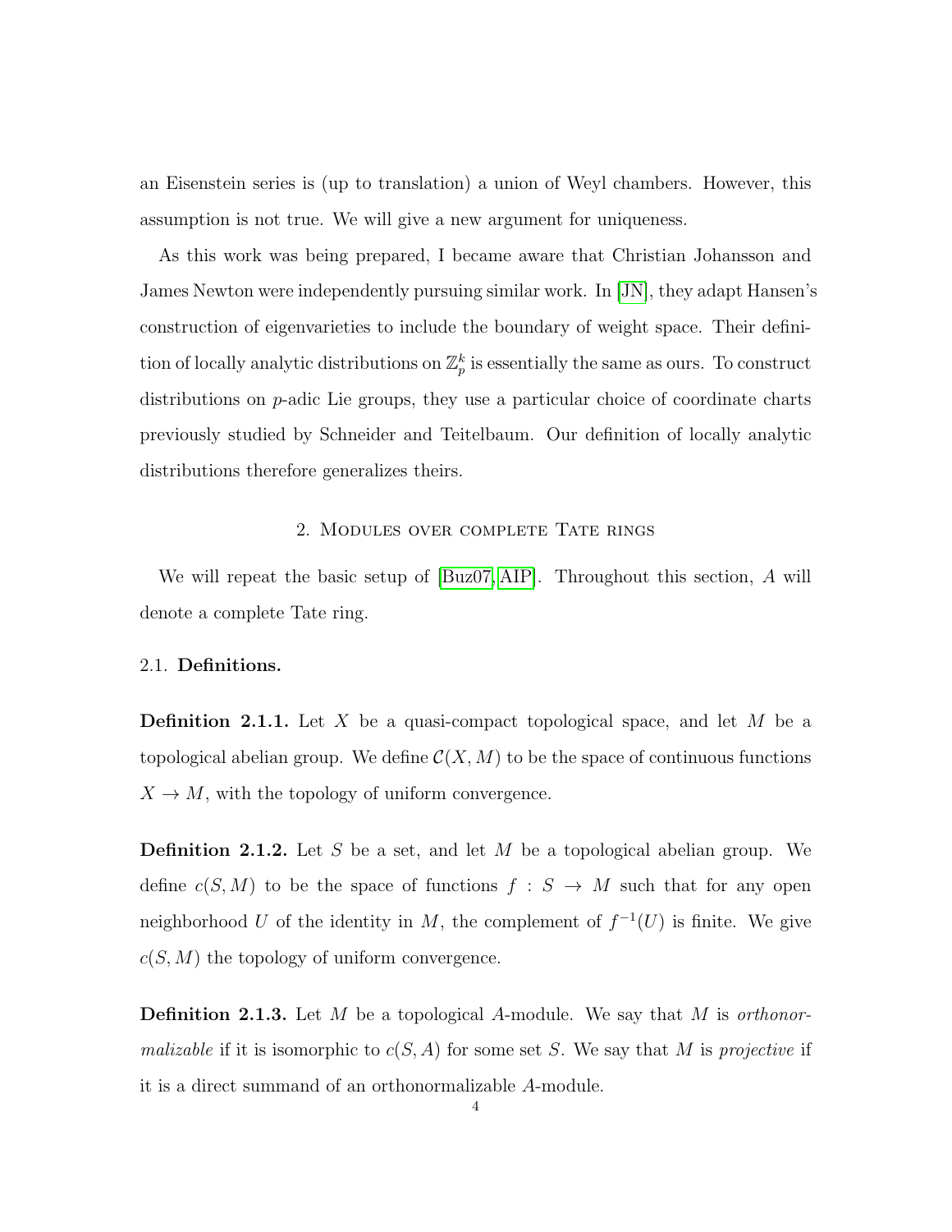an Eisenstein series is (up to translation) a union of Weyl chambers. However, this assumption is not true. We will give a new argument for uniqueness.

As this work was being prepared, I became aware that Christian Johansson and James Newton were independently pursuing similar work. In [JN], they adapt Hansen's construction of eigenvarieties to include the boundary of weight space. Their definition of locally analytic distributions on $\mathbb{Z}_p^k$ is essentially the same as ours. To construct distributions on $p$-adic Lie groups, they use a particular choice of coordinate charts previously studied by Schneider and Teitelbaum. Our definition of locally analytic distributions therefore generalizes theirs.

## 2. Modules over complete Tate rings

We will repeat the basic setup of [Buz07, AIP]. Throughout this section, $A$ will denote a complete Tate ring.

### 2.1. Definitions.

**Definition 2.1.1.** Let $X$ be a quasi-compact topological space, and let $M$ be a topological abelian group. We define $\mathcal{C}(X, M)$ to be the space of continuous functions $X \to M$, with the topology of uniform convergence.

**Definition 2.1.2.** Let $S$ be a set, and let $M$ be a topological abelian group. We define $c(S, M)$ to be the space of functions $f : S \to M$ such that for any open neighborhood $U$ of the identity in $M$, the complement of $f^{-1}(U)$ is finite. We give $c(S, M)$ the topology of uniform convergence.

**Definition 2.1.3.** Let $M$ be a topological $A$-module. We say that $M$ is *orthonormalizable* if it is isomorphic to $c(S, A)$ for some set $S$. We say that $M$ is *projective* if it is a direct summand of an orthonormalizable $A$-module.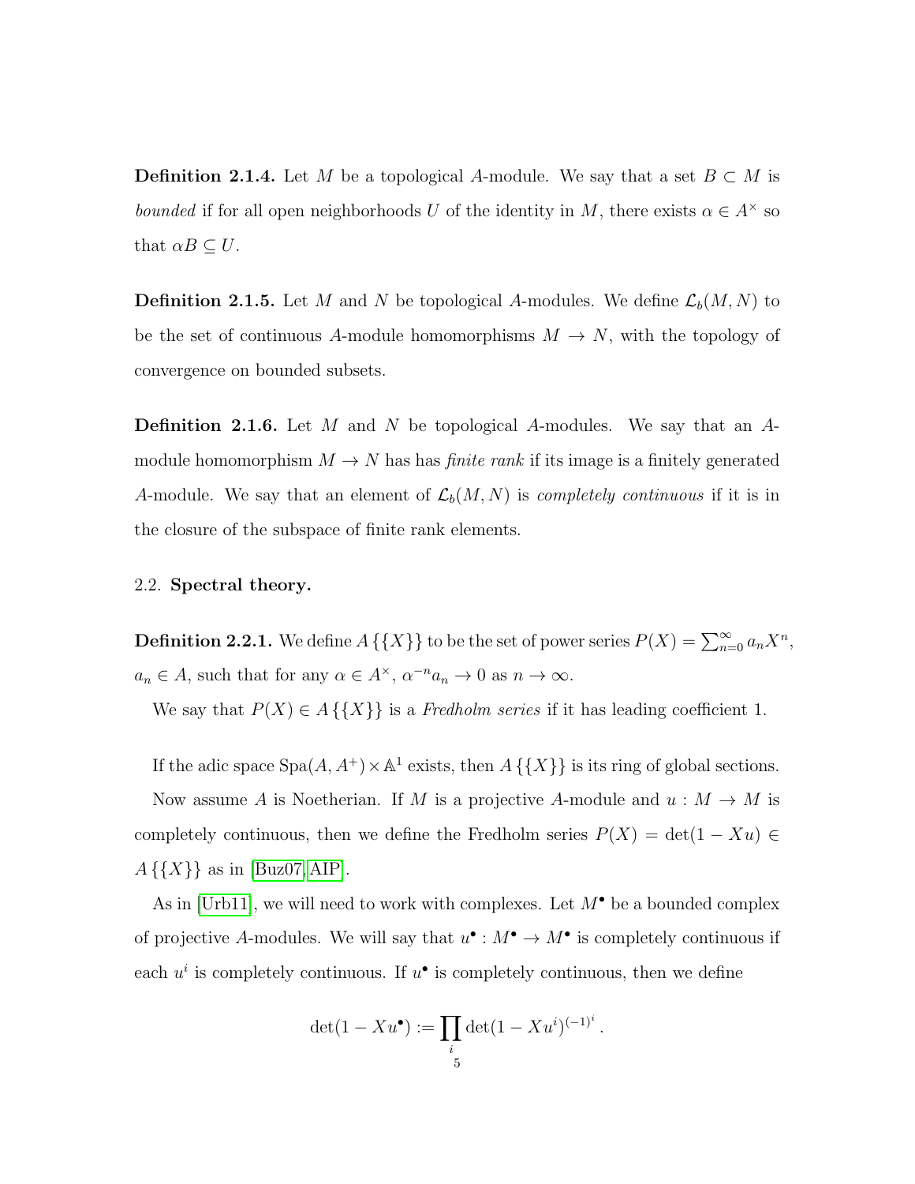**Definition 2.1.4.** Let $M$ be a topological $A$-module. We say that a set $B \subset M$ is *bounded* if for all open neighborhoods $U$ of the identity in $M$, there exists $\alpha \in A^\times$ so that $\alpha B \subseteq U$.

**Definition 2.1.5.** Let $M$ and $N$ be topological $A$-modules. We define $\mathcal{L}_b(M, N)$ to be the set of continuous $A$-module homomorphisms $M \to N$, with the topology of convergence on bounded subsets.

**Definition 2.1.6.** Let $M$ and $N$ be topological $A$-modules. We say that an $A$-module homomorphism $M \to N$ has has *finite rank* if its image is a finitely generated $A$-module. We say that an element of $\mathcal{L}_b(M, N)$ is *completely continuous* if it is in the closure of the subspace of finite rank elements.

## 2.2. Spectral theory.

**Definition 2.2.1.** We define $A\{\{X\}\}$ to be the set of power series $P(X) = \sum_{n=0}^\infty a_n X^n$, $a_n \in A$, such that for any $\alpha \in A^\times$, $\alpha^{-n} a_n \to 0$ as $n \to \infty$.

We say that $P(X) \in A\{\{X\}\}$ is a *Fredholm series* if it has leading coefficient 1.

If the adic space $\mathrm{Spa}(A, A^+) \times \mathbb{A}^1$ exists, then $A\{\{X\}\}$ is its ring of global sections.

Now assume $A$ is Noetherian. If $M$ is a projective $A$-module and $u : M \to M$ is completely continuous, then we define the Fredholm series $P(X) = \det(1 - Xu) \in A\{\{X\}\}$ as in [Buz07, AIP].

As in [Urb11], we will need to work with complexes. Let $M^\bullet$ be a bounded complex of projective $A$-modules. We will say that $u^\bullet : M^\bullet \to M^\bullet$ is completely continuous if each $u^i$ is completely continuous. If $u^\bullet$ is completely continuous, then we define

$$\det(1 - Xu^\bullet) := \prod_i \det(1 - Xu^i)^{(-1)^i}.$$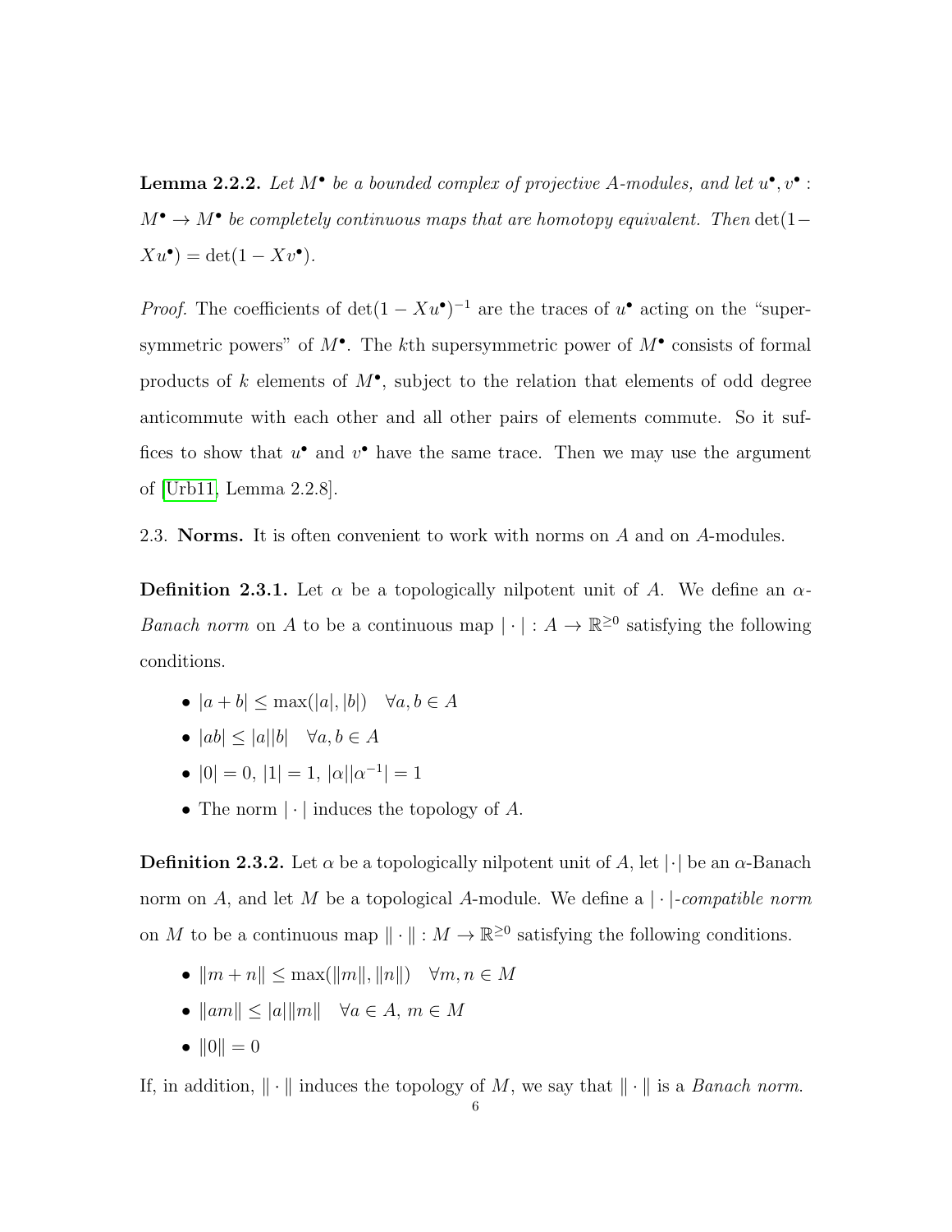**Lemma 2.2.2.** *Let $M^\bullet$ be a bounded complex of projective $A$-modules, and let $u^\bullet, v^\bullet : M^\bullet \to M^\bullet$ be completely continuous maps that are homotopy equivalent. Then $\det(1 - Xu^\bullet) = \det(1 - Xv^\bullet)$.*

*Proof.* The coefficients of $\det(1 - Xu^\bullet)^{-1}$ are the traces of $u^\bullet$ acting on the "supersymmetric powers" of $M^\bullet$. The $k$th supersymmetric power of $M^\bullet$ consists of formal products of $k$ elements of $M^\bullet$, subject to the relation that elements of odd degree anticommute with each other and all other pairs of elements commute. So it suffices to show that $u^\bullet$ and $v^\bullet$ have the same trace. Then we may use the argument of [Urb11, Lemma 2.2.8].

## 2.3. Norms.

It is often convenient to work with norms on $A$ and on $A$-modules.

**Definition 2.3.1.** Let $\alpha$ be a topologically nilpotent unit of $A$. We define an $\alpha$-*Banach norm* on $A$ to be a continuous map $|\cdot| : A \to \mathbb{R}^{\geq 0}$ satisfying the following conditions.

- $|a + b| \leq \max(|a|, |b|) \quad \forall a, b \in A$
- $|ab| \leq |a||b| \quad \forall a, b \in A$
- $|0| = 0$, $|1| = 1$, $|\alpha||\alpha^{-1}| = 1$
- The norm $|\cdot|$ induces the topology of $A$.

**Definition 2.3.2.** Let $\alpha$ be a topologically nilpotent unit of $A$, let $|\cdot|$ be an $\alpha$-Banach norm on $A$, and let $M$ be a topological $A$-module. We define a $|\cdot|$-*compatible norm* on $M$ to be a continuous map $\|\cdot\| : M \to \mathbb{R}^{\geq 0}$ satisfying the following conditions.

- $\|m + n\| \leq \max(\|m\|, \|n\|) \quad \forall m, n \in M$
- $\|am\| \leq |a|\|m\| \quad \forall a \in A, \, m \in M$
- $\|0\| = 0$

If, in addition, $\|\cdot\|$ induces the topology of $M$, we say that $\|\cdot\|$ is a *Banach norm*.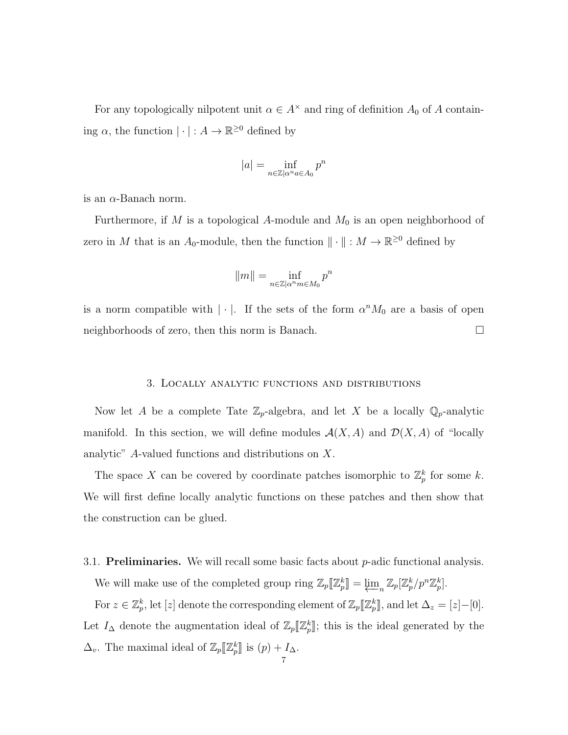For any topologically nilpotent unit $\alpha \in A^\times$ and ring of definition $A_0$ of $A$ containing $\alpha$, the function $|\cdot| : A \to \mathbb{R}^{\geq 0}$ defined by

$$|a| = \inf_{n \in \mathbb{Z} | \alpha^n a \in A_0} p^n$$

is an $\alpha$-Banach norm.

Furthermore, if $M$ is a topological $A$-module and $M_0$ is an open neighborhood of zero in $M$ that is an $A_0$-module, then the function $\|\cdot\| : M \to \mathbb{R}^{\geq 0}$ defined by

$$\|m\| = \inf_{n \in \mathbb{Z} | \alpha^n m \in M_0} p^n$$

is a norm compatible with $|\cdot|$. If the sets of the form $\alpha^n M_0$ are a basis of open neighborhoods of zero, then this norm is Banach. □

## 3. Locally analytic functions and distributions

Now let $A$ be a complete Tate $\mathbb{Z}_p$-algebra, and let $X$ be a locally $\mathbb{Q}_p$-analytic manifold. In this section, we will define modules $\mathcal{A}(X, A)$ and $\mathcal{D}(X, A)$ of "locally analytic" $A$-valued functions and distributions on $X$.

The space $X$ can be covered by coordinate patches isomorphic to $\mathbb{Z}_p^k$ for some $k$. We will first define locally analytic functions on these patches and then show that the construction can be glued.

### 3.1. **Preliminaries.**

We will recall some basic facts about $p$-adic functional analysis.

We will make use of the completed group ring $\mathbb{Z}_p[\![\mathbb{Z}_p^k]\!] = \varprojlim_n \mathbb{Z}_p[\mathbb{Z}_p^k / p^n \mathbb{Z}_p^k]$.

For $z \in \mathbb{Z}_p^k$, let $[z]$ denote the corresponding element of $\mathbb{Z}_p[\![\mathbb{Z}_p^k]\!]$, and let $\Delta_z = [z] - [0]$. Let $I_\Delta$ denote the augmentation ideal of $\mathbb{Z}_p[\![\mathbb{Z}_p^k]\!]$; this is the ideal generated by the $\Delta_v$. The maximal ideal of $\mathbb{Z}_p[\![\mathbb{Z}_p^k]\!]$ is $(p) + I_\Delta$.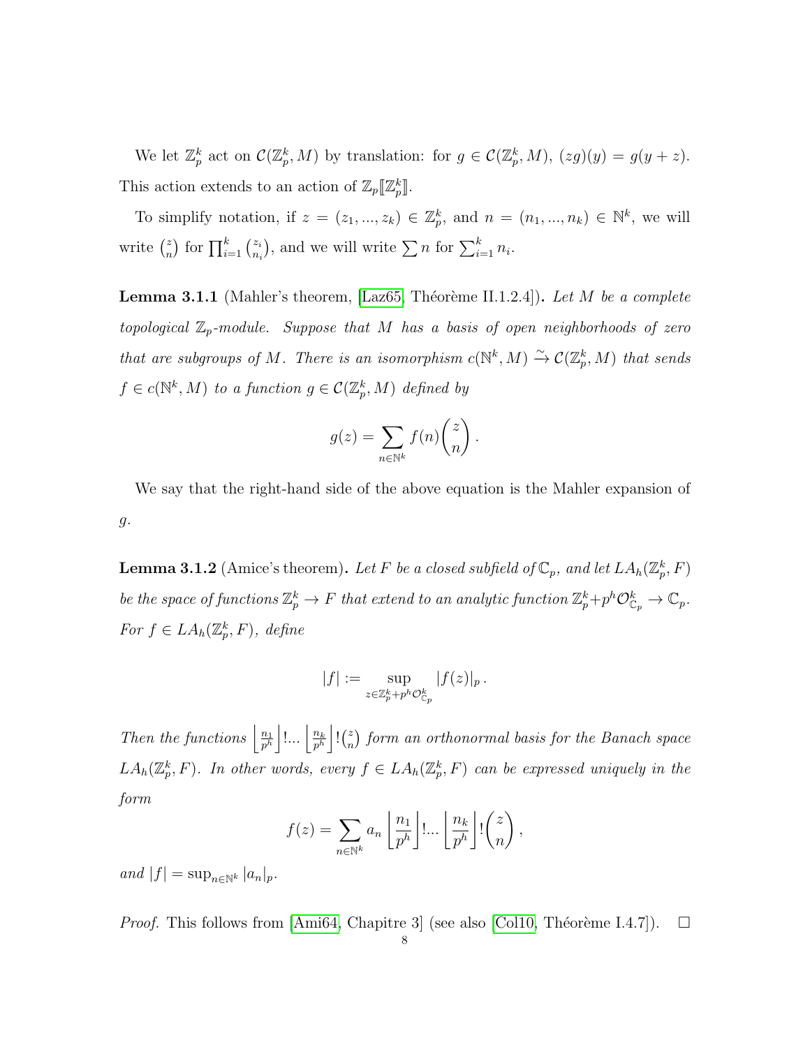We let $\mathbb{Z}_p^k$ act on $\mathcal{C}(\mathbb{Z}_p^k, M)$ by translation: for $g \in \mathcal{C}(\mathbb{Z}_p^k, M)$, $(zg)(y) = g(y+z)$. This action extends to an action of $\mathbb{Z}_p[\![\mathbb{Z}_p^k]\!]$.

To simplify notation, if $z = (z_1, ..., z_k) \in \mathbb{Z}_p^k$, and $n = (n_1, ..., n_k) \in \mathbb{N}^k$, we will write $\binom{z}{n}$ for $\prod_{i=1}^k \binom{z_i}{n_i}$, and we will write $\sum n$ for $\sum_{i=1}^k n_i$.

**Lemma 3.1.1** (Mahler's theorem, [Laz65, Théorème II.1.2.4])**.** *Let $M$ be a complete topological $\mathbb{Z}_p$-module. Suppose that $M$ has a basis of open neighborhoods of zero that are subgroups of $M$. There is an isomorphism $c(\mathbb{N}^k, M) \xrightarrow{\sim} \mathcal{C}(\mathbb{Z}_p^k, M)$ that sends $f \in c(\mathbb{N}^k, M)$ to a function $g \in \mathcal{C}(\mathbb{Z}_p^k, M)$ defined by*

$$g(z) = \sum_{n \in \mathbb{N}^k} f(n) \binom{z}{n}.$$

We say that the right-hand side of the above equation is the Mahler expansion of $g$.

**Lemma 3.1.2** (Amice's theorem)**.** *Let $F$ be a closed subfield of $\mathbb{C}_p$, and let $LA_h(\mathbb{Z}_p^k, F)$ be the space of functions $\mathbb{Z}_p^k \to F$ that extend to an analytic function $\mathbb{Z}_p^k + p^h \mathcal{O}_{\mathbb{C}_p}^k \to \mathbb{C}_p$. For $f \in LA_h(\mathbb{Z}_p^k, F)$, define*

$$|f| := \sup_{z \in \mathbb{Z}_p^k + p^h \mathcal{O}_{\mathbb{C}_p}^k} |f(z)|_p.$$

*Then the functions $\left\lfloor \frac{n_1}{p^h} \right\rfloor ! ... \left\lfloor \frac{n_k}{p^h} \right\rfloor ! \binom{z}{n}$ form an orthonormal basis for the Banach space $LA_h(\mathbb{Z}_p^k, F)$. In other words, every $f \in LA_h(\mathbb{Z}_p^k, F)$ can be expressed uniquely in the form*

$$f(z) = \sum_{n \in \mathbb{N}^k} a_n \left\lfloor \frac{n_1}{p^h} \right\rfloor ! ... \left\lfloor \frac{n_k}{p^h} \right\rfloor ! \binom{z}{n},$$

*and $|f| = \sup_{n \in \mathbb{N}^k} |a_n|_p$.*

*Proof.* This follows from [Ami64, Chapitre 3] (see also [Col10, Théorème I.4.7]). $\square$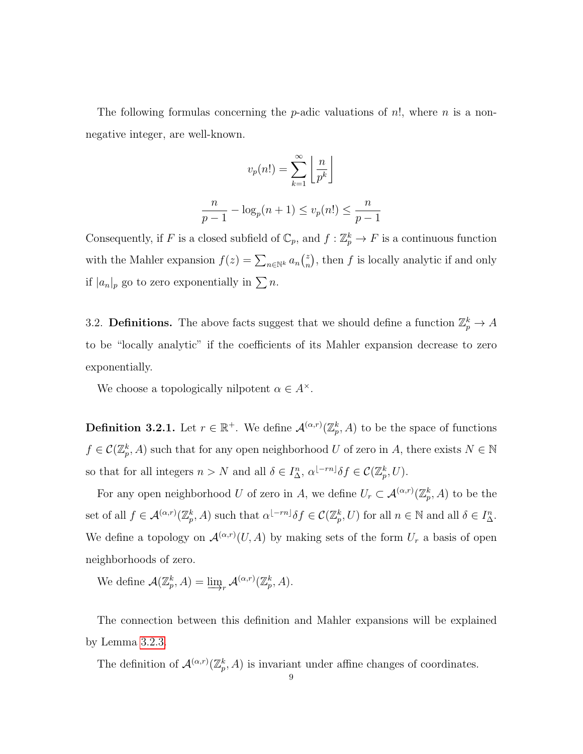The following formulas concerning the $p$-adic valuations of $n!$, where $n$ is a non-negative integer, are well-known.

$$v_p(n!) = \sum_{k=1}^{\infty} \left\lfloor \frac{n}{p^k} \right\rfloor$$

$$\frac{n}{p-1} - \log_p(n+1) \leq v_p(n!) \leq \frac{n}{p-1}$$

Consequently, if $F$ is a closed subfield of $\mathbb{C}_p$, and $f : \mathbb{Z}_p^k \to F$ is a continuous function with the Mahler expansion $f(z) = \sum_{n \in \mathbb{N}^k} a_n \binom{z}{n}$, then $f$ is locally analytic if and only if $|a_n|_p$ go to zero exponentially in $\sum n$.

3.2. **Definitions.** The above facts suggest that we should define a function $\mathbb{Z}_p^k \to A$ to be "locally analytic" if the coefficients of its Mahler expansion decrease to zero exponentially.

We choose a topologically nilpotent $\alpha \in A^\times$.

**Definition 3.2.1.** Let $r \in \mathbb{R}^+$. We define $\mathcal{A}^{(\alpha,r)}(\mathbb{Z}_p^k, A)$ to be the space of functions $f \in \mathcal{C}(\mathbb{Z}_p^k, A)$ such that for any open neighborhood $U$ of zero in $A$, there exists $N \in \mathbb{N}$ so that for all integers $n > N$ and all $\delta \in I_\Delta^n$, $\alpha^{\lfloor -rn \rfloor} \delta f \in \mathcal{C}(\mathbb{Z}_p^k, U)$.

For any open neighborhood $U$ of zero in $A$, we define $U_r \subset \mathcal{A}^{(\alpha,r)}(\mathbb{Z}_p^k, A)$ to be the set of all $f \in \mathcal{A}^{(\alpha,r)}(\mathbb{Z}_p^k, A)$ such that $\alpha^{\lfloor -rn \rfloor} \delta f \in \mathcal{C}(\mathbb{Z}_p^k, U)$ for all $n \in \mathbb{N}$ and all $\delta \in I_\Delta^n$. We define a topology on $\mathcal{A}^{(\alpha,r)}(U, A)$ by making sets of the form $U_r$ a basis of open neighborhoods of zero.

We define $\mathcal{A}(\mathbb{Z}_p^k, A) = \varinjlim_r \mathcal{A}^{(\alpha,r)}(\mathbb{Z}_p^k, A)$.

The connection between this definition and Mahler expansions will be explained by Lemma 3.2.3.

The definition of $\mathcal{A}^{(\alpha,r)}(\mathbb{Z}_p^k, A)$ is invariant under affine changes of coordinates.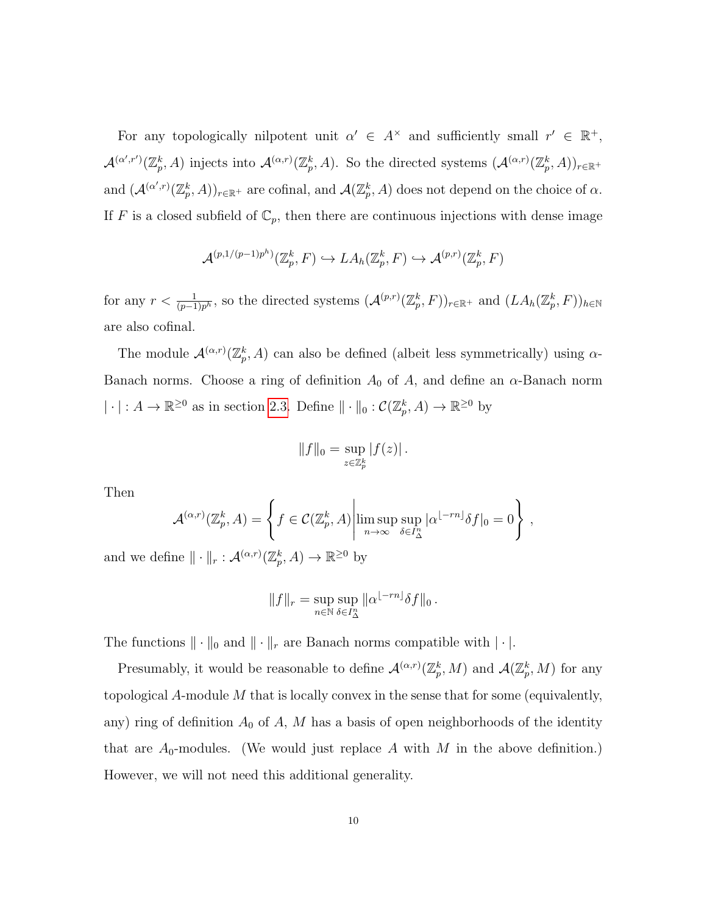For any topologically nilpotent unit $\alpha' \in A^\times$ and sufficiently small $r' \in \mathbb{R}^+$, $\mathcal{A}^{(\alpha',r')}(\mathbb{Z}_p^k, A)$ injects into $\mathcal{A}^{(\alpha,r)}(\mathbb{Z}_p^k, A)$. So the directed systems $(\mathcal{A}^{(\alpha,r)}(\mathbb{Z}_p^k, A))_{r\in\mathbb{R}^+}$ and $(\mathcal{A}^{(\alpha',r)}(\mathbb{Z}_p^k, A))_{r\in\mathbb{R}^+}$ are cofinal, and $\mathcal{A}(\mathbb{Z}_p^k, A)$ does not depend on the choice of $\alpha$. If $F$ is a closed subfield of $\mathbb{C}_p$, then there are continuous injections with dense image

$$\mathcal{A}^{(p,1/(p-1)p^h)}(\mathbb{Z}_p^k, F) \hookrightarrow LA_h(\mathbb{Z}_p^k, F) \hookrightarrow \mathcal{A}^{(p,r)}(\mathbb{Z}_p^k, F)$$

for any $r < \frac{1}{(p-1)p^h}$, so the directed systems $(\mathcal{A}^{(p,r)}(\mathbb{Z}_p^k, F))_{r\in\mathbb{R}^+}$ and $(LA_h(\mathbb{Z}_p^k, F))_{h\in\mathbb{N}}$ are also cofinal.

The module $\mathcal{A}^{(\alpha,r)}(\mathbb{Z}_p^k, A)$ can also be defined (albeit less symmetrically) using $\alpha$-Banach norms. Choose a ring of definition $A_0$ of $A$, and define an $\alpha$-Banach norm $|\cdot| : A \to \mathbb{R}^{\geq 0}$ as in section 2.3. Define $\|\cdot\|_0 : \mathcal{C}(\mathbb{Z}_p^k, A) \to \mathbb{R}^{\geq 0}$ by

$$\|f\|_0 = \sup_{z\in\mathbb{Z}_p^k} |f(z)|\,.$$

Then

$$\mathcal{A}^{(\alpha,r)}(\mathbb{Z}_p^k, A) = \left\{ f \in \mathcal{C}(\mathbb{Z}_p^k, A) \,\middle|\, \limsup_{n\to\infty} \sup_{\delta\in I_\Delta^n} |\alpha^{\lfloor -rn\rfloor}\delta f|_0 = 0 \right\}\,,$$

and we define $\|\cdot\|_r : \mathcal{A}^{(\alpha,r)}(\mathbb{Z}_p^k, A) \to \mathbb{R}^{\geq 0}$ by

$$\|f\|_r = \sup_{n\in\mathbb{N}} \sup_{\delta\in I_\Delta^n} \|\alpha^{\lfloor -rn\rfloor}\delta f\|_0\,.$$

The functions $\|\cdot\|_0$ and $\|\cdot\|_r$ are Banach norms compatible with $|\cdot|$.

Presumably, it would be reasonable to define $\mathcal{A}^{(\alpha,r)}(\mathbb{Z}_p^k, M)$ and $\mathcal{A}(\mathbb{Z}_p^k, M)$ for any topological $A$-module $M$ that is locally convex in the sense that for some (equivalently, any) ring of definition $A_0$ of $A$, $M$ has a basis of open neighborhoods of the identity that are $A_0$-modules. (We would just replace $A$ with $M$ in the above definition.) However, we will not need this additional generality.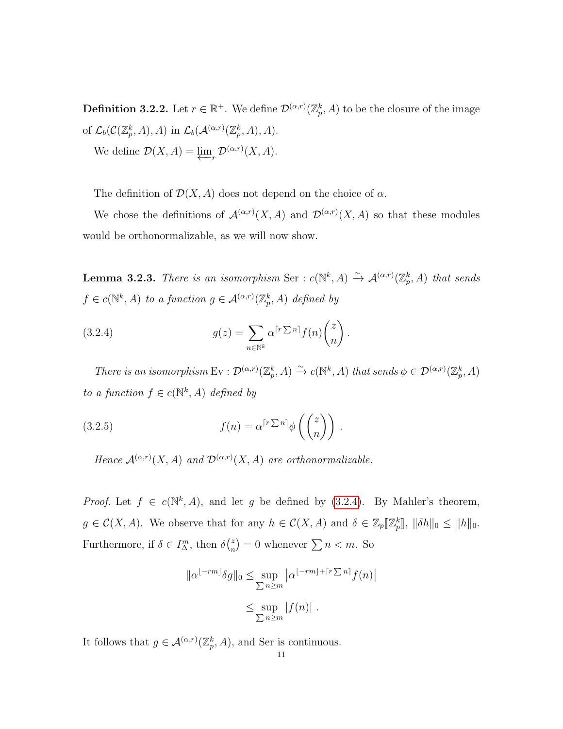**Definition 3.2.2.** Let $r \in \mathbb{R}^+$. We define $\mathcal{D}^{(\alpha,r)}(\mathbb{Z}_p^k, A)$ to be the closure of the image of $\mathcal{L}_b(\mathcal{C}(\mathbb{Z}_p^k, A), A)$ in $\mathcal{L}_b(\mathcal{A}^{(\alpha,r)}(\mathbb{Z}_p^k, A), A)$.

We define $\mathcal{D}(X, A) = \varprojlim_r \mathcal{D}^{(\alpha,r)}(X, A)$.

The definition of $\mathcal{D}(X, A)$ does not depend on the choice of $\alpha$.

We chose the definitions of $\mathcal{A}^{(\alpha,r)}(X, A)$ and $\mathcal{D}^{(\alpha,r)}(X, A)$ so that these modules would be orthonormalizable, as we will now show.

**Lemma 3.2.3.** *There is an isomorphism* $\mathrm{Ser} : c(\mathbb{N}^k, A) \xrightarrow{\sim} \mathcal{A}^{(\alpha,r)}(\mathbb{Z}_p^k, A)$ *that sends* $f \in c(\mathbb{N}^k, A)$ *to a function* $g \in \mathcal{A}^{(\alpha,r)}(\mathbb{Z}_p^k, A)$ *defined by*

$$g(z) = \sum_{n \in \mathbb{N}^k} \alpha^{\lceil r \sum n \rceil} f(n) \binom{z}{n}. \tag{3.2.4}$$

*There is an isomorphism* $\mathrm{Ev} : \mathcal{D}^{(\alpha,r)}(\mathbb{Z}_p^k, A) \xrightarrow{\sim} c(\mathbb{N}^k, A)$ *that sends* $\phi \in \mathcal{D}^{(\alpha,r)}(\mathbb{Z}_p^k, A)$ *to a function* $f \in c(\mathbb{N}^k, A)$ *defined by*

$$f(n) = \alpha^{\lceil r \sum n \rceil} \phi\left(\binom{z}{n}\right). \tag{3.2.5}$$

*Hence* $\mathcal{A}^{(\alpha,r)}(X, A)$ *and* $\mathcal{D}^{(\alpha,r)}(X, A)$ *are orthonormalizable.*

*Proof.* Let $f \in c(\mathbb{N}^k, A)$, and let $g$ be defined by (3.2.4). By Mahler's theorem, $g \in \mathcal{C}(X, A)$. We observe that for any $h \in \mathcal{C}(X, A)$ and $\delta \in \mathbb{Z}_p[\![\mathbb{Z}_p^k]\!]$, $\|\delta h\|_0 \leq \|h\|_0$. Furthermore, if $\delta \in I_\Delta^m$, then $\delta\binom{z}{n} = 0$ whenever $\sum n < m$. So

$$\begin{aligned}
\|\alpha^{\lfloor -rm \rfloor} \delta g\|_0 &\leq \sup_{\sum n \geq m} \left|\alpha^{\lfloor -rm \rfloor + \lceil r \sum n \rceil} f(n)\right| \\
&\leq \sup_{\sum n \geq m} |f(n)| .
\end{aligned}$$

It follows that $g \in \mathcal{A}^{(\alpha,r)}(\mathbb{Z}_p^k, A)$, and Ser is continuous.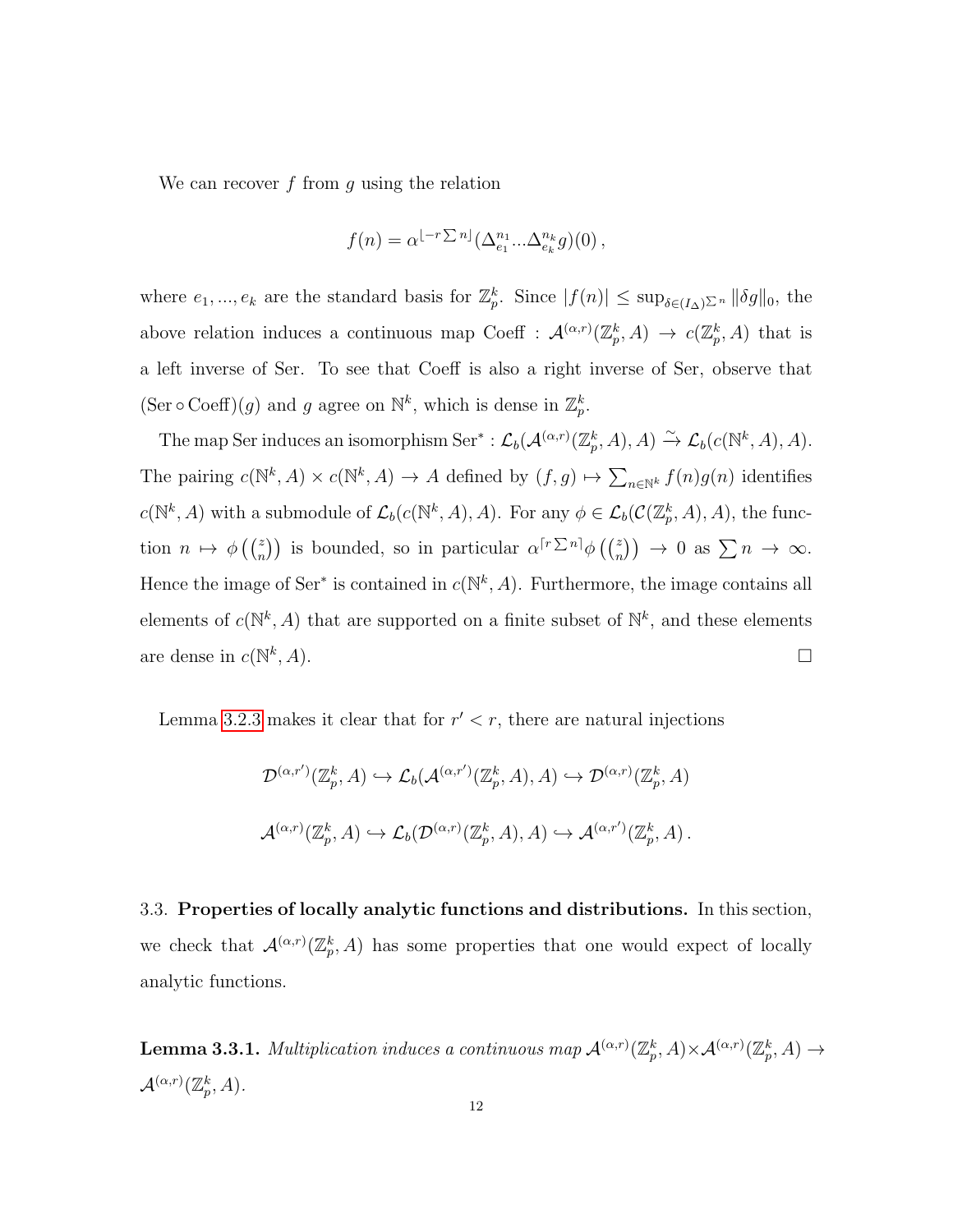We can recover $f$ from $g$ using the relation

$$f(n) = \alpha^{\lfloor -r\sum n \rfloor}(\Delta_{e_1}^{n_1}...\Delta_{e_k}^{n_k} g)(0)\,,$$

where $e_1, ..., e_k$ are the standard basis for $\mathbb{Z}_p^k$. Since $|f(n)| \leq \sup_{\delta \in (I_\Delta)^{\sum n}} \|\delta g\|_0$, the above relation induces a continuous map $\mathrm{Coeff} : \mathcal{A}^{(\alpha,r)}(\mathbb{Z}_p^k, A) \to c(\mathbb{Z}_p^k, A)$ that is a left inverse of Ser. To see that Coeff is also a right inverse of Ser, observe that $(\mathrm{Ser} \circ \mathrm{Coeff})(g)$ and $g$ agree on $\mathbb{N}^k$, which is dense in $\mathbb{Z}_p^k$.

The map Ser induces an isomorphism $\mathrm{Ser}^* : \mathcal{L}_b(\mathcal{A}^{(\alpha,r)}(\mathbb{Z}_p^k, A), A) \xrightarrow{\sim} \mathcal{L}_b(c(\mathbb{N}^k, A), A)$. The pairing $c(\mathbb{N}^k, A) \times c(\mathbb{N}^k, A) \to A$ defined by $(f, g) \mapsto \sum_{n \in \mathbb{N}^k} f(n)g(n)$ identifies $c(\mathbb{N}^k, A)$ with a submodule of $\mathcal{L}_b(c(\mathbb{N}^k, A), A)$. For any $\phi \in \mathcal{L}_b(\mathcal{C}(\mathbb{Z}_p^k, A), A)$, the function $n \mapsto \phi\left(\binom{z}{n}\right)$ is bounded, so in particular $\alpha^{\lceil r\sum n \rceil}\phi\left(\binom{z}{n}\right) \to 0$ as $\sum n \to \infty$. Hence the image of $\mathrm{Ser}^*$ is contained in $c(\mathbb{N}^k, A)$. Furthermore, the image contains all elements of $c(\mathbb{N}^k, A)$ that are supported on a finite subset of $\mathbb{N}^k$, and these elements are dense in $c(\mathbb{N}^k, A)$. $\square$

Lemma 3.2.3 makes it clear that for $r' < r$, there are natural injections

$$\mathcal{D}^{(\alpha,r')}(\mathbb{Z}_p^k, A) \hookrightarrow \mathcal{L}_b(\mathcal{A}^{(\alpha,r')}(\mathbb{Z}_p^k, A), A) \hookrightarrow \mathcal{D}^{(\alpha,r)}(\mathbb{Z}_p^k, A)$$

$$\mathcal{A}^{(\alpha,r)}(\mathbb{Z}_p^k, A) \hookrightarrow \mathcal{L}_b(\mathcal{D}^{(\alpha,r)}(\mathbb{Z}_p^k, A), A) \hookrightarrow \mathcal{A}^{(\alpha,r')}(\mathbb{Z}_p^k, A)\,.$$

3.3. **Properties of locally analytic functions and distributions.** In this section, we check that $\mathcal{A}^{(\alpha,r)}(\mathbb{Z}_p^k, A)$ has some properties that one would expect of locally analytic functions.

**Lemma 3.3.1.** *Multiplication induces a continuous map* $\mathcal{A}^{(\alpha,r)}(\mathbb{Z}_p^k, A) \times \mathcal{A}^{(\alpha,r)}(\mathbb{Z}_p^k, A) \to \mathcal{A}^{(\alpha,r)}(\mathbb{Z}_p^k, A)$.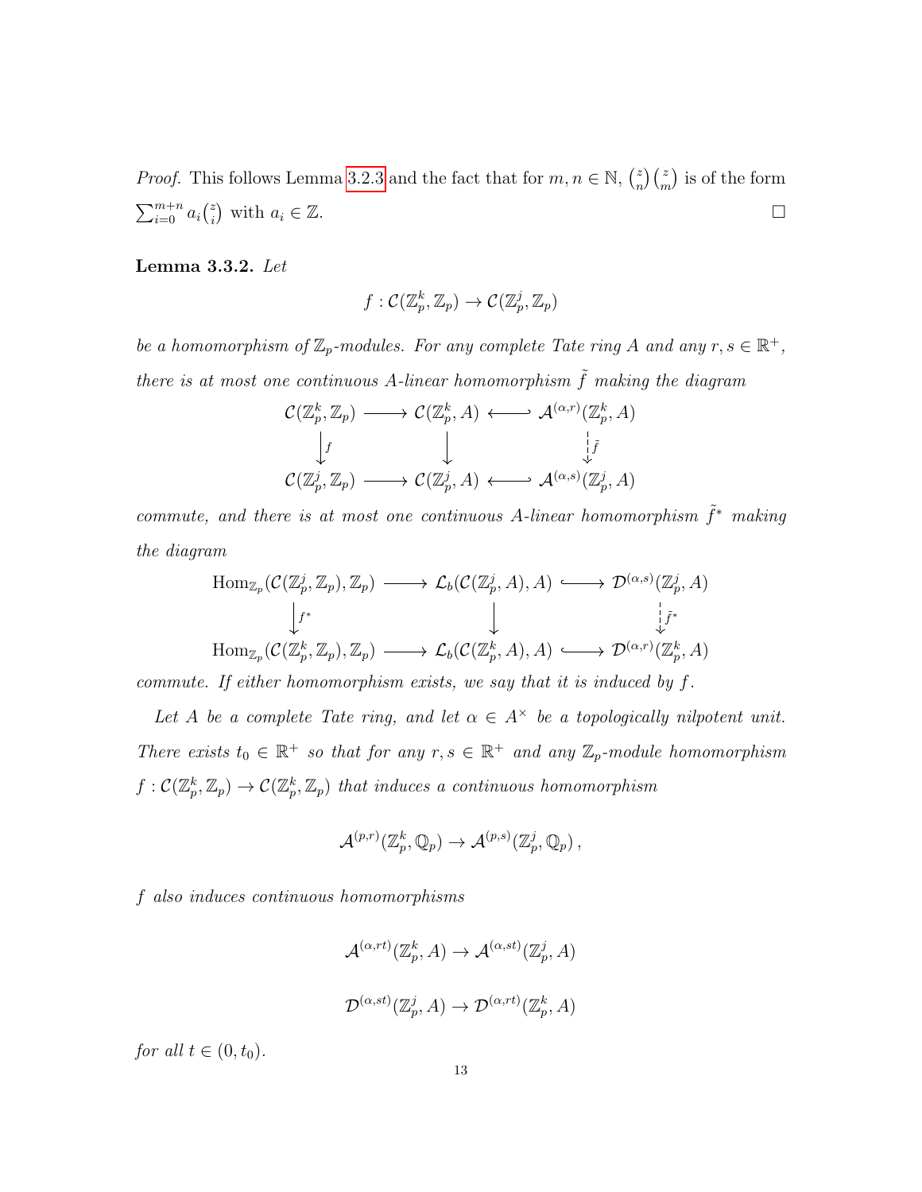*Proof.* This follows Lemma 3.2.3 and the fact that for $m, n \in \mathbb{N}$, $\binom{z}{n}\binom{z}{m}$ is of the form $\sum_{i=0}^{m+n} a_i \binom{z}{i}$ with $a_i \in \mathbb{Z}$. □

**Lemma 3.3.2.** *Let*

$$f : \mathcal{C}(\mathbb{Z}_p^k, \mathbb{Z}_p) \to \mathcal{C}(\mathbb{Z}_p^j, \mathbb{Z}_p)$$

*be a homomorphism of $\mathbb{Z}_p$-modules. For any complete Tate ring $A$ and any $r, s \in \mathbb{R}^+$, there is at most one continuous $A$-linear homomorphism $\tilde{f}$ making the diagram*

$$\begin{array}{ccccc}
\mathcal{C}(\mathbb{Z}_p^k, \mathbb{Z}_p) & \longrightarrow & \mathcal{C}(\mathbb{Z}_p^k, A) & \longleftarrow & \mathcal{A}^{(\alpha,r)}(\mathbb{Z}_p^k, A) \\
\downarrow f & & \downarrow & & \downarrow \tilde{f} \\
\mathcal{C}(\mathbb{Z}_p^j, \mathbb{Z}_p) & \longrightarrow & \mathcal{C}(\mathbb{Z}_p^j, A) & \longleftarrow & \mathcal{A}^{(\alpha,s)}(\mathbb{Z}_p^j, A)
\end{array}$$

*commute, and there is at most one continuous $A$-linear homomorphism $\tilde{f}^*$ making the diagram*

$$\begin{array}{ccccc}
\mathrm{Hom}_{\mathbb{Z}_p}(\mathcal{C}(\mathbb{Z}_p^j, \mathbb{Z}_p), \mathbb{Z}_p) & \longrightarrow & \mathcal{L}_b(\mathcal{C}(\mathbb{Z}_p^j, A), A) & \longleftarrow & \mathcal{D}^{(\alpha,s)}(\mathbb{Z}_p^j, A) \\
\downarrow f^* & & \downarrow & & \downarrow \tilde{f}^* \\
\mathrm{Hom}_{\mathbb{Z}_p}(\mathcal{C}(\mathbb{Z}_p^k, \mathbb{Z}_p), \mathbb{Z}_p) & \longrightarrow & \mathcal{L}_b(\mathcal{C}(\mathbb{Z}_p^k, A), A) & \longleftarrow & \mathcal{D}^{(\alpha,r)}(\mathbb{Z}_p^k, A)
\end{array}$$

*commute. If either homomorphism exists, we say that it is induced by $f$.*

*Let $A$ be a complete Tate ring, and let $\alpha \in A^\times$ be a topologically nilpotent unit. There exists $t_0 \in \mathbb{R}^+$ so that for any $r, s \in \mathbb{R}^+$ and any $\mathbb{Z}_p$-module homomorphism $f : \mathcal{C}(\mathbb{Z}_p^k, \mathbb{Z}_p) \to \mathcal{C}(\mathbb{Z}_p^k, \mathbb{Z}_p)$ that induces a continuous homomorphism*

$$\mathcal{A}^{(p,r)}(\mathbb{Z}_p^k, \mathbb{Q}_p) \to \mathcal{A}^{(p,s)}(\mathbb{Z}_p^j, \mathbb{Q}_p),$$

*$f$ also induces continuous homomorphisms*

$$\mathcal{A}^{(\alpha,rt)}(\mathbb{Z}_p^k, A) \to \mathcal{A}^{(\alpha,st)}(\mathbb{Z}_p^j, A)$$

$$\mathcal{D}^{(\alpha,st)}(\mathbb{Z}_p^j, A) \to \mathcal{D}^{(\alpha,rt)}(\mathbb{Z}_p^k, A)$$

*for all $t \in (0, t_0)$.*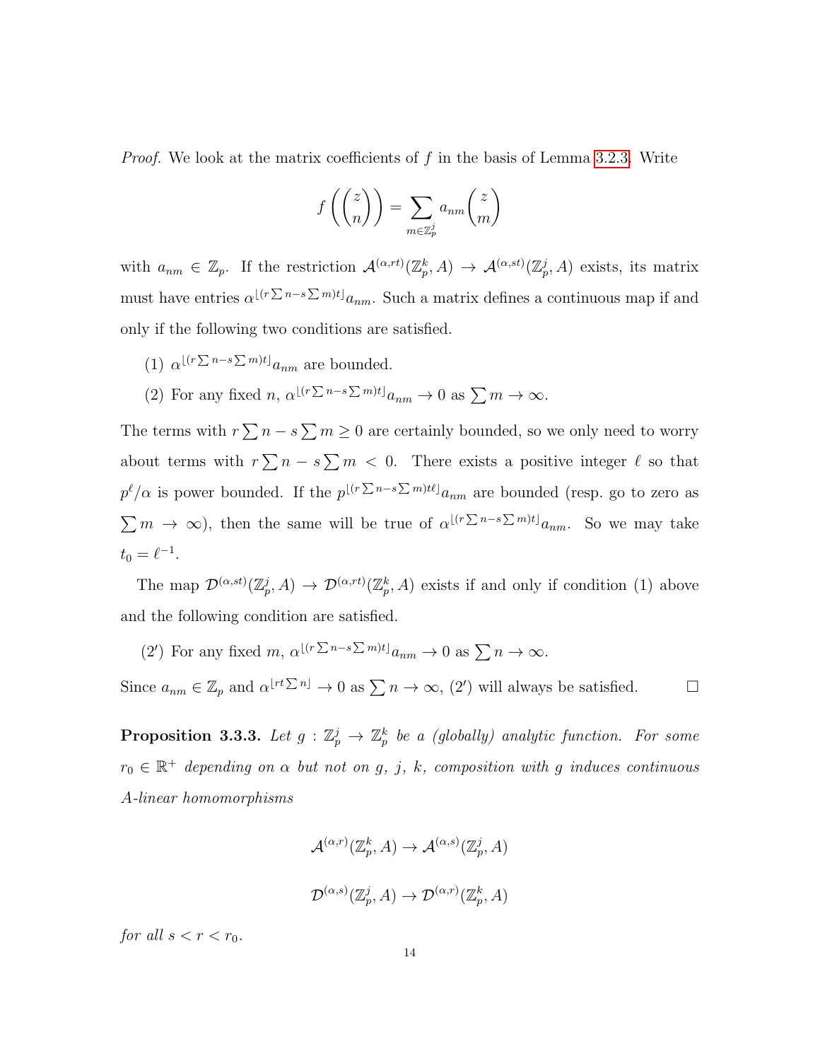*Proof.* We look at the matrix coefficients of $f$ in the basis of Lemma 3.2.3. Write

$$f\left(\binom{z}{n}\right) = \sum_{m \in \mathbb{Z}_p^j} a_{nm} \binom{z}{m}$$

with $a_{nm} \in \mathbb{Z}_p$. If the restriction $\mathcal{A}^{(\alpha,rt)}(\mathbb{Z}_p^k, A) \to \mathcal{A}^{(\alpha,st)}(\mathbb{Z}_p^j, A)$ exists, its matrix must have entries $\alpha^{\lfloor (r\sum n - s\sum m)t \rfloor} a_{nm}$. Such a matrix defines a continuous map if and only if the following two conditions are satisfied.

(1) $\alpha^{\lfloor (r\sum n - s\sum m)t \rfloor} a_{nm}$ are bounded.

(2) For any fixed $n$, $\alpha^{\lfloor (r\sum n - s\sum m)t \rfloor} a_{nm} \to 0$ as $\sum m \to \infty$.

The terms with $r\sum n - s\sum m \geq 0$ are certainly bounded, so we only need to worry about terms with $r\sum n - s\sum m < 0$. There exists a positive integer $\ell$ so that $p^\ell/\alpha$ is power bounded. If the $p^{\lfloor (r\sum n - s\sum m)t\ell \rfloor} a_{nm}$ are bounded (resp. go to zero as $\sum m \to \infty$), then the same will be true of $\alpha^{\lfloor (r\sum n - s\sum m)t \rfloor} a_{nm}$. So we may take $t_0 = \ell^{-1}$.

The map $\mathcal{D}^{(\alpha,st)}(\mathbb{Z}_p^j, A) \to \mathcal{D}^{(\alpha,rt)}(\mathbb{Z}_p^k, A)$ exists if and only if condition (1) above and the following condition are satisfied.

(2′) For any fixed $m$, $\alpha^{\lfloor (r\sum n - s\sum m)t \rfloor} a_{nm} \to 0$ as $\sum n \to \infty$.

Since $a_{nm} \in \mathbb{Z}_p$ and $\alpha^{\lfloor rt\sum n \rfloor} \to 0$ as $\sum n \to \infty$, (2′) will always be satisfied. ☐

**Proposition 3.3.3.** *Let $g : \mathbb{Z}_p^j \to \mathbb{Z}_p^k$ be a (globally) analytic function. For some $r_0 \in \mathbb{R}^+$ depending on $\alpha$ but not on $g$, $j$, $k$, composition with $g$ induces continuous $A$-linear homomorphisms*

$$\mathcal{A}^{(\alpha,r)}(\mathbb{Z}_p^k, A) \to \mathcal{A}^{(\alpha,s)}(\mathbb{Z}_p^j, A)$$

$$\mathcal{D}^{(\alpha,s)}(\mathbb{Z}_p^j, A) \to \mathcal{D}^{(\alpha,r)}(\mathbb{Z}_p^k, A)$$

*for all $s < r < r_0$.*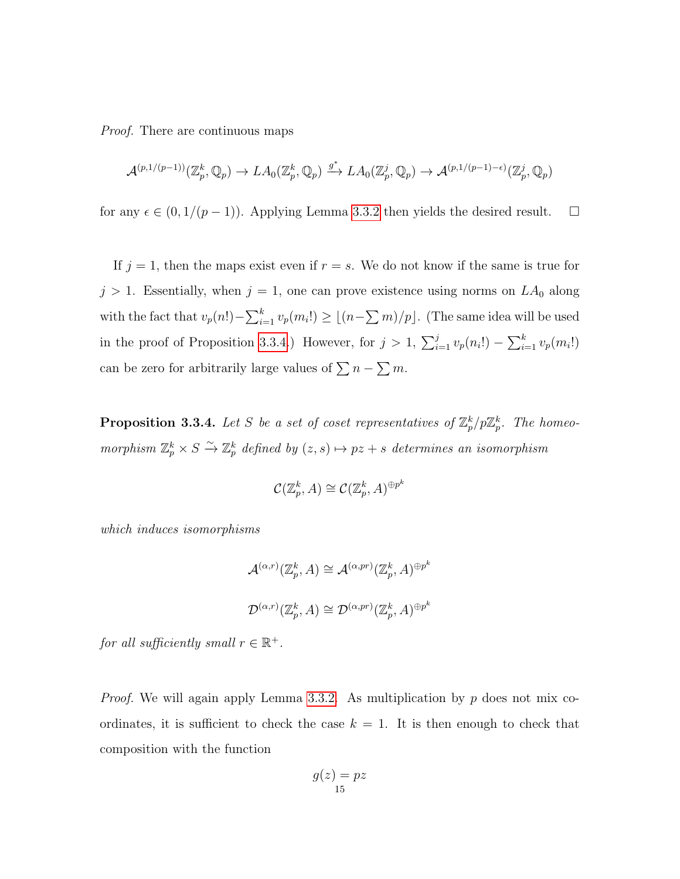*Proof.* There are continuous maps

$$\mathcal{A}^{(p,1/(p-1))}(\mathbb{Z}_p^k, \mathbb{Q}_p) \to LA_0(\mathbb{Z}_p^k, \mathbb{Q}_p) \xrightarrow{g^*} LA_0(\mathbb{Z}_p^j, \mathbb{Q}_p) \to \mathcal{A}^{(p,1/(p-1)-\epsilon)}(\mathbb{Z}_p^j, \mathbb{Q}_p)$$

for any $\epsilon \in (0, 1/(p-1))$. Applying Lemma 3.3.2 then yields the desired result. $\square$

If $j = 1$, then the maps exist even if $r = s$. We do not know if the same is true for $j > 1$. Essentially, when $j = 1$, one can prove existence using norms on $LA_0$ along with the fact that $v_p(n!) - \sum_{i=1}^k v_p(m_i!) \geq \lfloor (n - \sum m)/p \rfloor$. (The same idea will be used in the proof of Proposition 3.3.4.) However, for $j > 1$, $\sum_{i=1}^j v_p(n_i!) - \sum_{i=1}^k v_p(m_i!)$ can be zero for arbitrarily large values of $\sum n - \sum m$.

**Proposition 3.3.4.** *Let $S$ be a set of coset representatives of $\mathbb{Z}_p^k/p\mathbb{Z}_p^k$. The homeomorphism $\mathbb{Z}_p^k \times S \xrightarrow{\sim} \mathbb{Z}_p^k$ defined by $(z, s) \mapsto pz + s$ determines an isomorphism*

$$\mathcal{C}(\mathbb{Z}_p^k, A) \cong \mathcal{C}(\mathbb{Z}_p^k, A)^{\oplus p^k}$$

*which induces isomorphisms*

$$\mathcal{A}^{(\alpha,r)}(\mathbb{Z}_p^k, A) \cong \mathcal{A}^{(\alpha,pr)}(\mathbb{Z}_p^k, A)^{\oplus p^k}$$

$$\mathcal{D}^{(\alpha,r)}(\mathbb{Z}_p^k, A) \cong \mathcal{D}^{(\alpha,pr)}(\mathbb{Z}_p^k, A)^{\oplus p^k}$$

*for all sufficiently small $r \in \mathbb{R}^+$.*

*Proof.* We will again apply Lemma 3.3.2. As multiplication by $p$ does not mix coordinates, it is sufficient to check the case $k = 1$. It is then enough to check that composition with the function

$$g(z) = pz$$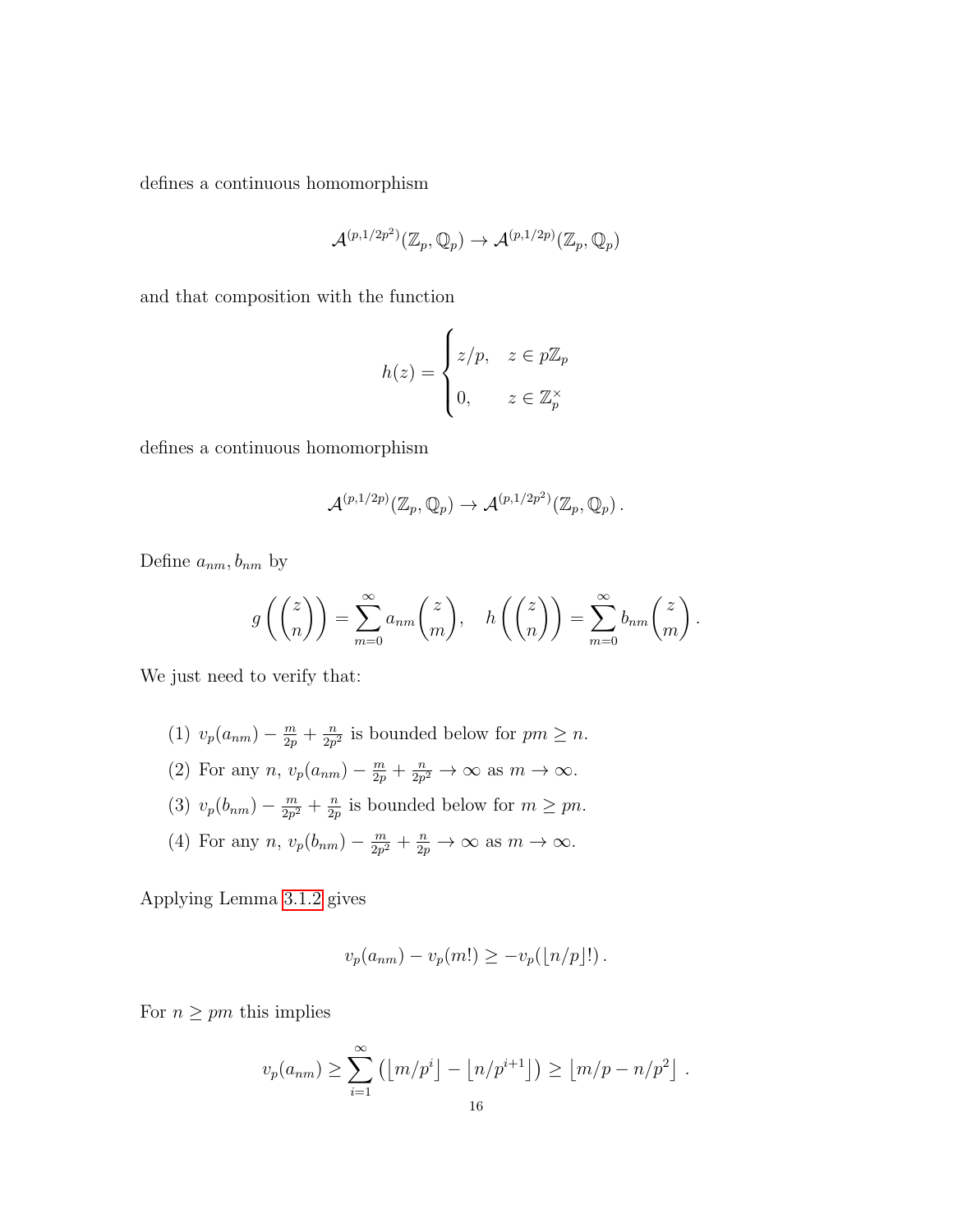defines a continuous homomorphism

$$\mathcal{A}^{(p,1/2p^2)}(\mathbb{Z}_p, \mathbb{Q}_p) \to \mathcal{A}^{(p,1/2p)}(\mathbb{Z}_p, \mathbb{Q}_p)$$

and that composition with the function

$$h(z) = \begin{cases} z/p, & z \in p\mathbb{Z}_p \\ 0, & z \in \mathbb{Z}_p^\times \end{cases}$$

defines a continuous homomorphism

$$\mathcal{A}^{(p,1/2p)}(\mathbb{Z}_p, \mathbb{Q}_p) \to \mathcal{A}^{(p,1/2p^2)}(\mathbb{Z}_p, \mathbb{Q}_p) \,.$$

Define $a_{nm}, b_{nm}$ by

$$g\left(\binom{z}{n}\right) = \sum_{m=0}^{\infty} a_{nm}\binom{z}{m}, \quad h\left(\binom{z}{n}\right) = \sum_{m=0}^{\infty} b_{nm}\binom{z}{m}.$$

We just need to verify that:

(1) $v_p(a_{nm}) - \frac{m}{2p} + \frac{n}{2p^2}$ is bounded below for $pm \geq n$.

(2) For any $n$, $v_p(a_{nm}) - \frac{m}{2p} + \frac{n}{2p^2} \to \infty$ as $m \to \infty$.

(3) $v_p(b_{nm}) - \frac{m}{2p^2} + \frac{n}{2p}$ is bounded below for $m \geq pn$.

(4) For any $n$, $v_p(b_{nm}) - \frac{m}{2p^2} + \frac{n}{2p} \to \infty$ as $m \to \infty$.

Applying Lemma 3.1.2 gives

$$v_p(a_{nm}) - v_p(m!) \geq -v_p(\lfloor n/p \rfloor !) \,.$$

For $n \geq pm$ this implies

$$v_p(a_{nm}) \geq \sum_{i=1}^{\infty} \left(\lfloor m/p^i \rfloor - \lfloor n/p^{i+1} \rfloor\right) \geq \lfloor m/p - n/p^2 \rfloor \,.$$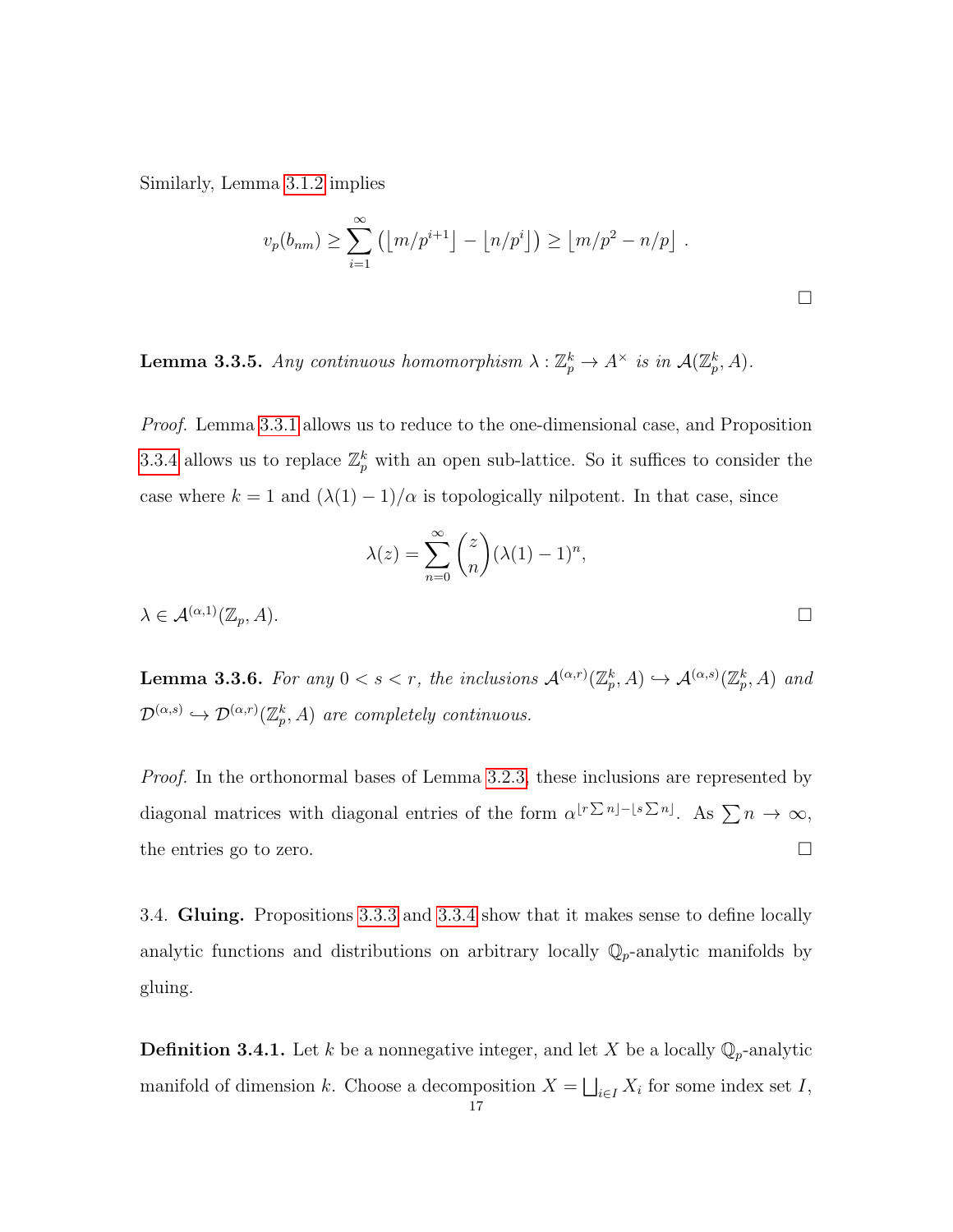Similarly, Lemma 3.1.2 implies

$$v_p(b_{nm}) \geq \sum_{i=1}^{\infty} \left( \lfloor m/p^{i+1} \rfloor - \lfloor n/p^i \rfloor \right) \geq \lfloor m/p^2 - n/p \rfloor \; .$$

$\square$

**Lemma 3.3.5.** *Any continuous homomorphism $\lambda : \mathbb{Z}_p^k \to A^\times$ is in $\mathcal{A}(\mathbb{Z}_p^k, A)$.*

*Proof.* Lemma 3.3.1 allows us to reduce to the one-dimensional case, and Proposition 3.3.4 allows us to replace $\mathbb{Z}_p^k$ with an open sub-lattice. So it suffices to consider the case where $k = 1$ and $(\lambda(1) - 1)/\alpha$ is topologically nilpotent. In that case, since

$$\lambda(z) = \sum_{n=0}^{\infty} \binom{z}{n} (\lambda(1) - 1)^n,$$

$\lambda \in \mathcal{A}^{(\alpha,1)}(\mathbb{Z}_p, A)$. $\square$

**Lemma 3.3.6.** *For any $0 < s < r$, the inclusions $\mathcal{A}^{(\alpha,r)}(\mathbb{Z}_p^k, A) \hookrightarrow \mathcal{A}^{(\alpha,s)}(\mathbb{Z}_p^k, A)$ and $\mathcal{D}^{(\alpha,s)} \hookrightarrow \mathcal{D}^{(\alpha,r)}(\mathbb{Z}_p^k, A)$ are completely continuous.*

*Proof.* In the orthonormal bases of Lemma 3.2.3, these inclusions are represented by diagonal matrices with diagonal entries of the form $\alpha^{\lfloor r \sum n \rfloor - \lfloor s \sum n \rfloor}$. As $\sum n \to \infty$, the entries go to zero. $\square$

3.4. **Gluing.** Propositions 3.3.3 and 3.3.4 show that it makes sense to define locally analytic functions and distributions on arbitrary locally $\mathbb{Q}_p$-analytic manifolds by gluing.

**Definition 3.4.1.** Let $k$ be a nonnegative integer, and let $X$ be a locally $\mathbb{Q}_p$-analytic manifold of dimension $k$. Choose a decomposition $X = \bigsqcup_{i \in I} X_i$ for some index set $I$,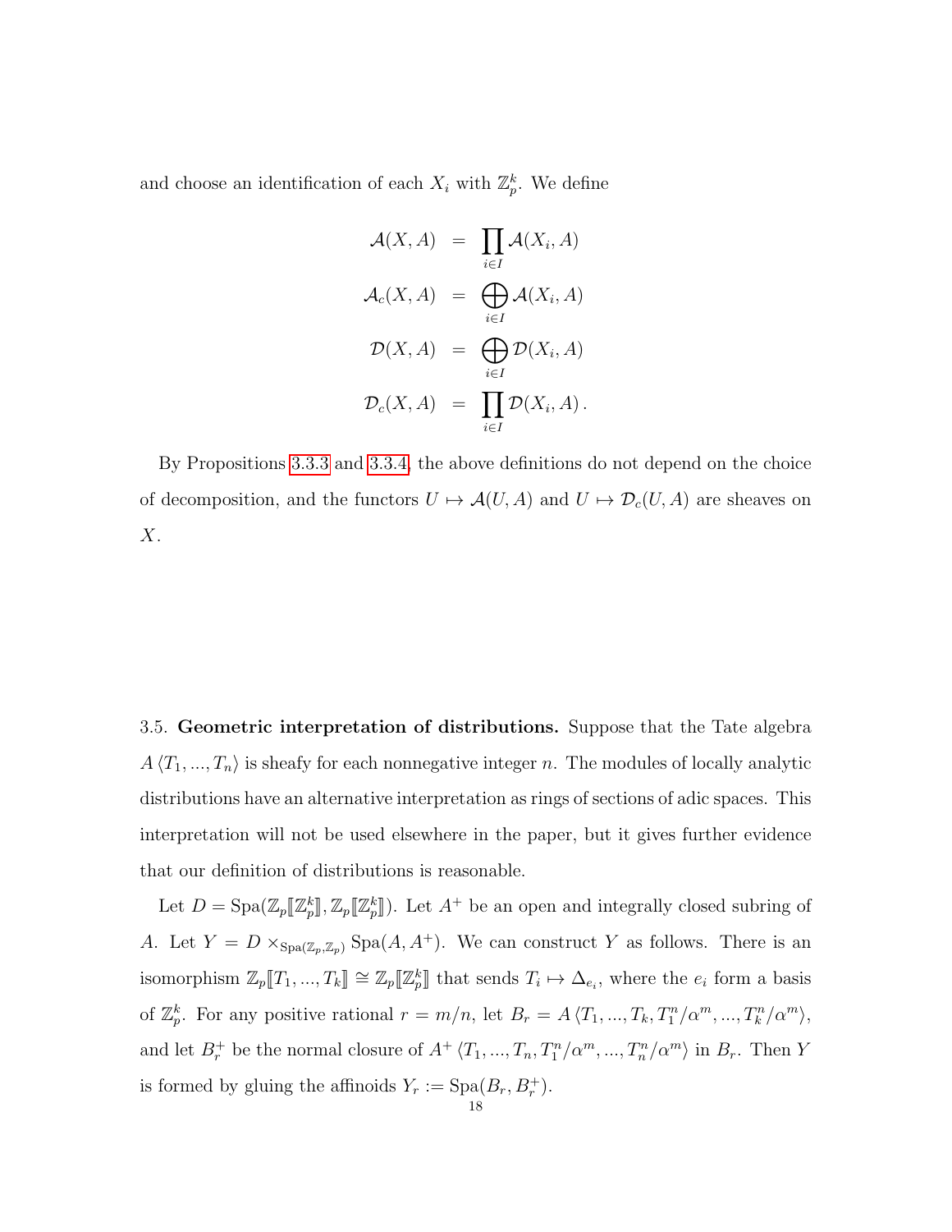and choose an identification of each $X_i$ with $\mathbb{Z}_p^k$. We define

$$
\begin{aligned}
\mathcal{A}(X, A) &= \prod_{i \in I} \mathcal{A}(X_i, A) \\
\mathcal{A}_c(X, A) &= \bigoplus_{i \in I} \mathcal{A}(X_i, A) \\
\mathcal{D}(X, A) &= \bigoplus_{i \in I} \mathcal{D}(X_i, A) \\
\mathcal{D}_c(X, A) &= \prod_{i \in I} \mathcal{D}(X_i, A) .
\end{aligned}
$$

By Propositions 3.3.3 and 3.3.4, the above definitions do not depend on the choice of decomposition, and the functors $U \mapsto \mathcal{A}(U, A)$ and $U \mapsto \mathcal{D}_c(U, A)$ are sheaves on $X$.

3.5. **Geometric interpretation of distributions.** Suppose that the Tate algebra $A\langle T_1, ..., T_n \rangle$ is sheafy for each nonnegative integer $n$. The modules of locally analytic distributions have an alternative interpretation as rings of sections of adic spaces. This interpretation will not be used elsewhere in the paper, but it gives further evidence that our definition of distributions is reasonable.

Let $D = \mathrm{Spa}(\mathbb{Z}_p[\![\mathbb{Z}_p^k]\!], \mathbb{Z}_p[\![\mathbb{Z}_p^k]\!])$. Let $A^+$ be an open and integrally closed subring of $A$. Let $Y = D \times_{\mathrm{Spa}(\mathbb{Z}_p, \mathbb{Z}_p)} \mathrm{Spa}(A, A^+)$. We can construct $Y$ as follows. There is an isomorphism $\mathbb{Z}_p[\![T_1, ..., T_k]\!] \cong \mathbb{Z}_p[\![\mathbb{Z}_p^k]\!]$ that sends $T_i \mapsto \Delta_{e_i}$, where the $e_i$ form a basis of $\mathbb{Z}_p^k$. For any positive rational $r = m/n$, let $B_r = A\langle T_1, ..., T_k, T_1^n/\alpha^m, ..., T_k^n/\alpha^m \rangle$, and let $B_r^+$ be the normal closure of $A^+\langle T_1, ..., T_n, T_1^n/\alpha^m, ..., T_n^n/\alpha^m \rangle$ in $B_r$. Then $Y$ is formed by gluing the affinoids $Y_r := \mathrm{Spa}(B_r, B_r^+)$.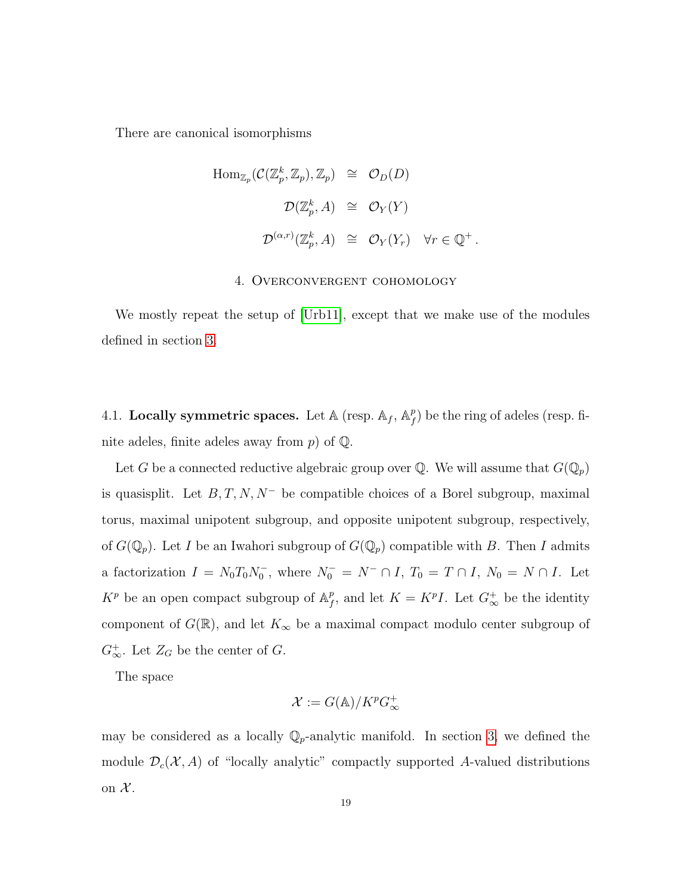There are canonical isomorphisms

$$
\begin{aligned}
\mathrm{Hom}_{\mathbb{Z}_p}(\mathcal{C}(\mathbb{Z}_p^k, \mathbb{Z}_p), \mathbb{Z}_p) &\cong \mathcal{O}_D(D) \\
\mathcal{D}(\mathbb{Z}_p^k, A) &\cong \mathcal{O}_Y(Y) \\
\mathcal{D}^{(\alpha,r)}(\mathbb{Z}_p^k, A) &\cong \mathcal{O}_Y(Y_r) \quad \forall r \in \mathbb{Q}^+ .
\end{aligned}
$$

## 4. Overconvergent cohomology

We mostly repeat the setup of [Urb11], except that we make use of the modules defined in section 3.

4.1. **Locally symmetric spaces.** Let $\mathbb{A}$ (resp. $\mathbb{A}_f$, $\mathbb{A}_f^p$) be the ring of adeles (resp. finite adeles, finite adeles away from $p$) of $\mathbb{Q}$.

Let $G$ be a connected reductive algebraic group over $\mathbb{Q}$. We will assume that $G(\mathbb{Q}_p)$ is quasisplit. Let $B, T, N, N^-$ be compatible choices of a Borel subgroup, maximal torus, maximal unipotent subgroup, and opposite unipotent subgroup, respectively, of $G(\mathbb{Q}_p)$. Let $I$ be an Iwahori subgroup of $G(\mathbb{Q}_p)$ compatible with $B$. Then $I$ admits a factorization $I = N_0 T_0 N_0^-$, where $N_0^- = N^- \cap I$, $T_0 = T \cap I$, $N_0 = N \cap I$. Let $K^p$ be an open compact subgroup of $\mathbb{A}_f^p$, and let $K = K^p I$. Let $G_\infty^+$ be the identity component of $G(\mathbb{R})$, and let $K_\infty$ be a maximal compact modulo center subgroup of $G_\infty^+$. Let $Z_G$ be the center of $G$.

The space

$$
\mathcal{X} := G(\mathbb{A})/K^p G_\infty^+
$$

may be considered as a locally $\mathbb{Q}_p$-analytic manifold. In section 3, we defined the module $\mathcal{D}_c(\mathcal{X}, A)$ of "locally analytic" compactly supported $A$-valued distributions on $\mathcal{X}$.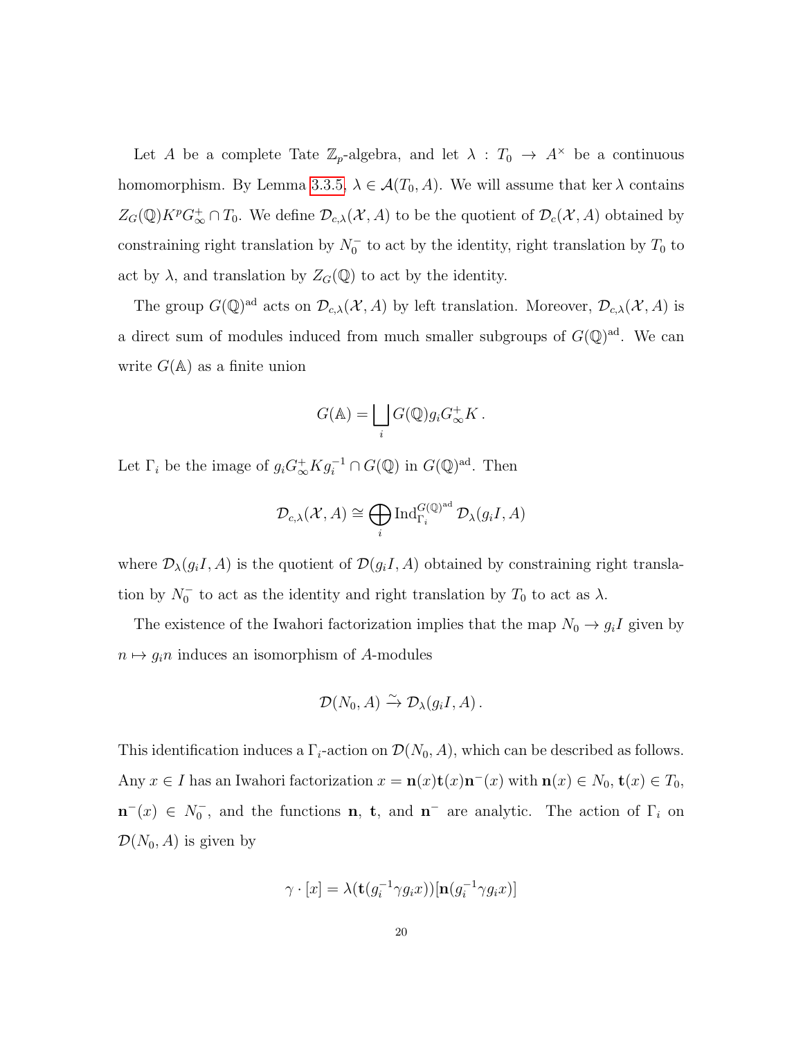Let $A$ be a complete Tate $\mathbb{Z}_p$-algebra, and let $\lambda : T_0 \to A^\times$ be a continuous homomorphism. By Lemma 3.3.5, $\lambda \in \mathcal{A}(T_0, A)$. We will assume that $\ker \lambda$ contains $Z_G(\mathbb{Q})K^pG_\infty^+ \cap T_0$. We define $\mathcal{D}_{c,\lambda}(\mathcal{X}, A)$ to be the quotient of $\mathcal{D}_c(\mathcal{X}, A)$ obtained by constraining right translation by $N_0^-$ to act by the identity, right translation by $T_0$ to act by $\lambda$, and translation by $Z_G(\mathbb{Q})$ to act by the identity.

The group $G(\mathbb{Q})^{\mathrm{ad}}$ acts on $\mathcal{D}_{c,\lambda}(\mathcal{X}, A)$ by left translation. Moreover, $\mathcal{D}_{c,\lambda}(\mathcal{X}, A)$ is a direct sum of modules induced from much smaller subgroups of $G(\mathbb{Q})^{\mathrm{ad}}$. We can write $G(\mathbb{A})$ as a finite union

$$G(\mathbb{A}) = \bigsqcup_i G(\mathbb{Q})g_iG_\infty^+K\,.$$

Let $\Gamma_i$ be the image of $g_iG_\infty^+Kg_i^{-1} \cap G(\mathbb{Q})$ in $G(\mathbb{Q})^{\mathrm{ad}}$. Then

$$\mathcal{D}_{c,\lambda}(\mathcal{X}, A) \cong \bigoplus_i \mathrm{Ind}_{\Gamma_i}^{G(\mathbb{Q})^{\mathrm{ad}}} \mathcal{D}_\lambda(g_iI, A)$$

where $\mathcal{D}_\lambda(g_iI, A)$ is the quotient of $\mathcal{D}(g_iI, A)$ obtained by constraining right translation by $N_0^-$ to act as the identity and right translation by $T_0$ to act as $\lambda$.

The existence of the Iwahori factorization implies that the map $N_0 \to g_iI$ given by $n \mapsto g_in$ induces an isomorphism of $A$-modules

$$\mathcal{D}(N_0, A) \xrightarrow{\sim} \mathcal{D}_\lambda(g_iI, A)\,.$$

This identification induces a $\Gamma_i$-action on $\mathcal{D}(N_0, A)$, which can be described as follows. Any $x \in I$ has an Iwahori factorization $x = \mathbf{n}(x)\mathbf{t}(x)\mathbf{n}^-(x)$ with $\mathbf{n}(x) \in N_0$, $\mathbf{t}(x) \in T_0$, $\mathbf{n}^-(x) \in N_0^-$, and the functions $\mathbf{n}$, $\mathbf{t}$, and $\mathbf{n}^-$ are analytic. The action of $\Gamma_i$ on $\mathcal{D}(N_0, A)$ is given by

$$\gamma \cdot [x] = \lambda(\mathbf{t}(g_i^{-1}\gamma g_ix))[\mathbf{n}(g_i^{-1}\gamma g_ix)]$$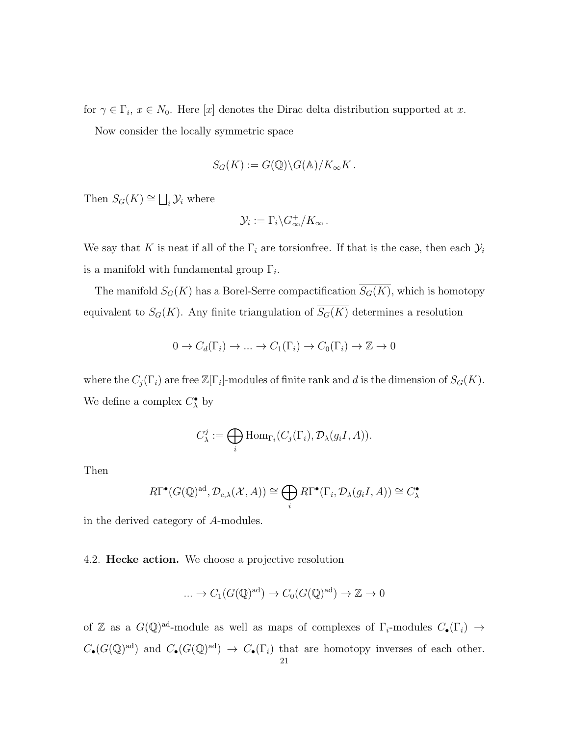for $\gamma \in \Gamma_i$, $x \in N_0$. Here $[x]$ denotes the Dirac delta distribution supported at $x$.

Now consider the locally symmetric space

$$S_G(K) := G(\mathbb{Q})\backslash G(\mathbb{A})/K_\infty K\,.$$

Then $S_G(K) \cong \bigsqcup_i \mathcal{Y}_i$ where

$$\mathcal{Y}_i := \Gamma_i \backslash G_\infty^+ / K_\infty\,.$$

We say that $K$ is neat if all of the $\Gamma_i$ are torsionfree. If that is the case, then each $\mathcal{Y}_i$ is a manifold with fundamental group $\Gamma_i$.

The manifold $S_G(K)$ has a Borel-Serre compactification $\overline{S_G(K)}$, which is homotopy equivalent to $S_G(K)$. Any finite triangulation of $\overline{S_G(K)}$ determines a resolution

$$0 \to C_d(\Gamma_i) \to ... \to C_1(\Gamma_i) \to C_0(\Gamma_i) \to \mathbb{Z} \to 0$$

where the $C_j(\Gamma_i)$ are free $\mathbb{Z}[\Gamma_i]$-modules of finite rank and $d$ is the dimension of $S_G(K)$. We define a complex $C_\lambda^\bullet$ by

$$C_\lambda^j := \bigoplus_i \operatorname{Hom}_{\Gamma_i}(C_j(\Gamma_i), \mathcal{D}_\lambda(g_i I, A)).$$

Then

$$R\Gamma^\bullet(G(\mathbb{Q})^{\mathrm{ad}}, \mathcal{D}_{c,\lambda}(\mathcal{X}, A)) \cong \bigoplus_i R\Gamma^\bullet(\Gamma_i, \mathcal{D}_\lambda(g_i I, A)) \cong C_\lambda^\bullet$$

in the derived category of $A$-modules.

4.2. **Hecke action.** We choose a projective resolution

$$... \to C_1(G(\mathbb{Q})^{\mathrm{ad}}) \to C_0(G(\mathbb{Q})^{\mathrm{ad}}) \to \mathbb{Z} \to 0$$

of $\mathbb{Z}$ as a $G(\mathbb{Q})^{\mathrm{ad}}$-module as well as maps of complexes of $\Gamma_i$-modules $C_\bullet(\Gamma_i) \to C_\bullet(G(\mathbb{Q})^{\mathrm{ad}})$ and $C_\bullet(G(\mathbb{Q})^{\mathrm{ad}}) \to C_\bullet(\Gamma_i)$ that are homotopy inverses of each other.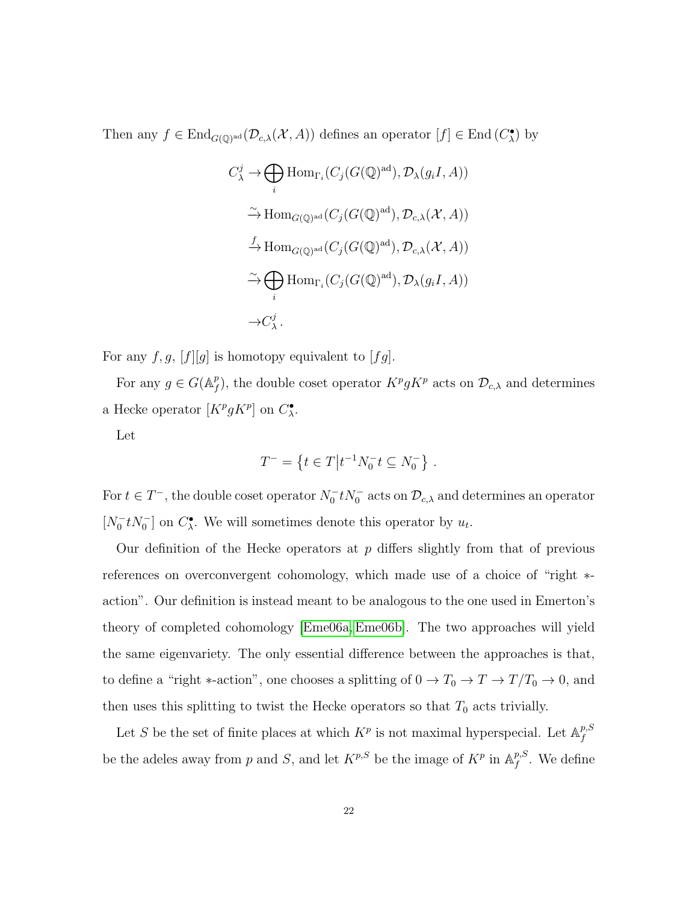Then any $f \in \mathrm{End}_{G(\mathbb{Q})^{\mathrm{ad}}}(\mathcal{D}_{c,\lambda}(\mathcal{X}, A))$ defines an operator $[f] \in \mathrm{End}\,(C^\bullet_\lambda)$ by

$$
\begin{aligned}
C^j_\lambda \to & \bigoplus_i \mathrm{Hom}_{\Gamma_i}(C_j(G(\mathbb{Q})^{\mathrm{ad}}), \mathcal{D}_\lambda(g_i I, A)) \\
\xrightarrow{\sim} & \mathrm{Hom}_{G(\mathbb{Q})^{\mathrm{ad}}}(C_j(G(\mathbb{Q})^{\mathrm{ad}}), \mathcal{D}_{c,\lambda}(\mathcal{X}, A)) \\
\xrightarrow{f} & \mathrm{Hom}_{G(\mathbb{Q})^{\mathrm{ad}}}(C_j(G(\mathbb{Q})^{\mathrm{ad}}), \mathcal{D}_{c,\lambda}(\mathcal{X}, A)) \\
\xrightarrow{\sim} & \bigoplus_i \mathrm{Hom}_{\Gamma_i}(C_j(G(\mathbb{Q})^{\mathrm{ad}}), \mathcal{D}_\lambda(g_i I, A)) \\
\to & C^j_\lambda\,.
\end{aligned}
$$

For any $f, g$, $[f][g]$ is homotopy equivalent to $[fg]$.

For any $g \in G(\mathbb{A}_f^p)$, the double coset operator $K^p g K^p$ acts on $\mathcal{D}_{c,\lambda}$ and determines a Hecke operator $[K^p g K^p]$ on $C^\bullet_\lambda$.

Let

$$T^- = \left\{ t \in T \middle| t^{-1} N_0^- t \subseteq N_0^- \right\}\,.$$

For $t \in T^-$, the double coset operator $N_0^- t N_0^-$ acts on $\mathcal{D}_{c,\lambda}$ and determines an operator $[N_0^- t N_0^-]$ on $C^\bullet_\lambda$. We will sometimes denote this operator by $u_t$.

Our definition of the Hecke operators at $p$ differs slightly from that of previous references on overconvergent cohomology, which made use of a choice of "right $*$-action". Our definition is instead meant to be analogous to the one used in Emerton's theory of completed cohomology [Eme06a, Eme06b]. The two approaches will yield the same eigenvariety. The only essential difference between the approaches is that, to define a "right $*$-action", one chooses a splitting of $0 \to T_0 \to T \to T/T_0 \to 0$, and then uses this splitting to twist the Hecke operators so that $T_0$ acts trivially.

Let $S$ be the set of finite places at which $K^p$ is not maximal hyperspecial. Let $\mathbb{A}_f^{p,S}$ be the adeles away from $p$ and $S$, and let $K^{p,S}$ be the image of $K^p$ in $\mathbb{A}_f^{p,S}$. We define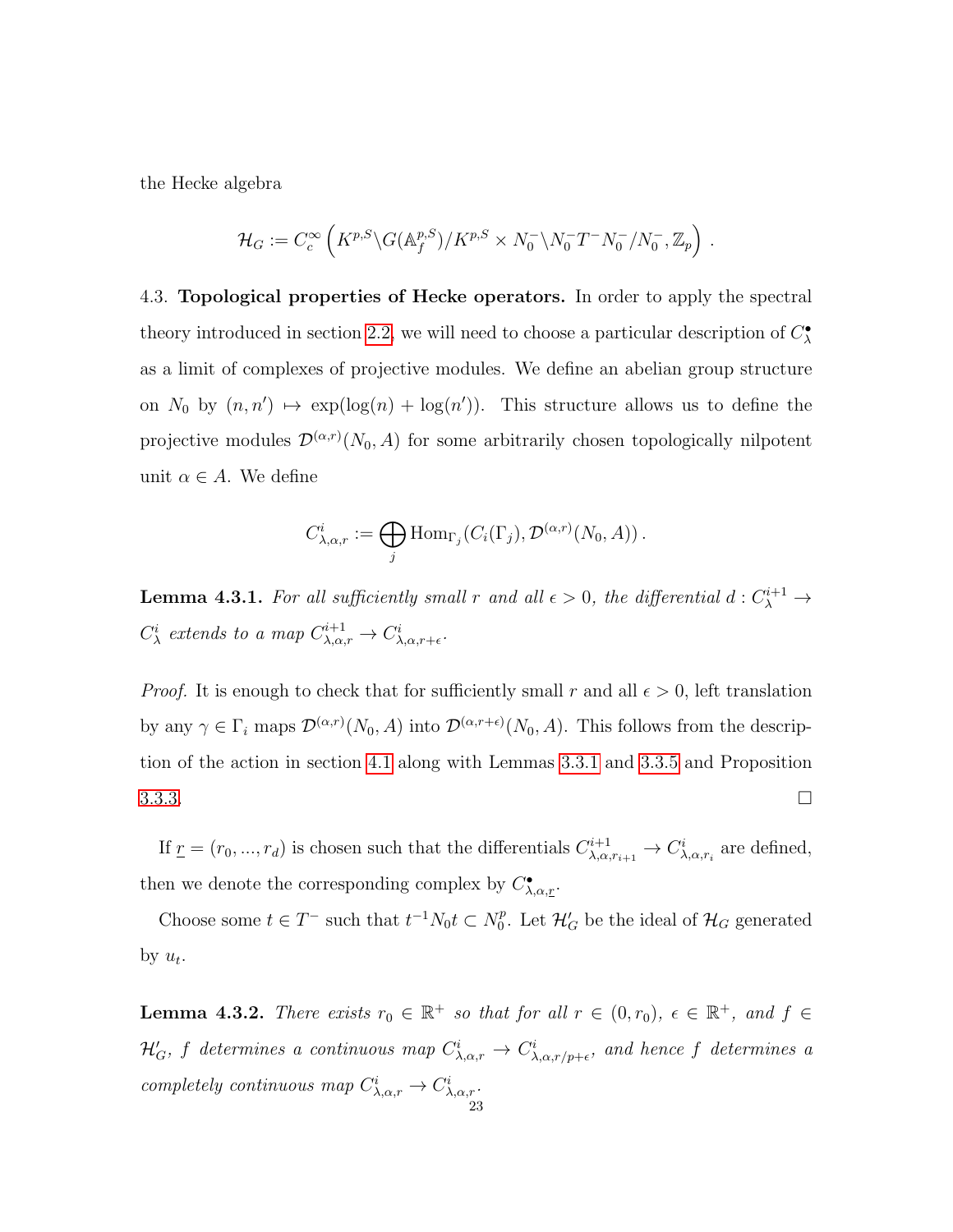the Hecke algebra

$$\mathcal{H}_G := C_c^\infty \left( K^{p,S} \backslash G(\mathbb{A}_f^{p,S}) / K^{p,S} \times N_0^- \backslash N_0^- T^- N_0^- / N_0^-, \mathbb{Z}_p \right) .$$

4.3. **Topological properties of Hecke operators.** In order to apply the spectral theory introduced in section 2.2, we will need to choose a particular description of $C_\lambda^\bullet$ as a limit of complexes of projective modules. We define an abelian group structure on $N_0$ by $(n, n') \mapsto \exp(\log(n) + \log(n'))$. This structure allows us to define the projective modules $\mathcal{D}^{(\alpha,r)}(N_0, A)$ for some arbitrarily chosen topologically nilpotent unit $\alpha \in A$. We define

$$C^i_{\lambda,\alpha,r} := \bigoplus_j \operatorname{Hom}_{\Gamma_j}(C_i(\Gamma_j), \mathcal{D}^{(\alpha,r)}(N_0, A)) .$$

**Lemma 4.3.1.** *For all sufficiently small $r$ and all $\epsilon > 0$, the differential $d : C_\lambda^{i+1} \to C_\lambda^i$ extends to a map $C^{i+1}_{\lambda,\alpha,r} \to C^i_{\lambda,\alpha,r+\epsilon}$.*

*Proof.* It is enough to check that for sufficiently small $r$ and all $\epsilon > 0$, left translation by any $\gamma \in \Gamma_i$ maps $\mathcal{D}^{(\alpha,r)}(N_0, A)$ into $\mathcal{D}^{(\alpha,r+\epsilon)}(N_0, A)$. This follows from the description of the action in section 4.1 along with Lemmas 3.3.1 and 3.3.5 and Proposition 3.3.3. □

If $\underline{r} = (r_0, ..., r_d)$ is chosen such that the differentials $C^{i+1}_{\lambda,\alpha,r_{i+1}} \to C^i_{\lambda,\alpha,r_i}$ are defined, then we denote the corresponding complex by $C^\bullet_{\lambda,\alpha,\underline{r}}$.

Choose some $t \in T^-$ such that $t^{-1} N_0 t \subset N_0^p$. Let $\mathcal{H}'_G$ be the ideal of $\mathcal{H}_G$ generated by $u_t$.

**Lemma 4.3.2.** *There exists $r_0 \in \mathbb{R}^+$ so that for all $r \in (0, r_0)$, $\epsilon \in \mathbb{R}^+$, and $f \in \mathcal{H}'_G$, $f$ determines a continuous map $C^i_{\lambda,\alpha,r} \to C^i_{\lambda,\alpha,r/p+\epsilon}$, and hence $f$ determines a completely continuous map $C^i_{\lambda,\alpha,r} \to C^i_{\lambda,\alpha,r}$.*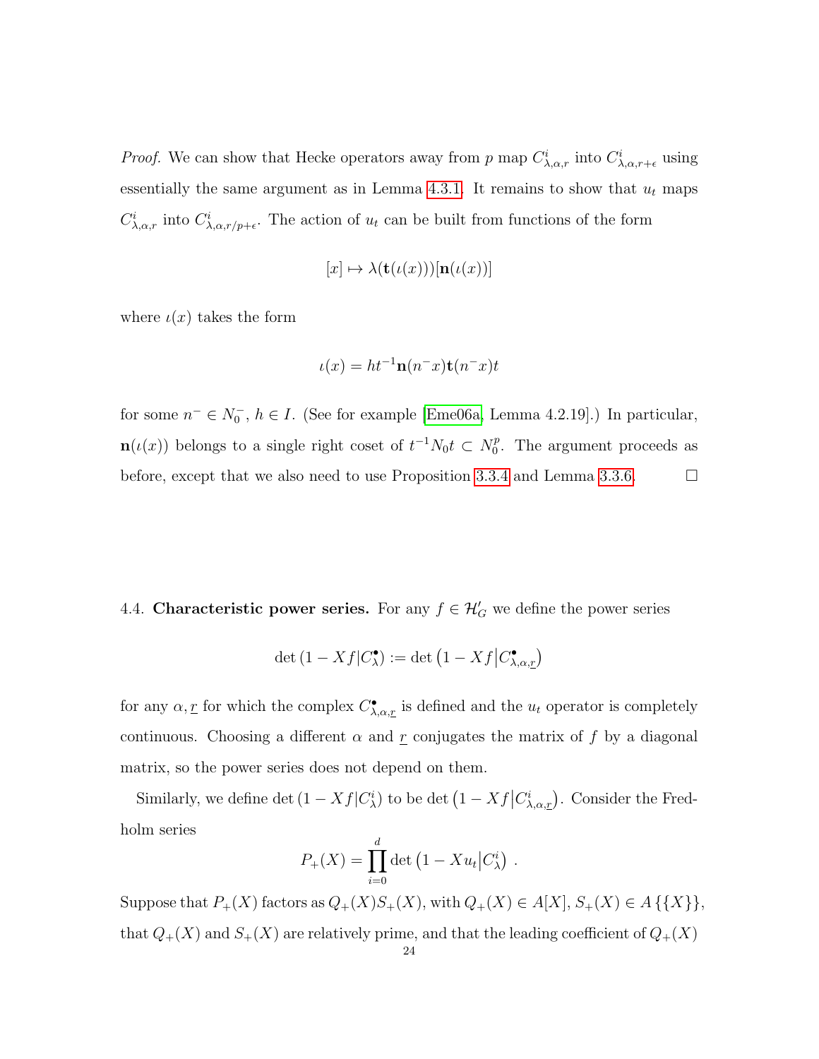*Proof.* We can show that Hecke operators away from $p$ map $C^i_{\lambda,\alpha,r}$ into $C^i_{\lambda,\alpha,r+\epsilon}$ using essentially the same argument as in Lemma 4.3.1. It remains to show that $u_t$ maps $C^i_{\lambda,\alpha,r}$ into $C^i_{\lambda,\alpha,r/p+\epsilon}$. The action of $u_t$ can be built from functions of the form

$$[x] \mapsto \lambda(\mathbf{t}(\iota(x)))[\mathbf{n}(\iota(x))]$$

where $\iota(x)$ takes the form

$$\iota(x) = ht^{-1}\mathbf{n}(n^- x)\mathbf{t}(n^- x)t$$

for some $n^- \in N_0^-$, $h \in I$. (See for example [Eme06a, Lemma 4.2.19].) In particular, $\mathbf{n}(\iota(x))$ belongs to a single right coset of $t^{-1}N_0 t \subset N_0^p$. The argument proceeds as before, except that we also need to use Proposition 3.3.4 and Lemma 3.3.6. □

## 4.4. Characteristic power series.

For any $f \in \mathcal{H}'_G$ we define the power series

$$\det\left(1 - Xf|C^\bullet_\lambda\right) := \det\left(1 - Xf\middle|C^\bullet_{\lambda,\alpha,\underline{r}}\right)$$

for any $\alpha, \underline{r}$ for which the complex $C^\bullet_{\lambda,\alpha,\underline{r}}$ is defined and the $u_t$ operator is completely continuous. Choosing a different $\alpha$ and $\underline{r}$ conjugates the matrix of $f$ by a diagonal matrix, so the power series does not depend on them.

Similarly, we define $\det\left(1 - Xf|C^i_\lambda\right)$ to be $\det\left(1 - Xf\middle|C^i_{\lambda,\alpha,\underline{r}}\right)$. Consider the Fredholm series

$$P_+(X) = \prod_{i=0}^{d} \det\left(1 - Xu_t\middle|C^i_\lambda\right) .$$

Suppose that $P_+(X)$ factors as $Q_+(X)S_+(X)$, with $Q_+(X) \in A[X]$, $S_+(X) \in A\{\{X\}\}$, that $Q_+(X)$ and $S_+(X)$ are relatively prime, and that the leading coefficient of $Q_+(X)$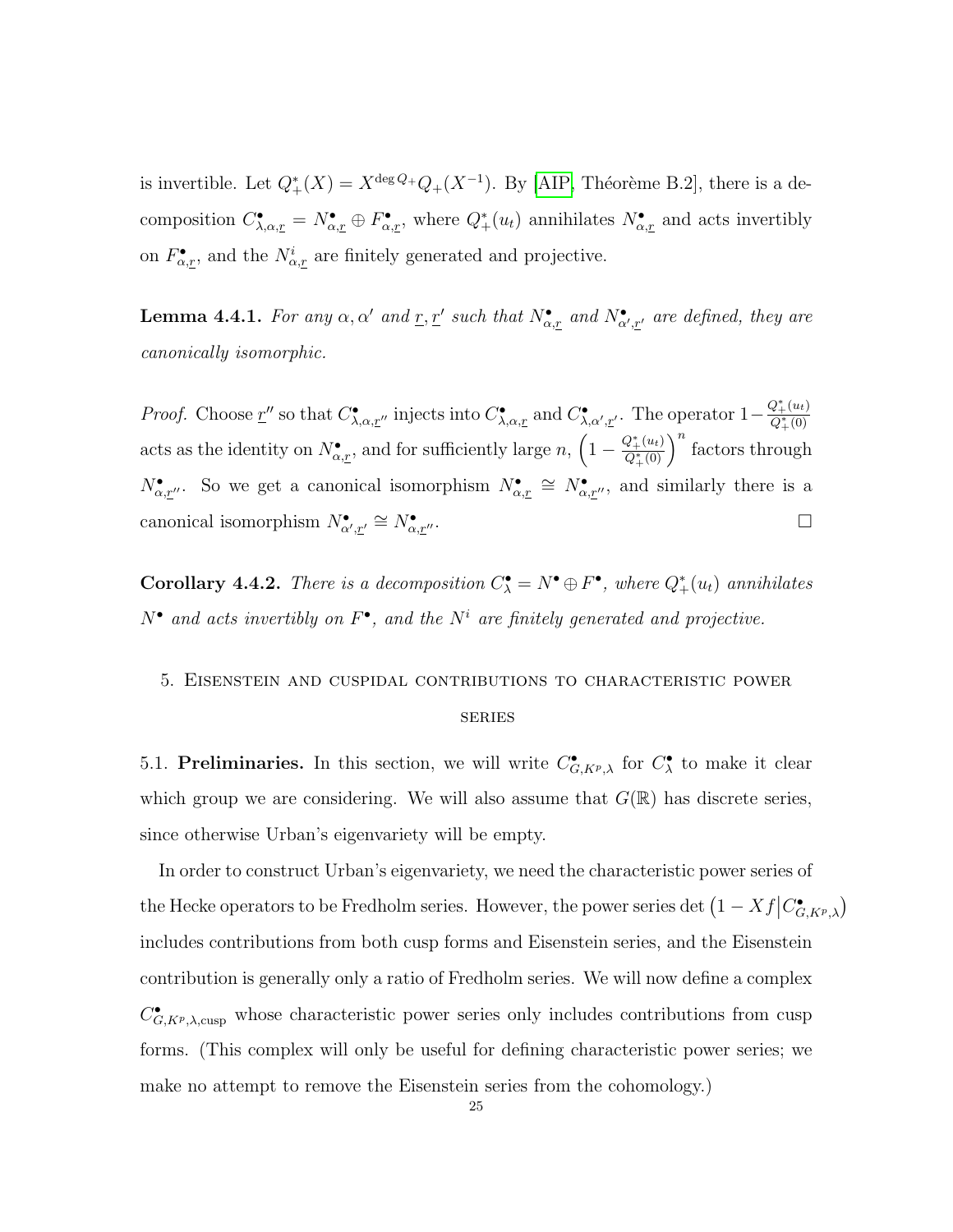is invertible. Let $Q_+^*(X) = X^{\deg Q_+} Q_+(X^{-1})$. By [AIP, Théorème B.2], there is a decomposition $C^\bullet_{\lambda,\alpha,\underline{r}} = N^\bullet_{\alpha,\underline{r}} \oplus F^\bullet_{\alpha,\underline{r}}$, where $Q_+^*(u_t)$ annihilates $N^\bullet_{\alpha,\underline{r}}$ and acts invertibly on $F^\bullet_{\alpha,\underline{r}}$, and the $N^i_{\alpha,\underline{r}}$ are finitely generated and projective.

**Lemma 4.4.1.** *For any $\alpha, \alpha'$ and $\underline{r}, \underline{r}'$ such that $N^\bullet_{\alpha,\underline{r}}$ and $N^\bullet_{\alpha',\underline{r}'}$ are defined, they are canonically isomorphic.*

*Proof.* Choose $\underline{r}''$ so that $C^\bullet_{\lambda,\alpha,\underline{r}''}$ injects into $C^\bullet_{\lambda,\alpha,\underline{r}}$ and $C^\bullet_{\lambda,\alpha',\underline{r}'}$. The operator $1 - \frac{Q_+^*(u_t)}{Q_+^*(0)}$ acts as the identity on $N^\bullet_{\alpha,\underline{r}}$, and for sufficiently large $n$, $\left(1 - \frac{Q_+^*(u_t)}{Q_+^*(0)}\right)^n$ factors through $N^\bullet_{\alpha,\underline{r}''}$. So we get a canonical isomorphism $N^\bullet_{\alpha,\underline{r}} \cong N^\bullet_{\alpha,\underline{r}''}$, and similarly there is a canonical isomorphism $N^\bullet_{\alpha',\underline{r}'} \cong N^\bullet_{\alpha,\underline{r}''}$. □

**Corollary 4.4.2.** *There is a decomposition $C^\bullet_\lambda = N^\bullet \oplus F^\bullet$, where $Q_+^*(u_t)$ annihilates $N^\bullet$ and acts invertibly on $F^\bullet$, and the $N^i$ are finitely generated and projective.*

## 5. Eisenstein and cuspidal contributions to characteristic power series

5.1. **Preliminaries.** In this section, we will write $C^\bullet_{G,K^p,\lambda}$ for $C^\bullet_\lambda$ to make it clear which group we are considering. We will also assume that $G(\mathbb{R})$ has discrete series, since otherwise Urban's eigenvariety will be empty.

In order to construct Urban's eigenvariety, we need the characteristic power series of the Hecke operators to be Fredholm series. However, the power series $\det\left(1 - Xf \middle| C^\bullet_{G,K^p,\lambda}\right)$ includes contributions from both cusp forms and Eisenstein series, and the Eisenstein contribution is generally only a ratio of Fredholm series. We will now define a complex $C^\bullet_{G,K^p,\lambda,\mathrm{cusp}}$ whose characteristic power series only includes contributions from cusp forms. (This complex will only be useful for defining characteristic power series; we make no attempt to remove the Eisenstein series from the cohomology.)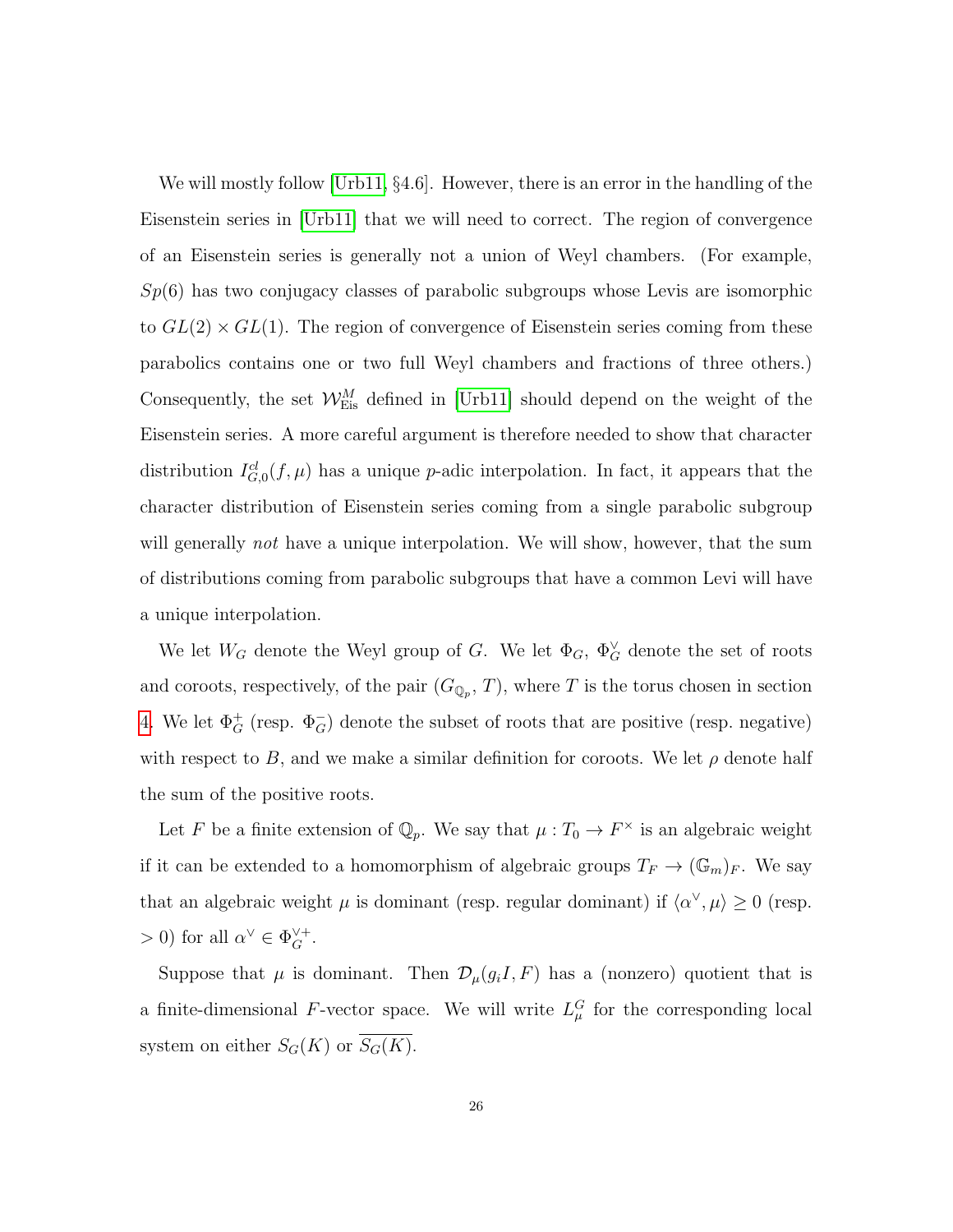We will mostly follow [Urb11, §4.6]. However, there is an error in the handling of the Eisenstein series in [Urb11] that we will need to correct. The region of convergence of an Eisenstein series is generally not a union of Weyl chambers. (For example, $Sp(6)$ has two conjugacy classes of parabolic subgroups whose Levis are isomorphic to $GL(2) \times GL(1)$. The region of convergence of Eisenstein series coming from these parabolics contains one or two full Weyl chambers and fractions of three others.) Consequently, the set $\mathcal{W}^M_{\mathrm{Eis}}$ defined in [Urb11] should depend on the weight of the Eisenstein series. A more careful argument is therefore needed to show that character distribution $I^{cl}_{G,0}(f, \mu)$ has a unique $p$-adic interpolation. In fact, it appears that the character distribution of Eisenstein series coming from a single parabolic subgroup will generally *not* have a unique interpolation. We will show, however, that the sum of distributions coming from parabolic subgroups that have a common Levi will have a unique interpolation.

We let $W_G$ denote the Weyl group of $G$. We let $\Phi_G$, $\Phi_G^\vee$ denote the set of roots and coroots, respectively, of the pair $(G_{\mathbb{Q}_p}, T)$, where $T$ is the torus chosen in section 4. We let $\Phi_G^+$ (resp. $\Phi_G^-$) denote the subset of roots that are positive (resp. negative) with respect to $B$, and we make a similar definition for coroots. We let $\rho$ denote half the sum of the positive roots.

Let $F$ be a finite extension of $\mathbb{Q}_p$. We say that $\mu : T_0 \to F^\times$ is an algebraic weight if it can be extended to a homomorphism of algebraic groups $T_F \to (\mathbb{G}_m)_F$. We say that an algebraic weight $\mu$ is dominant (resp. regular dominant) if $\langle \alpha^\vee, \mu \rangle \geq 0$ (resp. $> 0$) for all $\alpha^\vee \in \Phi_G^{\vee +}$.

Suppose that $\mu$ is dominant. Then $\mathcal{D}_\mu(g_i I, F)$ has a (nonzero) quotient that is a finite-dimensional $F$-vector space. We will write $L^G_\mu$ for the corresponding local system on either $S_G(K)$ or $\overline{S_G(K)}$.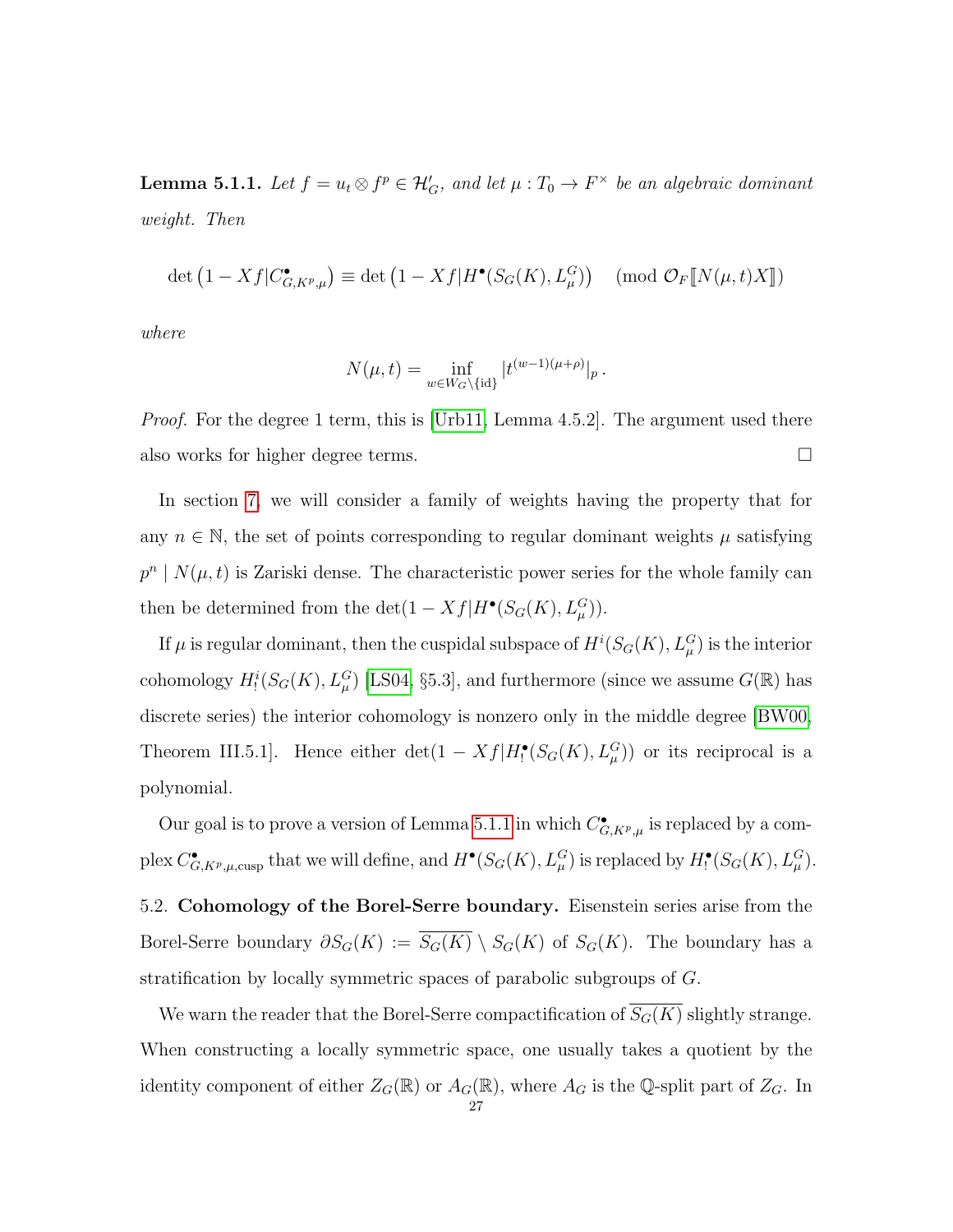**Lemma 5.1.1.** *Let $f = u_t \otimes f^p \in \mathcal{H}'_G$, and let $\mu : T_0 \to F^\times$ be an algebraic dominant weight. Then*

$$\det\left(1 - Xf|C^\bullet_{G,K^p,\mu}\right) \equiv \det\left(1 - Xf|H^\bullet(S_G(K), L^G_\mu)\right) \pmod{\mathcal{O}_F[\![N(\mu,t)X]\!]}$$

*where*

$$N(\mu, t) = \inf_{w \in W_G \setminus \{\mathrm{id}\}} |t^{(w-1)(\mu+\rho)}|_p\,.$$

*Proof.* For the degree 1 term, this is [Urb11, Lemma 4.5.2]. The argument used there also works for higher degree terms. $\square$

In section 7, we will consider a family of weights having the property that for any $n \in \mathbb{N}$, the set of points corresponding to regular dominant weights $\mu$ satisfying $p^n \mid N(\mu, t)$ is Zariski dense. The characteristic power series for the whole family can then be determined from the $\det(1 - Xf|H^\bullet(S_G(K), L^G_\mu))$.

If $\mu$ is regular dominant, then the cuspidal subspace of $H^i(S_G(K), L^G_\mu)$ is the interior cohomology $H^i_!(S_G(K), L^G_\mu)$ [LS04, §5.3], and furthermore (since we assume $G(\mathbb{R})$ has discrete series) the interior cohomology is nonzero only in the middle degree [BW00, Theorem III.5.1]. Hence either $\det(1 - Xf|H^\bullet_!(S_G(K), L^G_\mu))$ or its reciprocal is a polynomial.

Our goal is to prove a version of Lemma 5.1.1 in which $C^\bullet_{G,K^p,\mu}$ is replaced by a complex $C^\bullet_{G,K^p,\mu,\mathrm{cusp}}$ that we will define, and $H^\bullet(S_G(K), L^G_\mu)$ is replaced by $H^\bullet_!(S_G(K), L^G_\mu)$.

5.2. **Cohomology of the Borel-Serre boundary.** Eisenstein series arise from the Borel-Serre boundary $\partial S_G(K) := \overline{S_G(K)} \setminus S_G(K)$ of $S_G(K)$. The boundary has a stratification by locally symmetric spaces of parabolic subgroups of $G$.

We warn the reader that the Borel-Serre compactification of $\overline{S_G(K)}$ slightly strange. When constructing a locally symmetric space, one usually takes a quotient by the identity component of either $Z_G(\mathbb{R})$ or $A_G(\mathbb{R})$, where $A_G$ is the $\mathbb{Q}$-split part of $Z_G$. In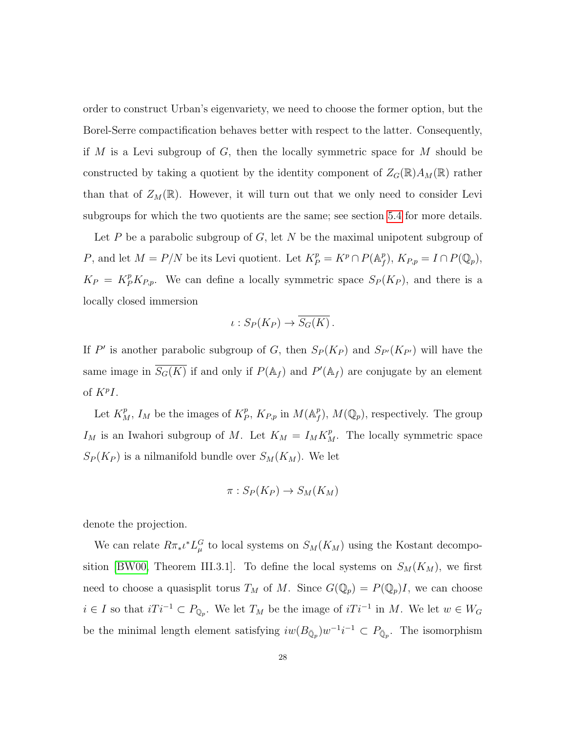order to construct Urban's eigenvariety, we need to choose the former option, but the Borel-Serre compactification behaves better with respect to the latter. Consequently, if $M$ is a Levi subgroup of $G$, then the locally symmetric space for $M$ should be constructed by taking a quotient by the identity component of $Z_G(\mathbb{R})A_M(\mathbb{R})$ rather than that of $Z_M(\mathbb{R})$. However, it will turn out that we only need to consider Levi subgroups for which the two quotients are the same; see section 5.4 for more details.

Let $P$ be a parabolic subgroup of $G$, let $N$ be the maximal unipotent subgroup of $P$, and let $M = P/N$ be its Levi quotient. Let $K_P^p = K^p \cap P(\mathbb{A}_f^p)$, $K_{P,p} = I \cap P(\mathbb{Q}_p)$, $K_P = K_P^p K_{P,p}$. We can define a locally symmetric space $S_P(K_P)$, and there is a locally closed immersion

$$\iota : S_P(K_P) \to \overline{S_G(K)}\,.$$

If $P'$ is another parabolic subgroup of $G$, then $S_P(K_P)$ and $S_{P'}(K_{P'})$ will have the same image in $\overline{S_G(K)}$ if and only if $P(\mathbb{A}_f)$ and $P'(\mathbb{A}_f)$ are conjugate by an element of $K^pI$.

Let $K_M^p$, $I_M$ be the images of $K_P^p$, $K_{P,p}$ in $M(\mathbb{A}_f^p)$, $M(\mathbb{Q}_p)$, respectively. The group $I_M$ is an Iwahori subgroup of $M$. Let $K_M = I_M K_M^p$. The locally symmetric space $S_P(K_P)$ is a nilmanifold bundle over $S_M(K_M)$. We let

$$\pi : S_P(K_P) \to S_M(K_M)$$

denote the projection.

We can relate $R\pi_*\iota^* L_\mu^G$ to local systems on $S_M(K_M)$ using the Kostant decomposition [BW00, Theorem III.3.1]. To define the local systems on $S_M(K_M)$, we first need to choose a quasisplit torus $T_M$ of $M$. Since $G(\mathbb{Q}_p) = P(\mathbb{Q}_p)I$, we can choose $i \in I$ so that $iTi^{-1} \subset P_{\mathbb{Q}_p}$. We let $T_M$ be the image of $iTi^{-1}$ in $M$. We let $w \in W_G$ be the minimal length element satisfying $iw(B_{\bar{\mathbb{Q}}_p})w^{-1}i^{-1} \subset P_{\bar{\mathbb{Q}}_p}$. The isomorphism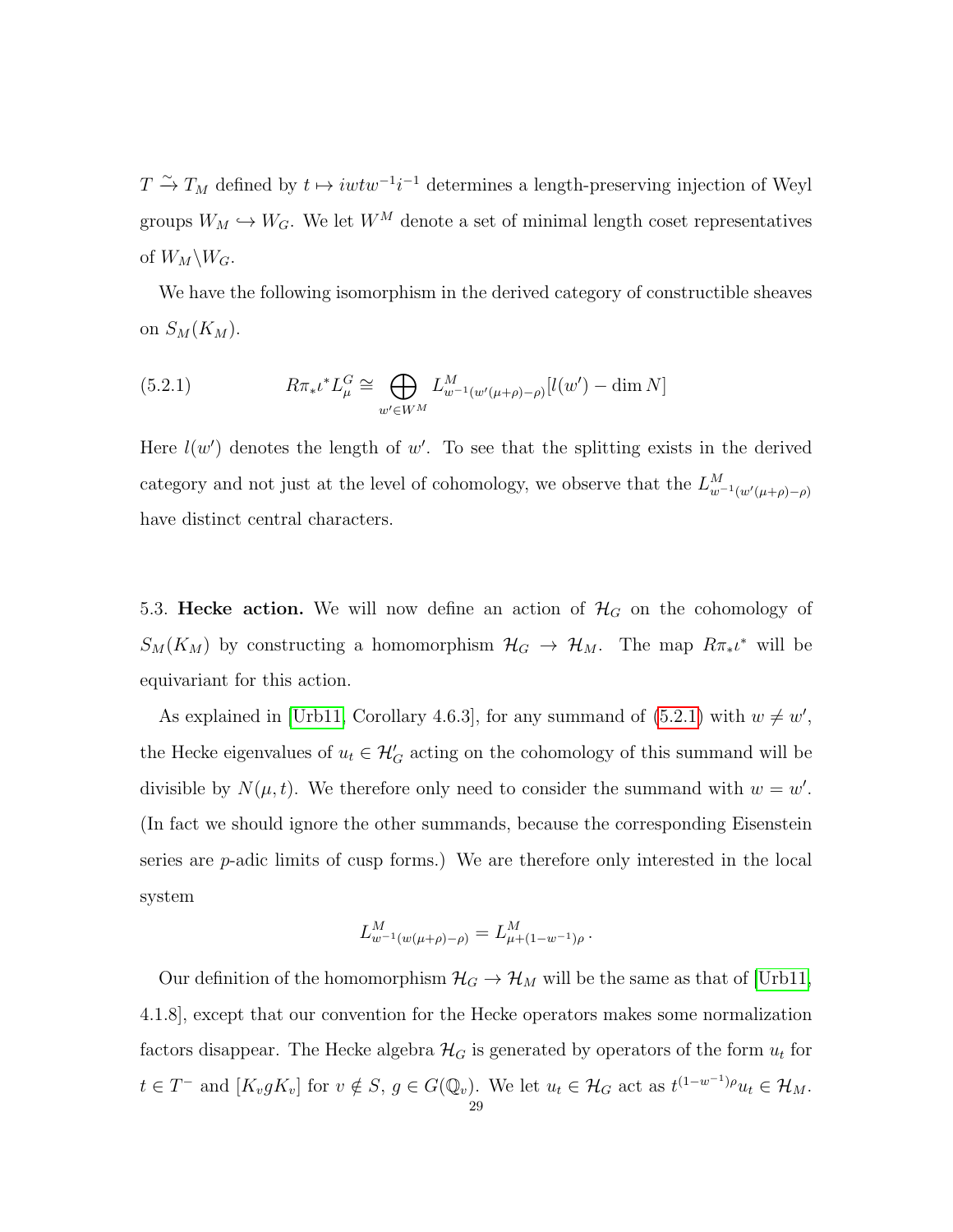$T \xrightarrow{\sim} T_M$ defined by $t \mapsto iwtw^{-1}i^{-1}$ determines a length-preserving injection of Weyl groups $W_M \hookrightarrow W_G$. We let $W^M$ denote a set of minimal length coset representatives of $W_M \backslash W_G$.

We have the following isomorphism in the derived category of constructible sheaves on $S_M(K_M)$.

$$R\pi_* \iota^* L^G_\mu \cong \bigoplus_{w' \in W^M} L^M_{w^{-1}(w'(\mu+\rho)-\rho)}[l(w') - \dim N] \tag{5.2.1}$$

Here $l(w')$ denotes the length of $w'$. To see that the splitting exists in the derived category and not just at the level of cohomology, we observe that the $L^M_{w^{-1}(w'(\mu+\rho)-\rho)}$ have distinct central characters.

5.3. **Hecke action.** We will now define an action of $\mathcal{H}_G$ on the cohomology of $S_M(K_M)$ by constructing a homomorphism $\mathcal{H}_G \to \mathcal{H}_M$. The map $R\pi_*\iota^*$ will be equivariant for this action.

As explained in [Urb11, Corollary 4.6.3], for any summand of (5.2.1) with $w \neq w'$, the Hecke eigenvalues of $u_t \in \mathcal{H}'_G$ acting on the cohomology of this summand will be divisible by $N(\mu, t)$. We therefore only need to consider the summand with $w = w'$. (In fact we should ignore the other summands, because the corresponding Eisenstein series are $p$-adic limits of cusp forms.) We are therefore only interested in the local system

$$L^M_{w^{-1}(w(\mu+\rho)-\rho)} = L^M_{\mu+(1-w^{-1})\rho}.$$

Our definition of the homomorphism $\mathcal{H}_G \to \mathcal{H}_M$ will be the same as that of [Urb11, 4.1.8], except that our convention for the Hecke operators makes some normalization factors disappear. The Hecke algebra $\mathcal{H}_G$ is generated by operators of the form $u_t$ for $t \in T^-$ and $[K_v g K_v]$ for $v \notin S$, $g \in G(\mathbb{Q}_v)$. We let $u_t \in \mathcal{H}_G$ act as $t^{(1-w^{-1})\rho} u_t \in \mathcal{H}_M$.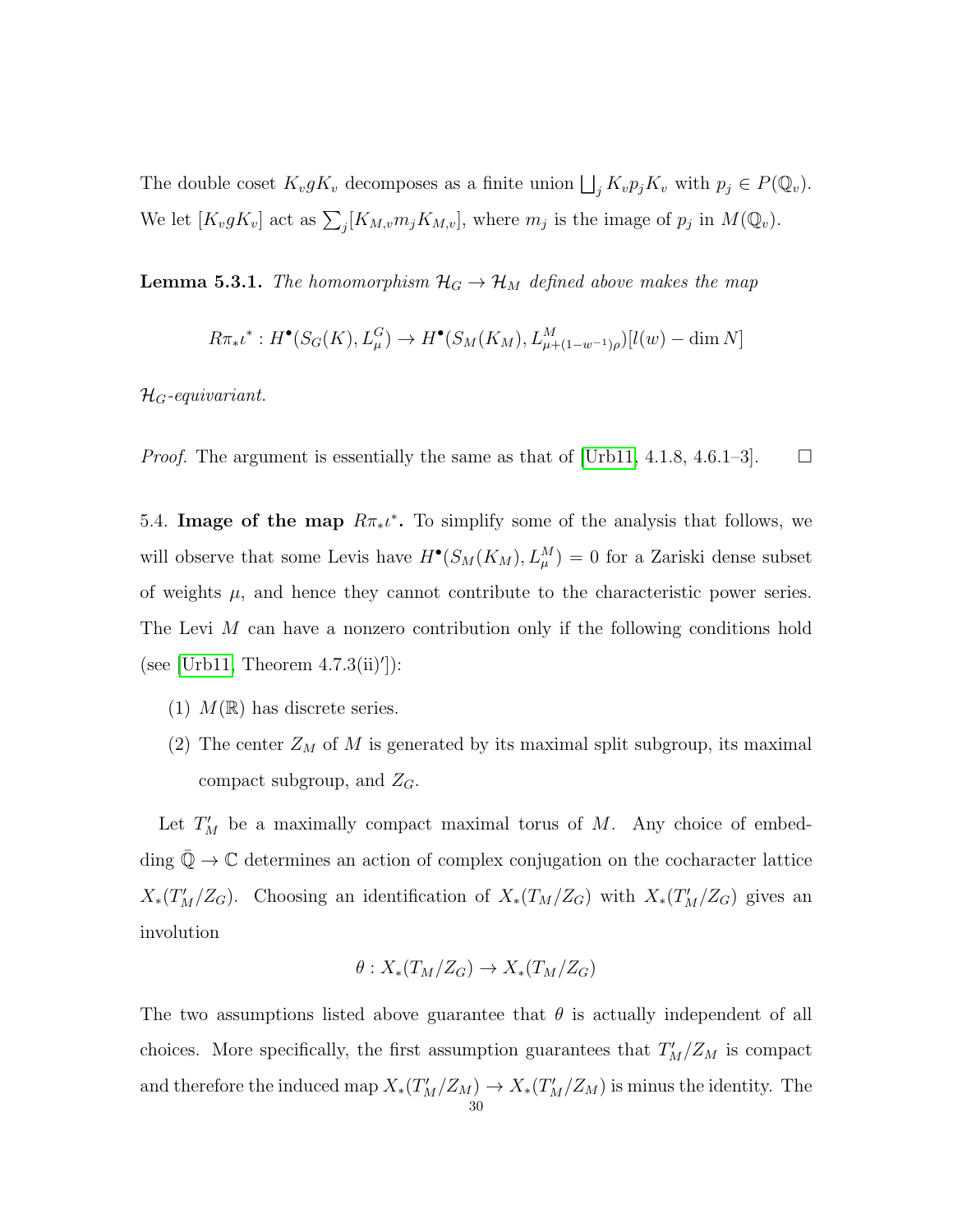The double coset $K_v g K_v$ decomposes as a finite union $\bigsqcup_j K_v p_j K_v$ with $p_j \in P(\mathbb{Q}_v)$. We let $[K_v g K_v]$ act as $\sum_j [K_{M,v} m_j K_{M,v}]$, where $m_j$ is the image of $p_j$ in $M(\mathbb{Q}_v)$.

**Lemma 5.3.1.** *The homomorphism $\mathcal{H}_G \to \mathcal{H}_M$ defined above makes the map*

$$R\pi_*\iota^* : H^\bullet(S_G(K), L^G_\mu) \to H^\bullet(S_M(K_M), L^M_{\mu+(1-w^{-1})\rho})[l(w) - \dim N]$$

*$\mathcal{H}_G$-equivariant.*

*Proof.* The argument is essentially the same as that of [Urb11, 4.1.8, 4.6.1–3]. □

5.4. **Image of the map $R\pi_*\iota^*$.** To simplify some of the analysis that follows, we will observe that some Levis have $H^\bullet(S_M(K_M), L^M_\mu) = 0$ for a Zariski dense subset of weights $\mu$, and hence they cannot contribute to the characteristic power series. The Levi $M$ can have a nonzero contribution only if the following conditions hold (see [Urb11, Theorem 4.7.3(ii)′]):

1. $M(\mathbb{R})$ has discrete series.
2. The center $Z_M$ of $M$ is generated by its maximal split subgroup, its maximal compact subgroup, and $Z_G$.

Let $T'_M$ be a maximally compact maximal torus of $M$. Any choice of embedding $\bar{\mathbb{Q}} \to \mathbb{C}$ determines an action of complex conjugation on the cocharacter lattice $X_*(T'_M/Z_G)$. Choosing an identification of $X_*(T_M/Z_G)$ with $X_*(T'_M/Z_G)$ gives an involution

$$\theta : X_*(T_M/Z_G) \to X_*(T_M/Z_G)$$

The two assumptions listed above guarantee that $\theta$ is actually independent of all choices. More specifically, the first assumption guarantees that $T'_M/Z_M$ is compact and therefore the induced map $X_*(T'_M/Z_M) \to X_*(T'_M/Z_M)$ is minus the identity. The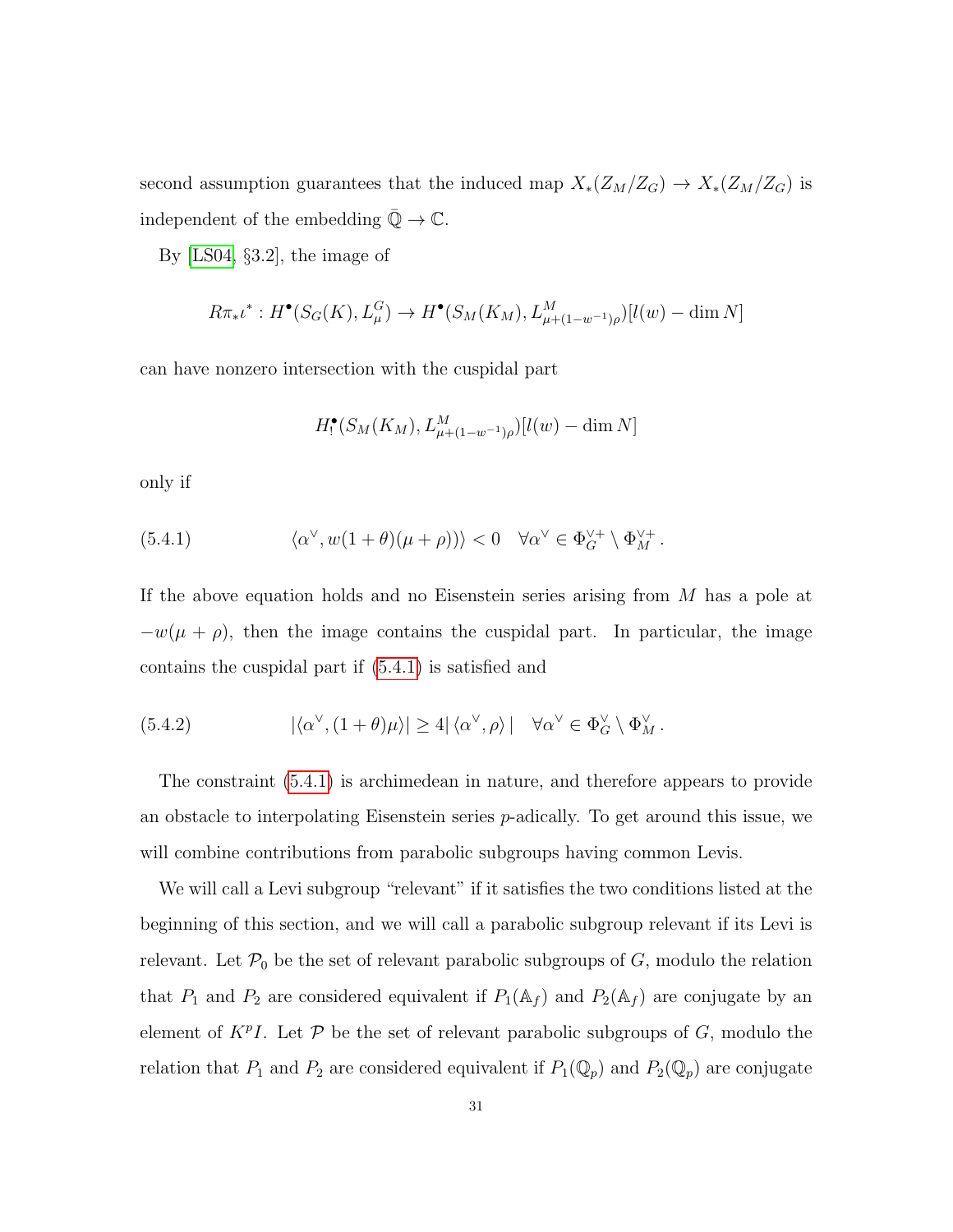second assumption guarantees that the induced map $X_*(Z_M/Z_G) \to X_*(Z_M/Z_G)$ is independent of the embedding $\bar{\mathbb{Q}} \to \mathbb{C}$.

By [LS04, §3.2], the image of

$$R\pi_*\iota^* : H^\bullet(S_G(K), L^G_\mu) \to H^\bullet(S_M(K_M), L^M_{\mu+(1-w^{-1})\rho})[l(w) - \dim N]$$

can have nonzero intersection with the cuspidal part

$$H^\bullet_!(S_M(K_M), L^M_{\mu+(1-w^{-1})\rho})[l(w) - \dim N]$$

only if

$$\langle \alpha^\vee, w(1+\theta)(\mu+\rho)) \rangle < 0 \quad \forall \alpha^\vee \in \Phi^{\vee +}_G \setminus \Phi^{\vee +}_M \,. \tag{5.4.1}$$

If the above equation holds and no Eisenstein series arising from $M$ has a pole at $-w(\mu+\rho)$, then the image contains the cuspidal part. In particular, the image contains the cuspidal part if (5.4.1) is satisfied and

$$|\langle \alpha^\vee, (1+\theta)\mu \rangle| \geq 4|\, \langle \alpha^\vee, \rho \rangle\, | \quad \forall \alpha^\vee \in \Phi^\vee_G \setminus \Phi^\vee_M \,. \tag{5.4.2}$$

The constraint (5.4.1) is archimedean in nature, and therefore appears to provide an obstacle to interpolating Eisenstein series $p$-adically. To get around this issue, we will combine contributions from parabolic subgroups having common Levis.

We will call a Levi subgroup "relevant" if it satisfies the two conditions listed at the beginning of this section, and we will call a parabolic subgroup relevant if its Levi is relevant. Let $\mathcal{P}_0$ be the set of relevant parabolic subgroups of $G$, modulo the relation that $P_1$ and $P_2$ are considered equivalent if $P_1(\mathbb{A}_f)$ and $P_2(\mathbb{A}_f)$ are conjugate by an element of $K^pI$. Let $\mathcal{P}$ be the set of relevant parabolic subgroups of $G$, modulo the relation that $P_1$ and $P_2$ are considered equivalent if $P_1(\mathbb{Q}_p)$ and $P_2(\mathbb{Q}_p)$ are conjugate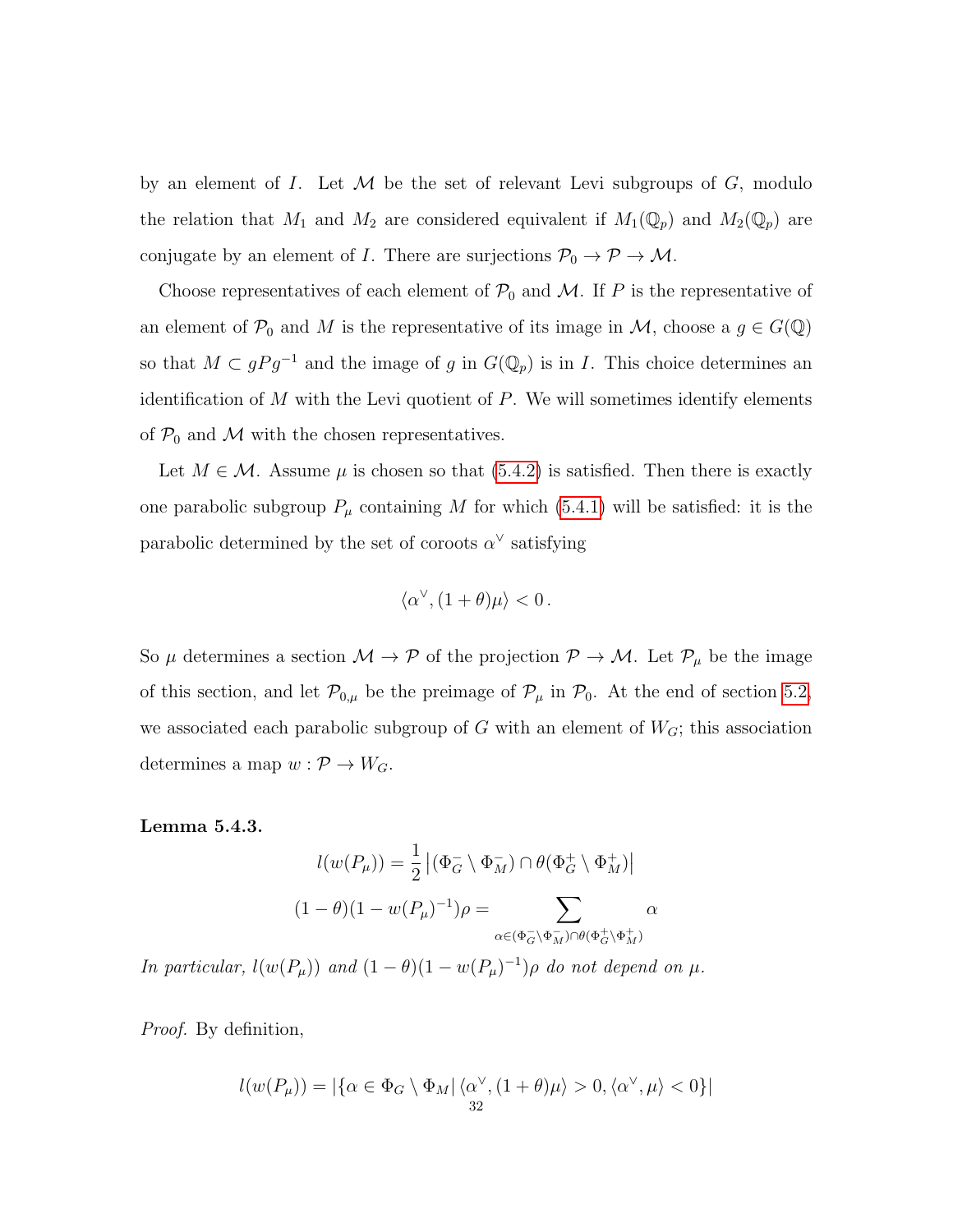by an element of $I$. Let $\mathcal{M}$ be the set of relevant Levi subgroups of $G$, modulo the relation that $M_1$ and $M_2$ are considered equivalent if $M_1(\mathbb{Q}_p)$ and $M_2(\mathbb{Q}_p)$ are conjugate by an element of $I$. There are surjections $\mathcal{P}_0 \to \mathcal{P} \to \mathcal{M}$.

Choose representatives of each element of $\mathcal{P}_0$ and $\mathcal{M}$. If $P$ is the representative of an element of $\mathcal{P}_0$ and $M$ is the representative of its image in $\mathcal{M}$, choose a $g \in G(\mathbb{Q})$ so that $M \subset gPg^{-1}$ and the image of $g$ in $G(\mathbb{Q}_p)$ is in $I$. This choice determines an identification of $M$ with the Levi quotient of $P$. We will sometimes identify elements of $\mathcal{P}_0$ and $\mathcal{M}$ with the chosen representatives.

Let $M \in \mathcal{M}$. Assume $\mu$ is chosen so that (5.4.2) is satisfied. Then there is exactly one parabolic subgroup $P_\mu$ containing $M$ for which (5.4.1) will be satisfied: it is the parabolic determined by the set of coroots $\alpha^\vee$ satisfying

$$\langle \alpha^\vee, (1+\theta)\mu \rangle < 0\,.$$

So $\mu$ determines a section $\mathcal{M} \to \mathcal{P}$ of the projection $\mathcal{P} \to \mathcal{M}$. Let $\mathcal{P}_\mu$ be the image of this section, and let $\mathcal{P}_{0,\mu}$ be the preimage of $\mathcal{P}_\mu$ in $\mathcal{P}_0$. At the end of section 5.2, we associated each parabolic subgroup of $G$ with an element of $W_G$; this association determines a map $w : \mathcal{P} \to W_G$.

**Lemma 5.4.3.**

$$l(w(P_\mu)) = \frac{1}{2}\left|(\Phi_G^- \setminus \Phi_M^-) \cap \theta(\Phi_G^+ \setminus \Phi_M^+)\right|$$

$$(1-\theta)(1-w(P_\mu)^{-1})\rho = \sum_{\alpha \in (\Phi_G^- \setminus \Phi_M^-) \cap \theta(\Phi_G^+ \setminus \Phi_M^+)} \alpha$$

*In particular, $l(w(P_\mu))$ and $(1-\theta)(1-w(P_\mu)^{-1})\rho$ do not depend on $\mu$.*

*Proof.* By definition,

$$l(w(P_\mu)) = |\{\alpha \in \Phi_G \setminus \Phi_M \,|\, \langle \alpha^\vee, (1+\theta)\mu \rangle > 0, \langle \alpha^\vee, \mu \rangle < 0\}|$$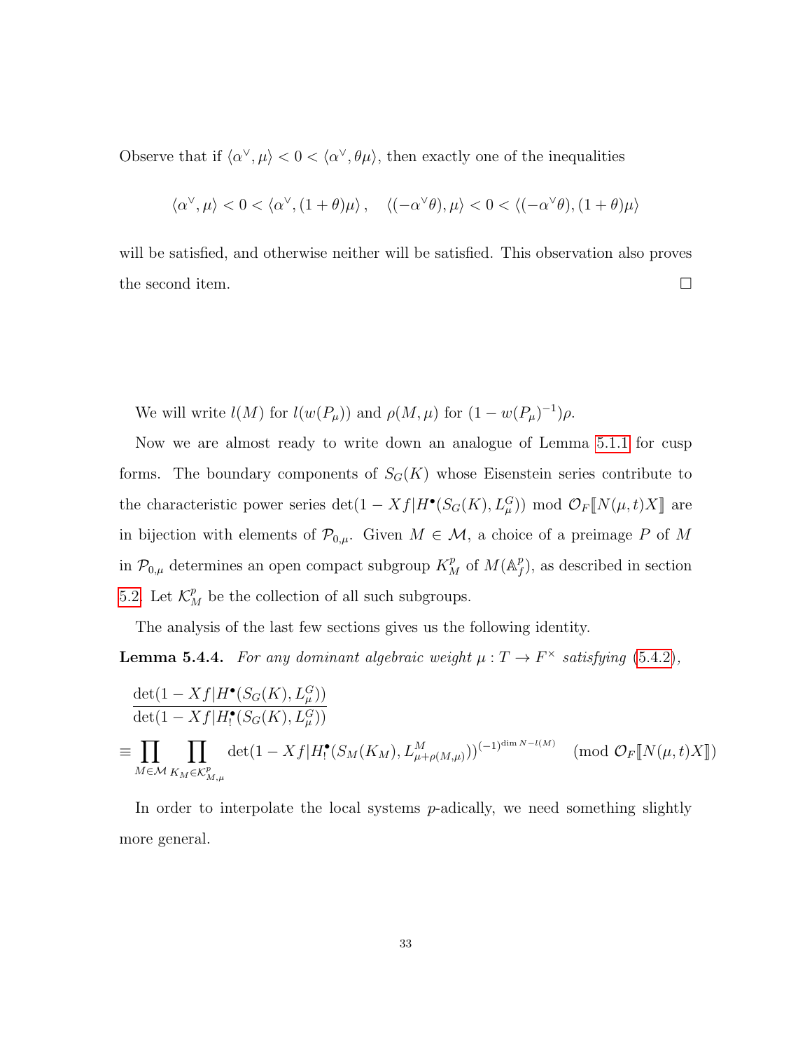Observe that if $\langle \alpha^\vee, \mu \rangle < 0 < \langle \alpha^\vee, \theta\mu \rangle$, then exactly one of the inequalities

$$\langle \alpha^\vee, \mu \rangle < 0 < \langle \alpha^\vee, (1+\theta)\mu \rangle \,, \quad \langle (-\alpha^\vee\theta), \mu \rangle < 0 < \langle (-\alpha^\vee\theta), (1+\theta)\mu \rangle$$

will be satisfied, and otherwise neither will be satisfied. This observation also proves the second item. □

We will write $l(M)$ for $l(w(P_\mu))$ and $\rho(M,\mu)$ for $(1 - w(P_\mu)^{-1})\rho$.

Now we are almost ready to write down an analogue of Lemma 5.1.1 for cusp forms. The boundary components of $S_G(K)$ whose Eisenstein series contribute to the characteristic power series $\det(1 - Xf|H^\bullet(S_G(K), L^G_\mu)) \bmod \mathcal{O}_F[\![N(\mu,t)X]\!]$ are in bijection with elements of $\mathcal{P}_{0,\mu}$. Given $M \in \mathcal{M}$, a choice of a preimage $P$ of $M$ in $\mathcal{P}_{0,\mu}$ determines an open compact subgroup $K^p_M$ of $M(\mathbb{A}^p_f)$, as described in section 5.2. Let $\mathcal{K}^p_M$ be the collection of all such subgroups.

The analysis of the last few sections gives us the following identity.

**Lemma 5.4.4.** *For any dominant algebraic weight $\mu : T \to F^\times$ satisfying (5.4.2),*

$$\frac{\det(1 - Xf|H^\bullet(S_G(K), L^G_\mu))}{\det(1 - Xf|H^\bullet_!(S_G(K), L^G_\mu))}$$
$$\equiv \prod_{M \in \mathcal{M}} \prod_{K_M \in \mathcal{K}^p_{M,\mu}} \det(1 - Xf|H^\bullet_!(S_M(K_M), L^M_{\mu+\rho(M,\mu)}))^{(-1)^{\dim N - l(M)}} \pmod{\mathcal{O}_F[\![N(\mu,t)X]\!]}$$

In order to interpolate the local systems $p$-adically, we need something slightly more general.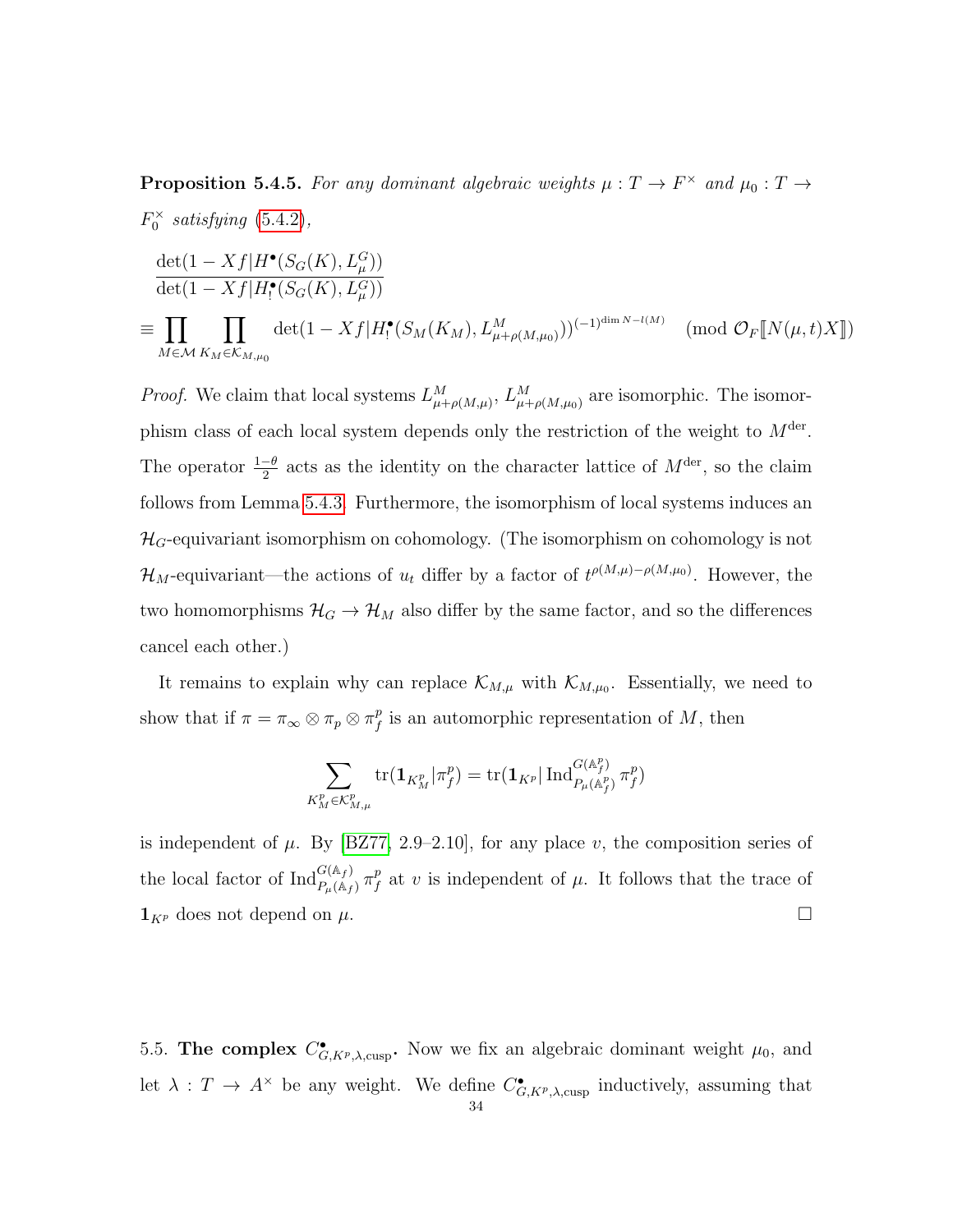**Proposition 5.4.5.** *For any dominant algebraic weights $\mu : T \to F^\times$ and $\mu_0 : T \to F_0^\times$ satisfying (5.4.2),*

$$\frac{\det(1 - Xf|H^\bullet(S_G(K), L^G_\mu))}{\det(1 - Xf|H^\bullet_!(S_G(K), L^G_\mu))}$$
$$\equiv \prod_{M \in \mathcal{M}} \prod_{K_M \in \mathcal{K}_{M,\mu_0}} \det(1 - Xf|H^\bullet_!(S_M(K_M), L^M_{\mu+\rho(M,\mu_0)}))^{(-1)^{\dim N - l(M)}} \pmod{\mathcal{O}_F[\![N(\mu,t)X]\!]}$$

*Proof.* We claim that local systems $L^M_{\mu+\rho(M,\mu)}$, $L^M_{\mu+\rho(M,\mu_0)}$ are isomorphic. The isomorphism class of each local system depends only the restriction of the weight to $M^{\mathrm{der}}$. The operator $\frac{1-\theta}{2}$ acts as the identity on the character lattice of $M^{\mathrm{der}}$, so the claim follows from Lemma 5.4.3. Furthermore, the isomorphism of local systems induces an $\mathcal{H}_G$-equivariant isomorphism on cohomology. (The isomorphism on cohomology is not $\mathcal{H}_M$-equivariant—the actions of $u_t$ differ by a factor of $t^{\rho(M,\mu)-\rho(M,\mu_0)}$. However, the two homomorphisms $\mathcal{H}_G \to \mathcal{H}_M$ also differ by the same factor, and so the differences cancel each other.)

It remains to explain why can replace $\mathcal{K}_{M,\mu}$ with $\mathcal{K}_{M,\mu_0}$. Essentially, we need to show that if $\pi = \pi_\infty \otimes \pi_p \otimes \pi_f^p$ is an automorphic representation of $M$, then

$$\sum_{K_M^p \in \mathcal{K}_{M,\mu}^p} \mathrm{tr}(\mathbf{1}_{K_M^p}|\pi_f^p) = \mathrm{tr}(\mathbf{1}_{K^p}|\operatorname{Ind}_{P_\mu(\mathbb{A}_f^p)}^{G(\mathbb{A}_f^p)} \pi_f^p)$$

is independent of $\mu$. By [BZ77, 2.9–2.10], for any place $v$, the composition series of the local factor of $\operatorname{Ind}_{P_\mu(\mathbb{A}_f)}^{G(\mathbb{A}_f)} \pi_f^p$ at $v$ is independent of $\mu$. It follows that the trace of $\mathbf{1}_{K^p}$ does not depend on $\mu$. $\square$

5.5. **The complex $C^\bullet_{G,K^p,\lambda,\mathrm{cusp}}$.** Now we fix an algebraic dominant weight $\mu_0$, and let $\lambda : T \to A^\times$ be any weight. We define $C^\bullet_{G,K^p,\lambda,\mathrm{cusp}}$ inductively, assuming that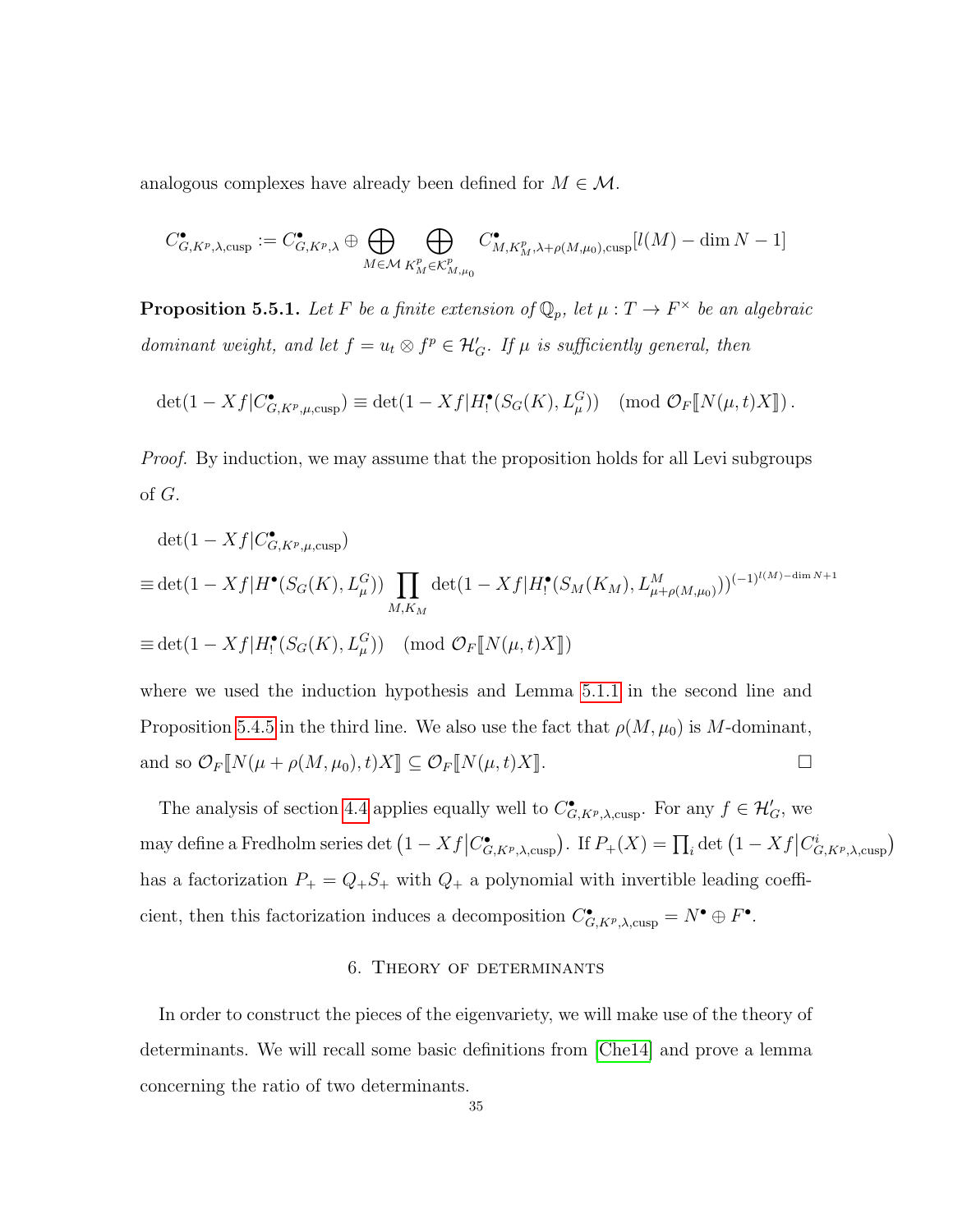analogous complexes have already been defined for $M \in \mathcal{M}$.

$$C^\bullet_{G,K^p,\lambda,\mathrm{cusp}} := C^\bullet_{G,K^p,\lambda} \oplus \bigoplus_{M\in\mathcal{M}} \bigoplus_{K^p_M \in \mathcal{K}^p_{M,\mu_0}} C^\bullet_{M,K^p_M,\lambda+\rho(M,\mu_0),\mathrm{cusp}}[l(M) - \dim N - 1]$$

**Proposition 5.5.1.** *Let $F$ be a finite extension of $\mathbb{Q}_p$, let $\mu : T \to F^\times$ be an algebraic dominant weight, and let $f = u_t \otimes f^p \in \mathcal{H}'_G$. If $\mu$ is sufficiently general, then*

$$\det(1 - Xf|C^\bullet_{G,K^p,\mu,\mathrm{cusp}}) \equiv \det(1 - Xf|H^\bullet_!(S_G(K), L^G_\mu)) \pmod{\mathcal{O}_F[\![N(\mu,t)X]\!]}.$$

*Proof.* By induction, we may assume that the proposition holds for all Levi subgroups of $G$.

$$\begin{aligned}
&\det(1 - Xf|C^\bullet_{G,K^p,\mu,\mathrm{cusp}}) \\
&\equiv \det(1 - Xf|H^\bullet(S_G(K), L^G_\mu)) \prod_{M,K_M} \det(1 - Xf|H^\bullet_!(S_M(K_M), L^M_{\mu+\rho(M,\mu_0)}))^{(-1)^{l(M)-\dim N+1}} \\
&\equiv \det(1 - Xf|H^\bullet_!(S_G(K), L^G_\mu)) \pmod{\mathcal{O}_F[\![N(\mu,t)X]\!]}
\end{aligned}$$

where we used the induction hypothesis and Lemma 5.1.1 in the second line and Proposition 5.4.5 in the third line. We also use the fact that $\rho(M,\mu_0)$ is $M$-dominant, and so $\mathcal{O}_F[\![N(\mu + \rho(M,\mu_0),t)X]\!] \subseteq \mathcal{O}_F[\![N(\mu,t)X]\!]$. $\square$

The analysis of section 4.4 applies equally well to $C^\bullet_{G,K^p,\lambda,\mathrm{cusp}}$. For any $f \in \mathcal{H}'_G$, we may define a Fredholm series $\det\left(1 - Xf\middle|C^\bullet_{G,K^p,\lambda,\mathrm{cusp}}\right)$. If $P_+(X) = \prod_i \det\left(1 - Xf\middle|C^i_{G,K^p,\lambda,\mathrm{cusp}}\right)$ has a factorization $P_+ = Q_+S_+$ with $Q_+$ a polynomial with invertible leading coefficient, then this factorization induces a decomposition $C^\bullet_{G,K^p,\lambda,\mathrm{cusp}} = N^\bullet \oplus F^\bullet$.

## 6. Theory of determinants

In order to construct the pieces of the eigenvariety, we will make use of the theory of determinants. We will recall some basic definitions from [Che14] and prove a lemma concerning the ratio of two determinants.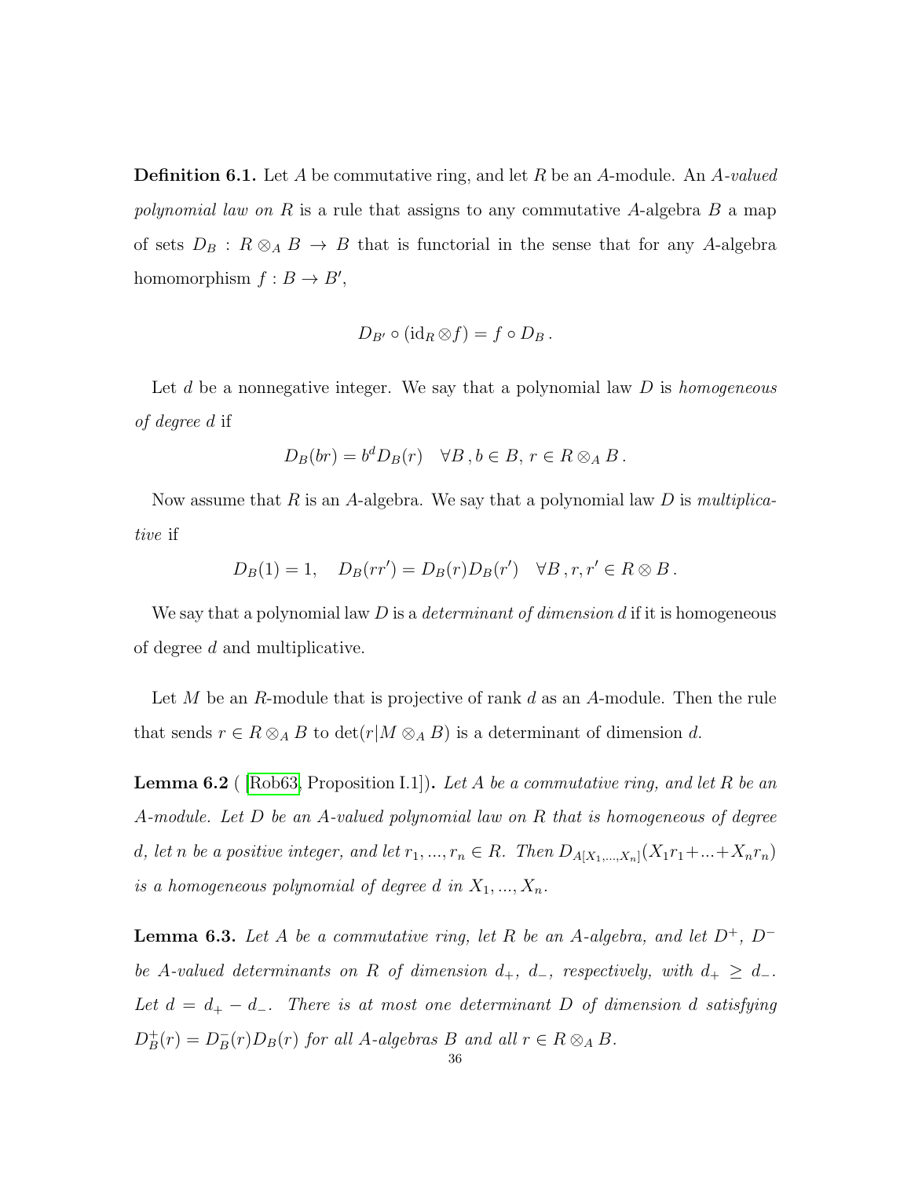**Definition 6.1.** Let $A$ be commutative ring, and let $R$ be an $A$-module. An *$A$-valued polynomial law on $R$* is a rule that assigns to any commutative $A$-algebra $B$ a map of sets $D_B : R \otimes_A B \to B$ that is functorial in the sense that for any $A$-algebra homomorphism $f : B \to B'$,

$$D_{B'} \circ (\mathrm{id}_R \otimes f) = f \circ D_B \,.$$

Let $d$ be a nonnegative integer. We say that a polynomial law $D$ is *homogeneous of degree $d$* if

$$D_B(br) = b^d D_B(r) \quad \forall B \,, b \in B, \, r \in R \otimes_A B \,.$$

Now assume that $R$ is an $A$-algebra. We say that a polynomial law $D$ is *multiplicative* if

$$D_B(1) = 1, \quad D_B(rr') = D_B(r) D_B(r') \quad \forall B \,, r, r' \in R \otimes B \,.$$

We say that a polynomial law $D$ is a *determinant of dimension $d$* if it is homogeneous of degree $d$ and multiplicative.

Let $M$ be an $R$-module that is projective of rank $d$ as an $A$-module. Then the rule that sends $r \in R \otimes_A B$ to $\det(r|M \otimes_A B)$ is a determinant of dimension $d$.

**Lemma 6.2** ( [Rob63, Proposition I.1])**.** *Let $A$ be a commutative ring, and let $R$ be an $A$-module. Let $D$ be an $A$-valued polynomial law on $R$ that is homogeneous of degree $d$, let $n$ be a positive integer, and let $r_1, ..., r_n \in R$. Then $D_{A[X_1,...,X_n]}(X_1 r_1 + ... + X_n r_n)$ is a homogeneous polynomial of degree $d$ in $X_1, ..., X_n$.*

**Lemma 6.3.** *Let $A$ be a commutative ring, let $R$ be an $A$-algebra, and let $D^+$, $D^-$ be $A$-valued determinants on $R$ of dimension $d_+$, $d_-$, respectively, with $d_+ \geq d_-$. Let $d = d_+ - d_-$. There is at most one determinant $D$ of dimension $d$ satisfying $D^+_B(r) = D^-_B(r) D_B(r)$ for all $A$-algebras $B$ and all $r \in R \otimes_A B$.*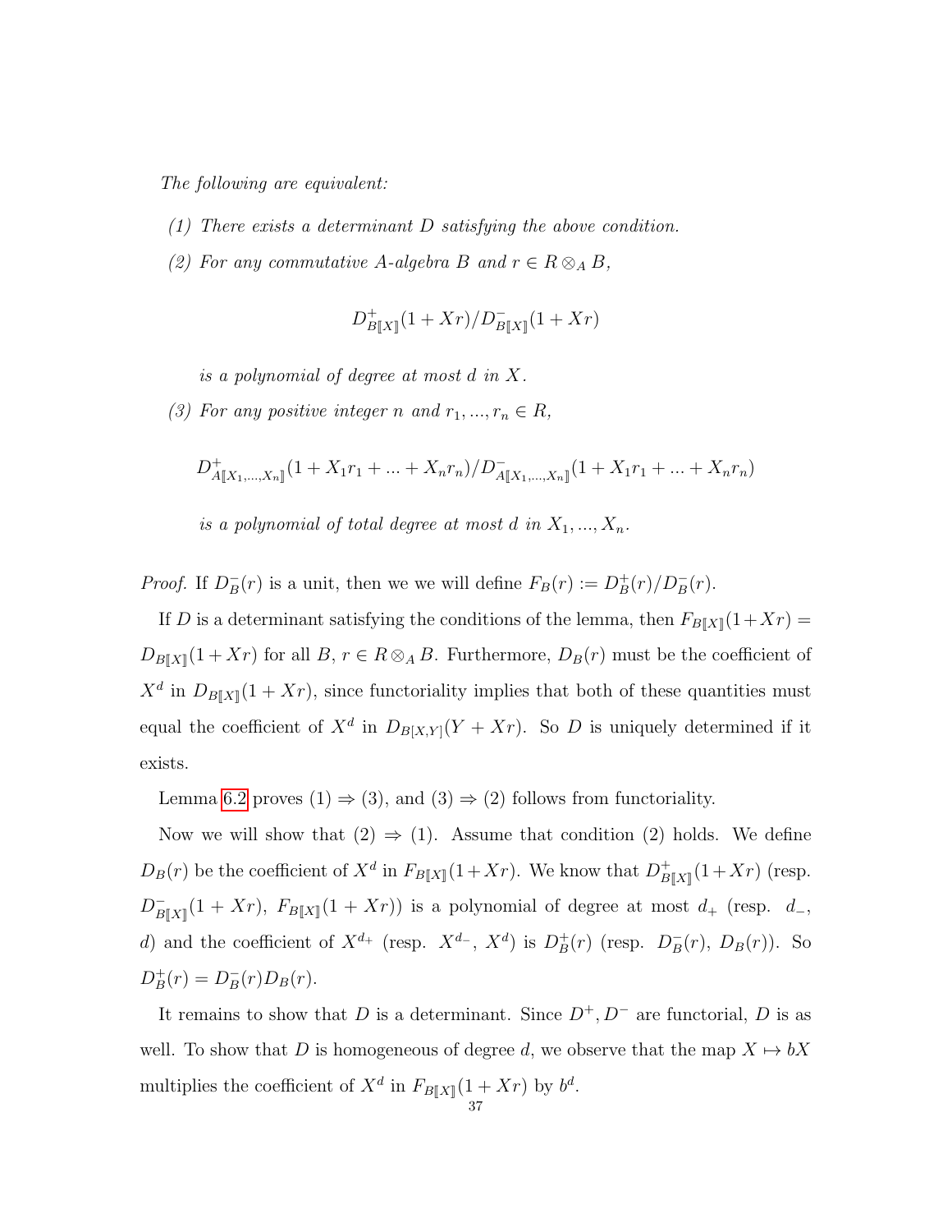*The following are equivalent:*

1. *There exists a determinant $D$ satisfying the above condition.*
2. *For any commutative $A$-algebra $B$ and $r \in R \otimes_A B$,*

   $$D^+_{B[\![X]\!]}(1+Xr)/D^-_{B[\![X]\!]}(1+Xr)$$

   *is a polynomial of degree at most $d$ in $X$.*
3. *For any positive integer $n$ and $r_1, ..., r_n \in R$,*

   $$D^+_{A[\![X_1,...,X_n]\!]}(1+X_1r_1+...+X_nr_n)/D^-_{A[\![X_1,...,X_n]\!]}(1+X_1r_1+...+X_nr_n)$$

   *is a polynomial of total degree at most $d$ in $X_1, ..., X_n$.*

*Proof.* If $D^-_B(r)$ is a unit, then we we will define $F_B(r) := D^+_B(r)/D^-_B(r)$.

If $D$ is a determinant satisfying the conditions of the lemma, then $F_{B[\![X]\!]}(1+Xr) = D_{B[\![X]\!]}(1+Xr)$ for all $B$, $r \in R \otimes_A B$. Furthermore, $D_B(r)$ must be the coefficient of $X^d$ in $D_{B[\![X]\!]}(1+Xr)$, since functoriality implies that both of these quantities must equal the coefficient of $X^d$ in $D_{B[X,Y]}(Y+Xr)$. So $D$ is uniquely determined if it exists.

Lemma 6.2 proves (1) $\Rightarrow$ (3), and (3) $\Rightarrow$ (2) follows from functoriality.

Now we will show that (2) $\Rightarrow$ (1). Assume that condition (2) holds. We define $D_B(r)$ be the coefficient of $X^d$ in $F_{B[\![X]\!]}(1+Xr)$. We know that $D^+_{B[\![X]\!]}(1+Xr)$ (resp. $D^-_{B[\![X]\!]}(1+Xr)$, $F_{B[\![X]\!]}(1+Xr)$) is a polynomial of degree at most $d_+$ (resp. $d_-$, $d$) and the coefficient of $X^{d_+}$ (resp. $X^{d_-}$, $X^d$) is $D^+_B(r)$ (resp. $D^-_B(r)$, $D_B(r)$). So $D^+_B(r) = D^-_B(r)D_B(r)$.

It remains to show that $D$ is a determinant. Since $D^+, D^-$ are functorial, $D$ is as well. To show that $D$ is homogeneous of degree $d$, we observe that the map $X \mapsto bX$ multiplies the coefficient of $X^d$ in $F_{B[\![X]\!]}(1+Xr)$ by $b^d$.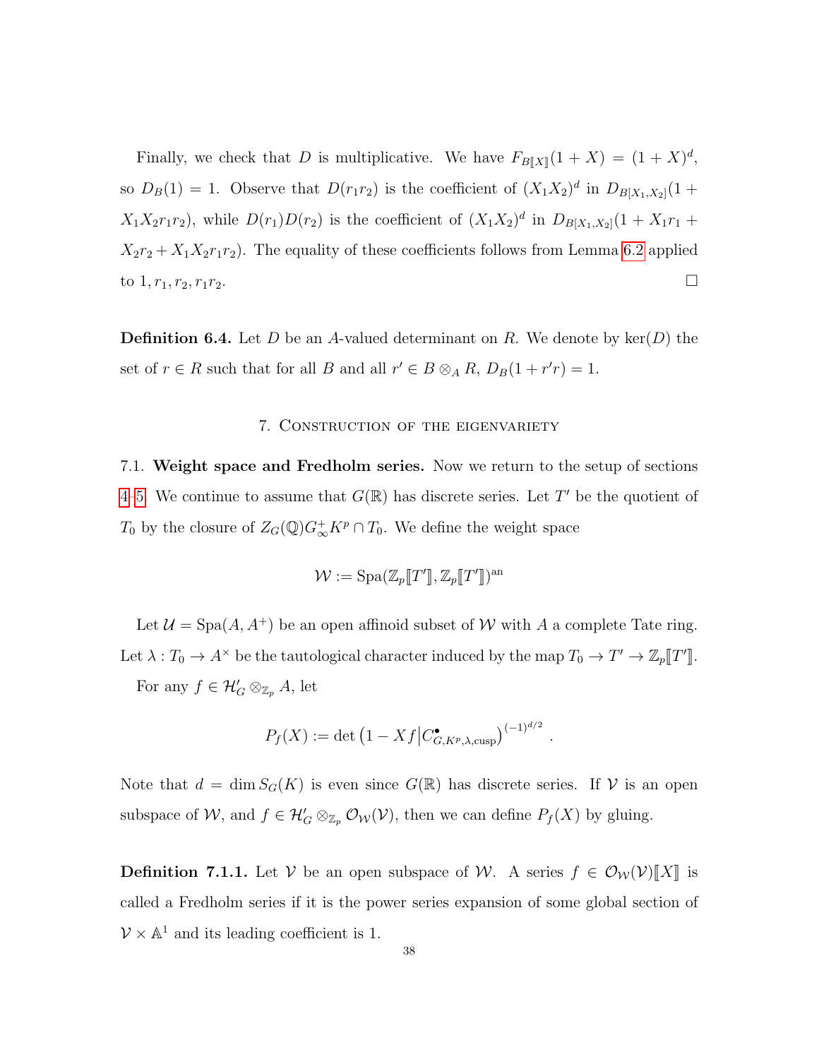Finally, we check that $D$ is multiplicative. We have $F_{B[\![X]\!]}(1+X) = (1+X)^d$, so $D_B(1) = 1$. Observe that $D(r_1 r_2)$ is the coefficient of $(X_1X_2)^d$ in $D_{B[X_1,X_2]}(1 + X_1X_2r_1r_2)$, while $D(r_1)D(r_2)$ is the coefficient of $(X_1X_2)^d$ in $D_{B[X_1,X_2]}(1 + X_1r_1 + X_2r_2 + X_1X_2r_1r_2)$. The equality of these coefficients follows from Lemma 6.2 applied to $1, r_1, r_2, r_1r_2$. $\square$

**Definition 6.4.** Let $D$ be an $A$-valued determinant on $R$. We denote by $\ker(D)$ the set of $r \in R$ such that for all $B$ and all $r' \in B \otimes_A R$, $D_B(1 + r'r) = 1$.

## 7. Construction of the eigenvariety

**7.1. Weight space and Fredholm series.** Now we return to the setup of sections 4–5. We continue to assume that $G(\mathbb{R})$ has discrete series. Let $T'$ be the quotient of $T_0$ by the closure of $Z_G(\mathbb{Q})G_\infty^+ K^p \cap T_0$. We define the weight space

$$\mathcal{W} := \operatorname{Spa}(\mathbb{Z}_p[\![T']\!], \mathbb{Z}_p[\![T']\!])^{\mathrm{an}}$$

Let $\mathcal{U} = \operatorname{Spa}(A, A^+)$ be an open affinoid subset of $\mathcal{W}$ with $A$ a complete Tate ring. Let $\lambda : T_0 \to A^\times$ be the tautological character induced by the map $T_0 \to T' \to \mathbb{Z}_p[\![T']\!]$.

For any $f \in \mathcal{H}'_G \otimes_{\mathbb{Z}_p} A$, let

$$P_f(X) := \det\left(1 - Xf \middle| C^\bullet_{G,K^p,\lambda,\mathrm{cusp}}\right)^{(-1)^{d/2}}.$$

Note that $d = \dim S_G(K)$ is even since $G(\mathbb{R})$ has discrete series. If $\mathcal{V}$ is an open subspace of $\mathcal{W}$, and $f \in \mathcal{H}'_G \otimes_{\mathbb{Z}_p} \mathcal{O}_{\mathcal{W}}(\mathcal{V})$, then we can define $P_f(X)$ by gluing.

**Definition 7.1.1.** Let $\mathcal{V}$ be an open subspace of $\mathcal{W}$. A series $f \in \mathcal{O}_{\mathcal{W}}(\mathcal{V})[\![X]\!]$ is called a Fredholm series if it is the power series expansion of some global section of $\mathcal{V} \times \mathbb{A}^1$ and its leading coefficient is 1.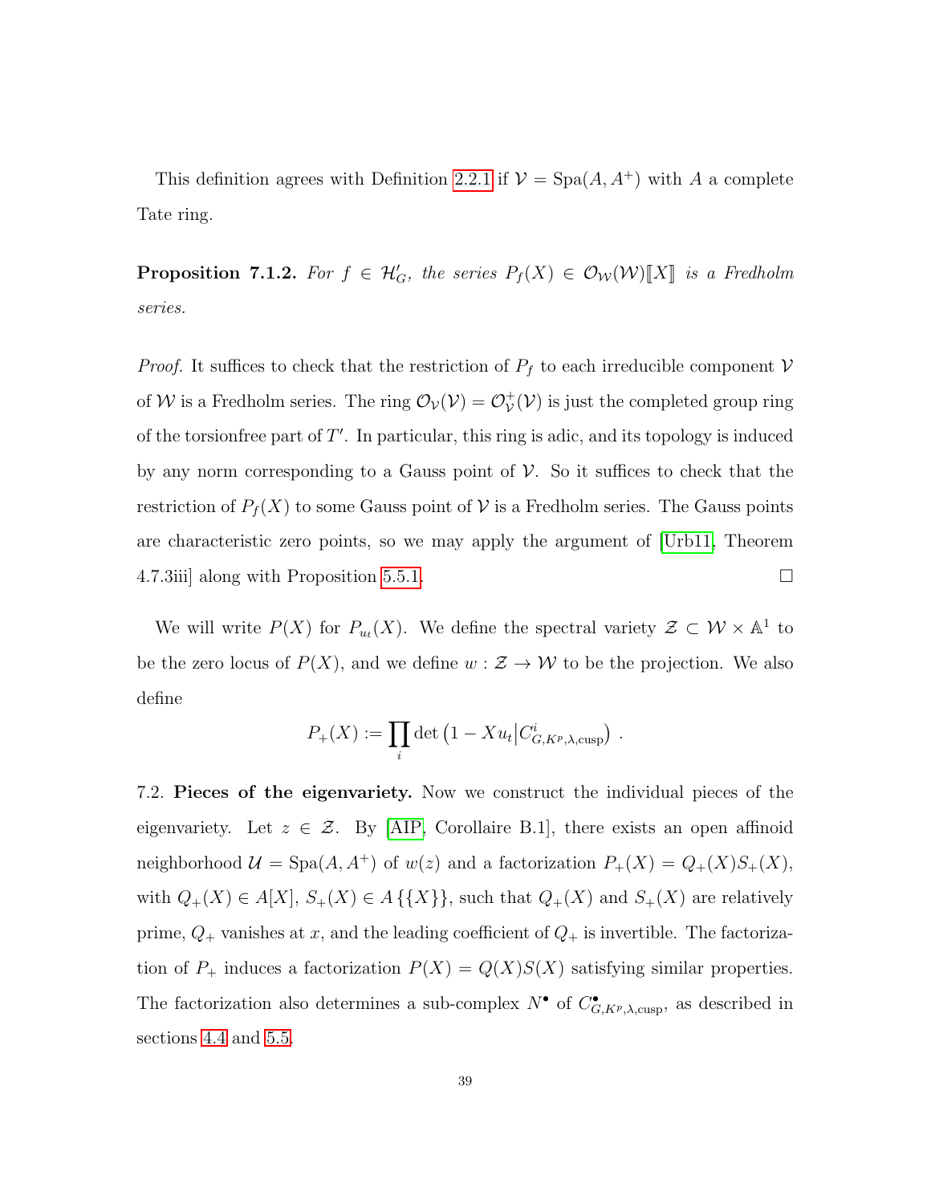This definition agrees with Definition 2.2.1 if $\mathcal{V} = \operatorname{Spa}(A, A^+)$ with $A$ a complete Tate ring.

**Proposition 7.1.2.** *For $f \in \mathcal{H}'_G$, the series $P_f(X) \in \mathcal{O}_{\mathcal{W}}(\mathcal{W})[\![X]\!]$ is a Fredholm series.*

*Proof.* It suffices to check that the restriction of $P_f$ to each irreducible component $\mathcal{V}$ of $\mathcal{W}$ is a Fredholm series. The ring $\mathcal{O}_{\mathcal{V}}(\mathcal{V}) = \mathcal{O}^+_{\mathcal{V}}(\mathcal{V})$ is just the completed group ring of the torsionfree part of $T'$. In particular, this ring is adic, and its topology is induced by any norm corresponding to a Gauss point of $\mathcal{V}$. So it suffices to check that the restriction of $P_f(X)$ to some Gauss point of $\mathcal{V}$ is a Fredholm series. The Gauss points are characteristic zero points, so we may apply the argument of [Urb11, Theorem 4.7.3iii] along with Proposition 5.5.1. □

We will write $P(X)$ for $P_{u_t}(X)$. We define the spectral variety $\mathcal{Z} \subset \mathcal{W} \times \mathbb{A}^1$ to be the zero locus of $P(X)$, and we define $w : \mathcal{Z} \to \mathcal{W}$ to be the projection. We also define

$$P_+(X) := \prod_i \det\left(1 - Xu_t \middle| C^i_{G,K^p,\lambda,\mathrm{cusp}}\right) .$$

7.2. **Pieces of the eigenvariety.** Now we construct the individual pieces of the eigenvariety. Let $z \in \mathcal{Z}$. By [AIP, Corollaire B.1], there exists an open affinoid neighborhood $\mathcal{U} = \operatorname{Spa}(A, A^+)$ of $w(z)$ and a factorization $P_+(X) = Q_+(X)S_+(X)$, with $Q_+(X) \in A[X]$, $S_+(X) \in A\{\{X\}\}$, such that $Q_+(X)$ and $S_+(X)$ are relatively prime, $Q_+$ vanishes at $x$, and the leading coefficient of $Q_+$ is invertible. The factorization of $P_+$ induces a factorization $P(X) = Q(X)S(X)$ satisfying similar properties. The factorization also determines a sub-complex $N^\bullet$ of $C^\bullet_{G,K^p,\lambda,\mathrm{cusp}}$, as described in sections 4.4 and 5.5.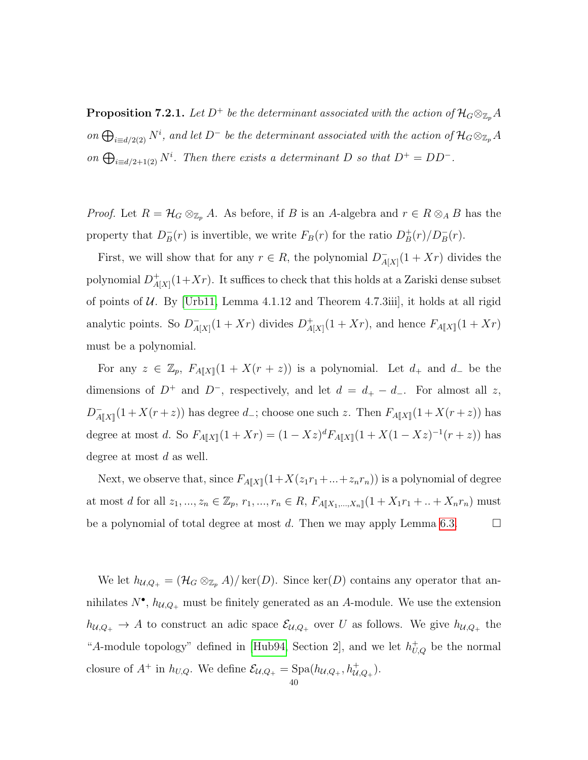**Proposition 7.2.1.** *Let $D^+$ be the determinant associated with the action of $\mathcal{H}_G \otimes_{\mathbb{Z}_p} A$ on $\bigoplus_{i \equiv d/2(2)} N^i$, and let $D^-$ be the determinant associated with the action of $\mathcal{H}_G \otimes_{\mathbb{Z}_p} A$ on $\bigoplus_{i \equiv d/2+1(2)} N^i$. Then there exists a determinant $D$ so that $D^+ = DD^-$.*

*Proof.* Let $R = \mathcal{H}_G \otimes_{\mathbb{Z}_p} A$. As before, if $B$ is an $A$-algebra and $r \in R \otimes_A B$ has the property that $D^-_B(r)$ is invertible, we write $F_B(r)$ for the ratio $D^+_B(r)/D^-_B(r)$.

First, we will show that for any $r \in R$, the polynomial $D^-_{A[X]}(1 + Xr)$ divides the polynomial $D^+_{A[X]}(1+Xr)$. It suffices to check that this holds at a Zariski dense subset of points of $\mathcal{U}$. By [Urb11, Lemma 4.1.12 and Theorem 4.7.3iii], it holds at all rigid analytic points. So $D^-_{A[X]}(1 + Xr)$ divides $D^+_{A[X]}(1 + Xr)$, and hence $F_{A[\![X]\!]}(1 + Xr)$ must be a polynomial.

For any $z \in \mathbb{Z}_p$, $F_{A[\![X]\!]}(1 + X(r + z))$ is a polynomial. Let $d_+$ and $d_-$ be the dimensions of $D^+$ and $D^-$, respectively, and let $d = d_+ - d_-$. For almost all $z$, $D^-_{A[\![X]\!]}(1+X(r+z))$ has degree $d_-$; choose one such $z$. Then $F_{A[\![X]\!]}(1+X(r+z))$ has degree at most $d$. So $F_{A[\![X]\!]}(1 + Xr) = (1 - Xz)^d F_{A[\![X]\!]}(1 + X(1 - Xz)^{-1}(r + z))$ has degree at most $d$ as well.

Next, we observe that, since $F_{A[\![X]\!]}(1+X(z_1r_1+...+z_nr_n))$ is a polynomial of degree at most $d$ for all $z_1, ..., z_n \in \mathbb{Z}_p$, $r_1, ..., r_n \in R$, $F_{A[\![X_1,...,X_n]\!]}(1 + X_1r_1 + .. + X_nr_n)$ must be a polynomial of total degree at most $d$. Then we may apply Lemma 6.3. $\square$

We let $h_{\mathcal{U},Q_+} = (\mathcal{H}_G \otimes_{\mathbb{Z}_p} A)/\ker(D)$. Since $\ker(D)$ contains any operator that annihilates $N^\bullet$, $h_{\mathcal{U},Q_+}$ must be finitely generated as an $A$-module. We use the extension $h_{\mathcal{U},Q_+} \to A$ to construct an adic space $\mathcal{E}_{\mathcal{U},Q_+}$ over $U$ as follows. We give $h_{\mathcal{U},Q_+}$ the "$A$-module topology" defined in [Hub94, Section 2], and we let $h^+_{U,Q}$ be the normal closure of $A^+$ in $h_{U,Q}$. We define $\mathcal{E}_{\mathcal{U},Q_+} = \mathrm{Spa}(h_{\mathcal{U},Q_+}, h^+_{\mathcal{U},Q_+})$.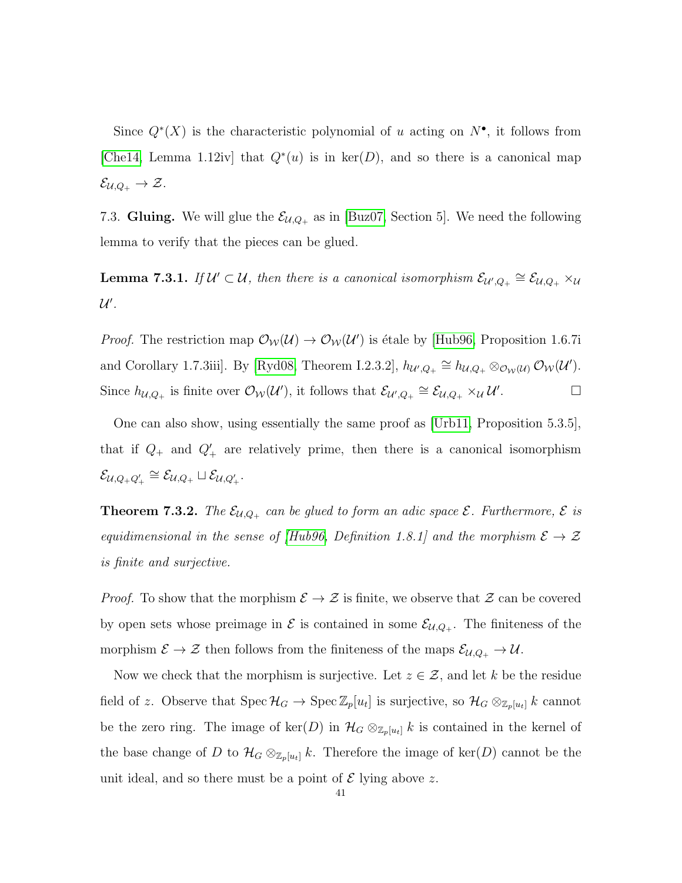Since $Q^*(X)$ is the characteristic polynomial of $u$ acting on $N^\bullet$, it follows from [Che14, Lemma 1.12iv] that $Q^*(u)$ is in $\ker(D)$, and so there is a canonical map $\mathcal{E}_{\mathcal{U},Q_+} \to \mathcal{Z}$.

7.3. **Gluing.** We will glue the $\mathcal{E}_{\mathcal{U},Q_+}$ as in [Buz07, Section 5]. We need the following lemma to verify that the pieces can be glued.

**Lemma 7.3.1.** *If $\mathcal{U}' \subset \mathcal{U}$, then there is a canonical isomorphism $\mathcal{E}_{\mathcal{U}',Q_+} \cong \mathcal{E}_{\mathcal{U},Q_+} \times_{\mathcal{U}} \mathcal{U}'$.*

*Proof.* The restriction map $\mathcal{O}_{\mathcal{W}}(\mathcal{U}) \to \mathcal{O}_{\mathcal{W}}(\mathcal{U}')$ is étale by [Hub96, Proposition 1.6.7i and Corollary 1.7.3iii]. By [Ryd08, Theorem I.2.3.2], $h_{\mathcal{U}',Q_+} \cong h_{\mathcal{U},Q_+} \otimes_{\mathcal{O}_{\mathcal{W}}(\mathcal{U})} \mathcal{O}_{\mathcal{W}}(\mathcal{U}')$. Since $h_{\mathcal{U},Q_+}$ is finite over $\mathcal{O}_{\mathcal{W}}(\mathcal{U}')$, it follows that $\mathcal{E}_{\mathcal{U}',Q_+} \cong \mathcal{E}_{\mathcal{U},Q_+} \times_{\mathcal{U}} \mathcal{U}'$. □

One can also show, using essentially the same proof as [Urb11, Proposition 5.3.5], that if $Q_+$ and $Q'_+$ are relatively prime, then there is a canonical isomorphism $\mathcal{E}_{\mathcal{U},Q_+Q'_+} \cong \mathcal{E}_{\mathcal{U},Q_+} \sqcup \mathcal{E}_{\mathcal{U},Q'_+}$.

**Theorem 7.3.2.** *The $\mathcal{E}_{\mathcal{U},Q_+}$ can be glued to form an adic space $\mathcal{E}$. Furthermore, $\mathcal{E}$ is equidimensional in the sense of [Hub96, Definition 1.8.1] and the morphism $\mathcal{E} \to \mathcal{Z}$ is finite and surjective.*

*Proof.* To show that the morphism $\mathcal{E} \to \mathcal{Z}$ is finite, we observe that $\mathcal{Z}$ can be covered by open sets whose preimage in $\mathcal{E}$ is contained in some $\mathcal{E}_{\mathcal{U},Q_+}$. The finiteness of the morphism $\mathcal{E} \to \mathcal{Z}$ then follows from the finiteness of the maps $\mathcal{E}_{\mathcal{U},Q_+} \to \mathcal{U}$.

Now we check that the morphism is surjective. Let $z \in \mathcal{Z}$, and let $k$ be the residue field of $z$. Observe that $\operatorname{Spec} \mathcal{H}_G \to \operatorname{Spec} \mathbb{Z}_p[u_t]$ is surjective, so $\mathcal{H}_G \otimes_{\mathbb{Z}_p[u_t]} k$ cannot be the zero ring. The image of $\ker(D)$ in $\mathcal{H}_G \otimes_{\mathbb{Z}_p[u_t]} k$ is contained in the kernel of the base change of $D$ to $\mathcal{H}_G \otimes_{\mathbb{Z}_p[u_t]} k$. Therefore the image of $\ker(D)$ cannot be the unit ideal, and so there must be a point of $\mathcal{E}$ lying above $z$.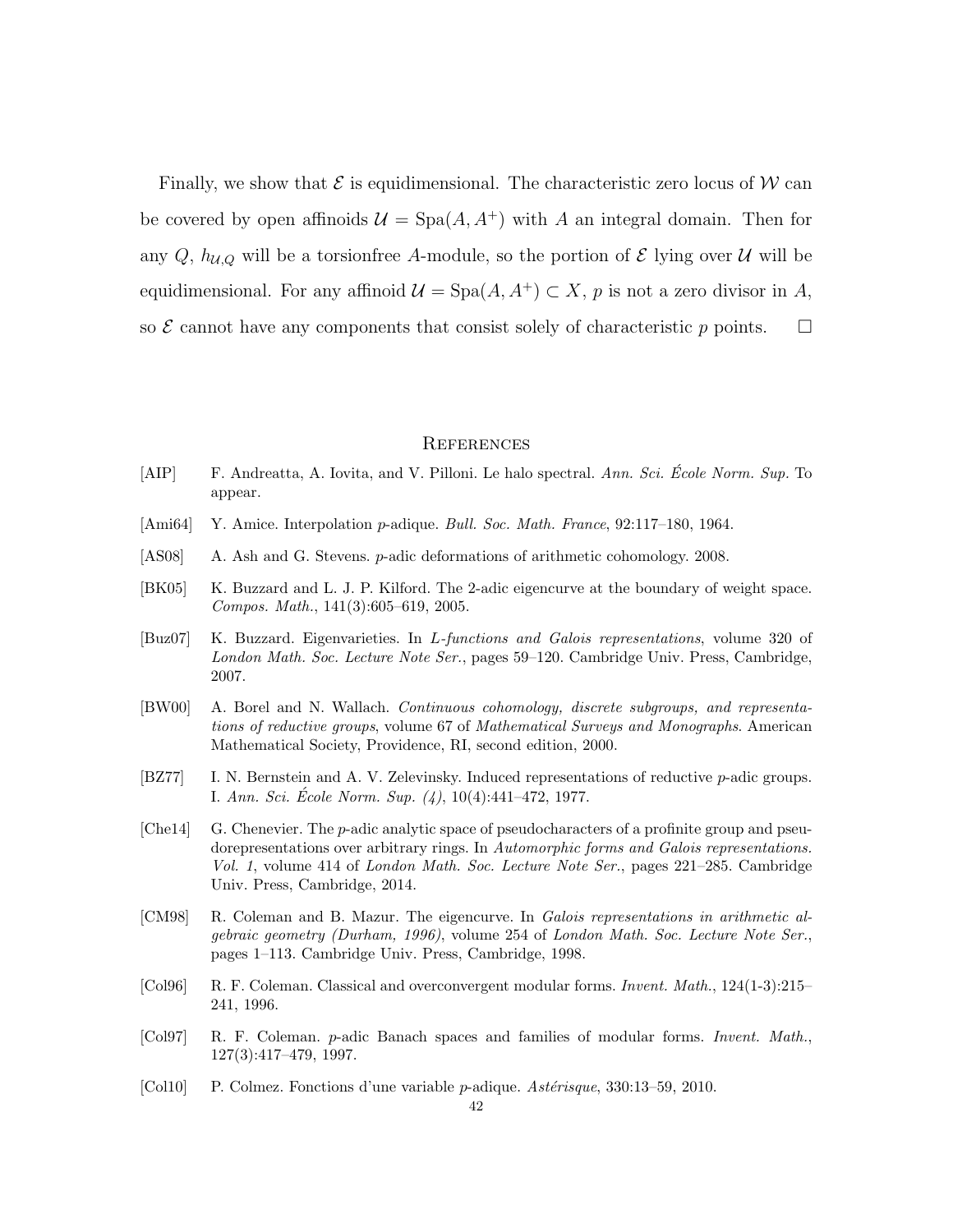Finally, we show that $\mathcal{E}$ is equidimensional. The characteristic zero locus of $\mathcal{W}$ can be covered by open affinoids $\mathcal{U} = \mathrm{Spa}(A, A^+)$ with $A$ an integral domain. Then for any $Q$, $h_{\mathcal{U},Q}$ will be a torsionfree $A$-module, so the portion of $\mathcal{E}$ lying over $\mathcal{U}$ will be equidimensional. For any affinoid $\mathcal{U} = \mathrm{Spa}(A, A^+) \subset X$, $p$ is not a zero divisor in $A$, so $\mathcal{E}$ cannot have any components that consist solely of characteristic $p$ points. $\square$

## References

- [AIP] F. Andreatta, A. Iovita, and V. Pilloni. Le halo spectral. *Ann. Sci. École Norm. Sup.* To appear.
- [Ami64] Y. Amice. Interpolation $p$-adique. *Bull. Soc. Math. France*, 92:117–180, 1964.
- [AS08] A. Ash and G. Stevens. $p$-adic deformations of arithmetic cohomology. 2008.
- [BK05] K. Buzzard and L. J. P. Kilford. The 2-adic eigencurve at the boundary of weight space. *Compos. Math.*, 141(3):605–619, 2005.
- [Buz07] K. Buzzard. Eigenvarieties. In *L-functions and Galois representations*, volume 320 of *London Math. Soc. Lecture Note Ser.*, pages 59–120. Cambridge Univ. Press, Cambridge, 2007.
- [BW00] A. Borel and N. Wallach. *Continuous cohomology, discrete subgroups, and representations of reductive groups*, volume 67 of *Mathematical Surveys and Monographs*. American Mathematical Society, Providence, RI, second edition, 2000.
- [BZ77] I. N. Bernstein and A. V. Zelevinsky. Induced representations of reductive $p$-adic groups. I. *Ann. Sci. École Norm. Sup. (4)*, 10(4):441–472, 1977.
- [Che14] G. Chenevier. The $p$-adic analytic space of pseudocharacters of a profinite group and pseudorepresentations over arbitrary rings. In *Automorphic forms and Galois representations. Vol. 1*, volume 414 of *London Math. Soc. Lecture Note Ser.*, pages 221–285. Cambridge Univ. Press, Cambridge, 2014.
- [CM98] R. Coleman and B. Mazur. The eigencurve. In *Galois representations in arithmetic algebraic geometry (Durham, 1996)*, volume 254 of *London Math. Soc. Lecture Note Ser.*, pages 1–113. Cambridge Univ. Press, Cambridge, 1998.
- [Col96] R. F. Coleman. Classical and overconvergent modular forms. *Invent. Math.*, 124(1-3):215–241, 1996.
- [Col97] R. F. Coleman. $p$-adic Banach spaces and families of modular forms. *Invent. Math.*, 127(3):417–479, 1997.
- [Col10] P. Colmez. Fonctions d'une variable $p$-adique. *Astérisque*, 330:13–59, 2010.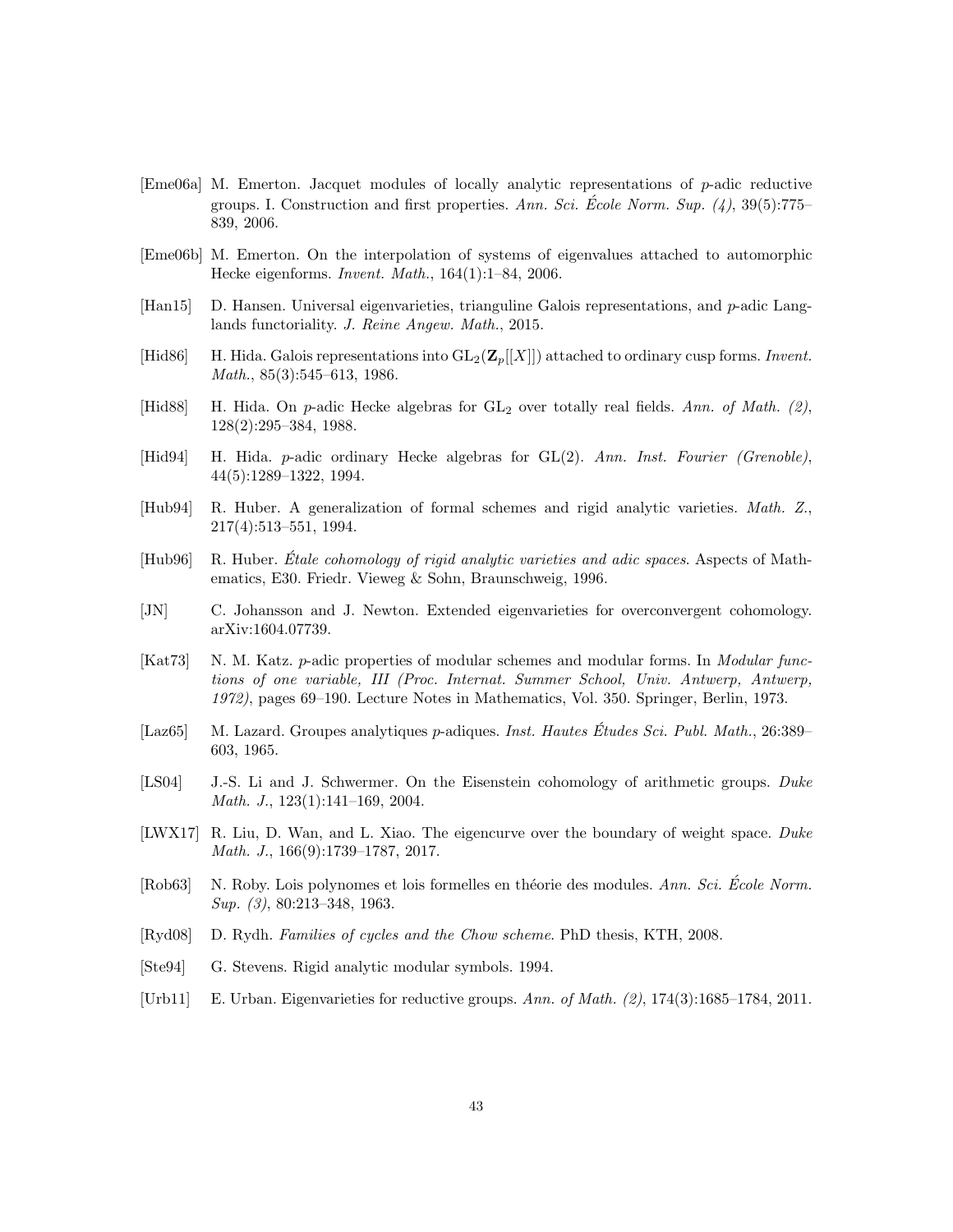[Eme06a] M. Emerton. Jacquet modules of locally analytic representations of $p$-adic reductive groups. I. Construction and first properties. *Ann. Sci. École Norm. Sup. (4)*, 39(5):775–839, 2006.

[Eme06b] M. Emerton. On the interpolation of systems of eigenvalues attached to automorphic Hecke eigenforms. *Invent. Math.*, 164(1):1–84, 2006.

[Han15] D. Hansen. Universal eigenvarieties, trianguline Galois representations, and $p$-adic Langlands functoriality. *J. Reine Angew. Math.*, 2015.

[Hid86] H. Hida. Galois representations into $\mathrm{GL}_2(\mathbf{Z}_p[[X]])$ attached to ordinary cusp forms. *Invent. Math.*, 85(3):545–613, 1986.

[Hid88] H. Hida. On $p$-adic Hecke algebras for $\mathrm{GL}_2$ over totally real fields. *Ann. of Math. (2)*, 128(2):295–384, 1988.

[Hid94] H. Hida. $p$-adic ordinary Hecke algebras for GL(2). *Ann. Inst. Fourier (Grenoble)*, 44(5):1289–1322, 1994.

[Hub94] R. Huber. A generalization of formal schemes and rigid analytic varieties. *Math. Z.*, 217(4):513–551, 1994.

[Hub96] R. Huber. *Étale cohomology of rigid analytic varieties and adic spaces*. Aspects of Mathematics, E30. Friedr. Vieweg & Sohn, Braunschweig, 1996.

[JN] C. Johansson and J. Newton. Extended eigenvarieties for overconvergent cohomology. arXiv:1604.07739.

[Kat73] N. M. Katz. $p$-adic properties of modular schemes and modular forms. In *Modular functions of one variable, III (Proc. Internat. Summer School, Univ. Antwerp, Antwerp, 1972)*, pages 69–190. Lecture Notes in Mathematics, Vol. 350. Springer, Berlin, 1973.

[Laz65] M. Lazard. Groupes analytiques $p$-adiques. *Inst. Hautes Études Sci. Publ. Math.*, 26:389–603, 1965.

[LS04] J.-S. Li and J. Schwermer. On the Eisenstein cohomology of arithmetic groups. *Duke Math. J.*, 123(1):141–169, 2004.

[LWX17] R. Liu, D. Wan, and L. Xiao. The eigencurve over the boundary of weight space. *Duke Math. J.*, 166(9):1739–1787, 2017.

[Rob63] N. Roby. Lois polynomes et lois formelles en théorie des modules. *Ann. Sci. École Norm. Sup. (3)*, 80:213–348, 1963.

[Ryd08] D. Rydh. *Families of cycles and the Chow scheme*. PhD thesis, KTH, 2008.

[Ste94] G. Stevens. Rigid analytic modular symbols. 1994.

[Urb11] E. Urban. Eigenvarieties for reductive groups. *Ann. of Math. (2)*, 174(3):1685–1784, 2011.